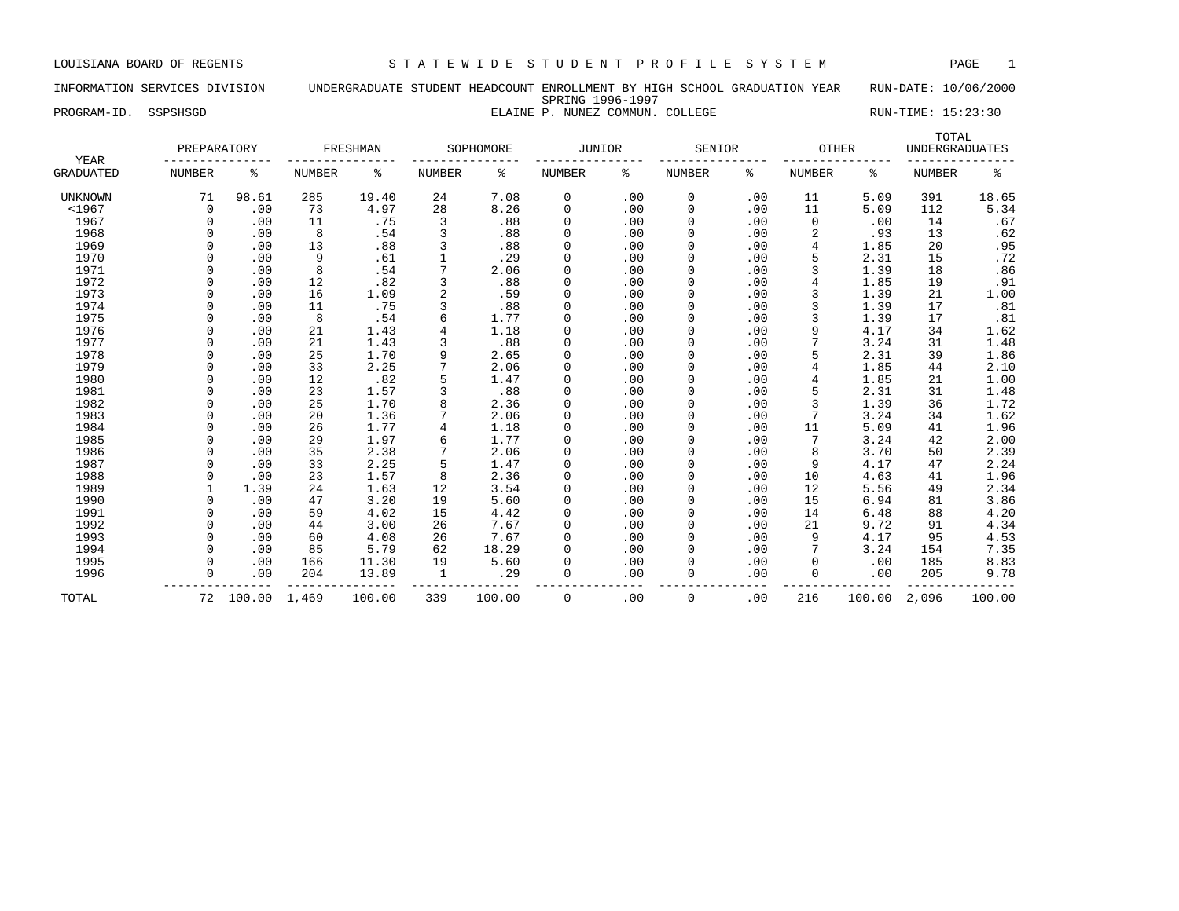LOUISIANA BOARD OF REGENTS — STATEWIDE STUDENT PROFILE SYSTEM

INFORMATION SERVICES DIVISION — UNDERGRADUATE STUDENT HEADCOUNT ENROLLMENT BY HIGH SCHOOL GRADUATION YEAR — RUN-DATE: 10/06/2000

SPRING 1996-1997

PROGRAM-ID. SSPSHSGD — ELAINE P. NUNEZ COMMUN. COLLEGE — RUN-TIME: 15:23:30

| YEAR GRADUATED | PREPARATORY NUMBER | PREPARATORY % | FRESHMAN NUMBER | FRESHMAN % | SOPHOMORE NUMBER | SOPHOMORE % | JUNIOR NUMBER | JUNIOR % | SENIOR NUMBER | SENIOR % | OTHER NUMBER | OTHER % | TOTAL UNDERGRADUATES NUMBER | TOTAL UNDERGRADUATES % |
|---|---|---|---|---|---|---|---|---|---|---|---|---|---|---|
| UNKNOWN | 71 | 98.61 | 285 | 19.40 | 24 | 7.08 | 0 | .00 | 0 | .00 | 11 | 5.09 | 391 | 18.65 |
| <1967 | 0 | .00 | 73 | 4.97 | 28 | 8.26 | 0 | .00 | 0 | .00 | 11 | 5.09 | 112 | 5.34 |
| 1967 | 0 | .00 | 11 | .75 | 3 | .88 | 0 | .00 | 0 | .00 | 0 | .00 | 14 | .67 |
| 1968 | 0 | .00 | 8 | .54 | 3 | .88 | 0 | .00 | 0 | .00 | 2 | .93 | 13 | .62 |
| 1969 | 0 | .00 | 13 | .88 | 3 | .88 | 0 | .00 | 0 | .00 | 4 | 1.85 | 20 | .95 |
| 1970 | 0 | .00 | 9 | .61 | 1 | .29 | 0 | .00 | 0 | .00 | 5 | 2.31 | 15 | .72 |
| 1971 | 0 | .00 | 8 | .54 | 7 | 2.06 | 0 | .00 | 0 | .00 | 3 | 1.39 | 18 | .86 |
| 1972 | 0 | .00 | 12 | .82 | 3 | .88 | 0 | .00 | 0 | .00 | 4 | 1.85 | 19 | .91 |
| 1973 | 0 | .00 | 16 | 1.09 | 2 | .59 | 0 | .00 | 0 | .00 | 3 | 1.39 | 21 | 1.00 |
| 1974 | 0 | .00 | 11 | .75 | 3 | .88 | 0 | .00 | 0 | .00 | 3 | 1.39 | 17 | .81 |
| 1975 | 0 | .00 | 8 | .54 | 6 | 1.77 | 0 | .00 | 0 | .00 | 3 | 1.39 | 17 | .81 |
| 1976 | 0 | .00 | 21 | 1.43 | 4 | 1.18 | 0 | .00 | 0 | .00 | 9 | 4.17 | 34 | 1.62 |
| 1977 | 0 | .00 | 21 | 1.43 | 3 | .88 | 0 | .00 | 0 | .00 | 7 | 3.24 | 31 | 1.48 |
| 1978 | 0 | .00 | 25 | 1.70 | 9 | 2.65 | 0 | .00 | 0 | .00 | 5 | 2.31 | 39 | 1.86 |
| 1979 | 0 | .00 | 33 | 2.25 | 7 | 2.06 | 0 | .00 | 0 | .00 | 4 | 1.85 | 44 | 2.10 |
| 1980 | 0 | .00 | 12 | .82 | 5 | 1.47 | 0 | .00 | 0 | .00 | 4 | 1.85 | 21 | 1.00 |
| 1981 | 0 | .00 | 23 | 1.57 | 3 | .88 | 0 | .00 | 0 | .00 | 5 | 2.31 | 31 | 1.48 |
| 1982 | 0 | .00 | 25 | 1.70 | 8 | 2.36 | 0 | .00 | 0 | .00 | 3 | 1.39 | 36 | 1.72 |
| 1983 | 0 | .00 | 20 | 1.36 | 7 | 2.06 | 0 | .00 | 0 | .00 | 7 | 3.24 | 34 | 1.62 |
| 1984 | 0 | .00 | 26 | 1.77 | 4 | 1.18 | 0 | .00 | 0 | .00 | 11 | 5.09 | 41 | 1.96 |
| 1985 | 0 | .00 | 29 | 1.97 | 6 | 1.77 | 0 | .00 | 0 | .00 | 7 | 3.24 | 42 | 2.00 |
| 1986 | 0 | .00 | 35 | 2.38 | 7 | 2.06 | 0 | .00 | 0 | .00 | 8 | 3.70 | 50 | 2.39 |
| 1987 | 0 | .00 | 33 | 2.25 | 5 | 1.47 | 0 | .00 | 0 | .00 | 9 | 4.17 | 47 | 2.24 |
| 1988 | 0 | .00 | 23 | 1.57 | 8 | 2.36 | 0 | .00 | 0 | .00 | 10 | 4.63 | 41 | 1.96 |
| 1989 | 1 | 1.39 | 24 | 1.63 | 12 | 3.54 | 0 | .00 | 0 | .00 | 12 | 5.56 | 49 | 2.34 |
| 1990 | 0 | .00 | 47 | 3.20 | 19 | 5.60 | 0 | .00 | 0 | .00 | 15 | 6.94 | 81 | 3.86 |
| 1991 | 0 | .00 | 59 | 4.02 | 15 | 4.42 | 0 | .00 | 0 | .00 | 14 | 6.48 | 88 | 4.20 |
| 1992 | 0 | .00 | 44 | 3.00 | 26 | 7.67 | 0 | .00 | 0 | .00 | 21 | 9.72 | 91 | 4.34 |
| 1993 | 0 | .00 | 60 | 4.08 | 26 | 7.67 | 0 | .00 | 0 | .00 | 9 | 4.17 | 95 | 4.53 |
| 1994 | 0 | .00 | 85 | 5.79 | 62 | 18.29 | 0 | .00 | 0 | .00 | 7 | 3.24 | 154 | 7.35 |
| 1995 | 0 | .00 | 166 | 11.30 | 19 | 5.60 | 0 | .00 | 0 | .00 | 0 | .00 | 185 | 8.83 |
| 1996 | 0 | .00 | 204 | 13.89 | 1 | .29 | 0 | .00 | 0 | .00 | 0 | .00 | 205 | 9.78 |
| TOTAL | 72 | 100.00 | 1,469 | 100.00 | 339 | 100.00 | 0 | .00 | 0 | .00 | 216 | 100.00 | 2,096 | 100.00 |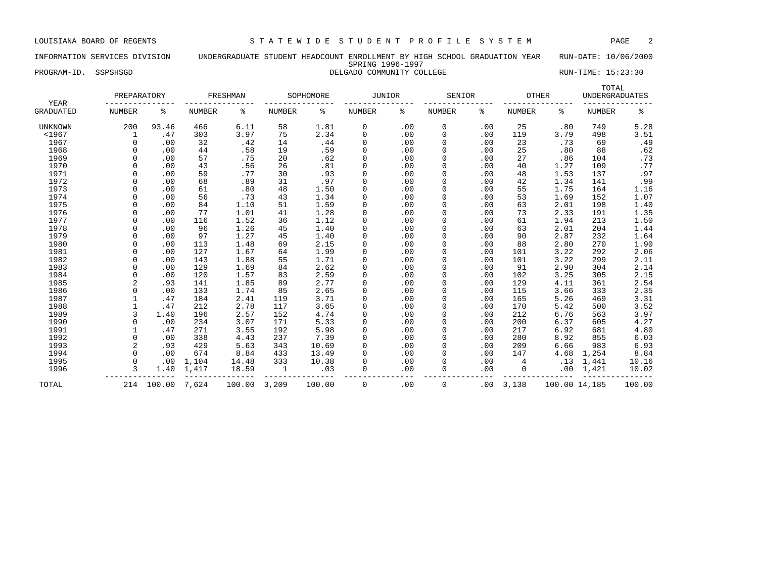LOUISIANA BOARD OF REGENTS — STATEWIDE STUDENT PROFILE SYSTEM

INFORMATION SERVICES DIVISION — UNDERGRADUATE STUDENT HEADCOUNT ENROLLMENT BY HIGH SCHOOL GRADUATION YEAR — RUN-DATE: 10/06/2000

SPRING 1996-1997

PROGRAM-ID. SSPSHSGD — DELGADO COMMUNITY COLLEGE — RUN-TIME: 15:23:30

| YEAR GRADUATED | PREPARATORY NUMBER | PREPARATORY % | FRESHMAN NUMBER | FRESHMAN % | SOPHOMORE NUMBER | SOPHOMORE % | JUNIOR NUMBER | JUNIOR % | SENIOR NUMBER | SENIOR % | OTHER NUMBER | OTHER % | TOTAL UNDERGRADUATES NUMBER | TOTAL UNDERGRADUATES % |
|---|---|---|---|---|---|---|---|---|---|---|---|---|---|---|
| UNKNOWN | 200 | 93.46 | 466 | 6.11 | 58 | 1.81 | 0 | .00 | 0 | .00 | 25 | .80 | 749 | 5.28 |
| <1967 | 1 | .47 | 303 | 3.97 | 75 | 2.34 | 0 | .00 | 0 | .00 | 119 | 3.79 | 498 | 3.51 |
| 1967 | 0 | .00 | 32 | .42 | 14 | .44 | 0 | .00 | 0 | .00 | 23 | .73 | 69 | .49 |
| 1968 | 0 | .00 | 44 | .58 | 19 | .59 | 0 | .00 | 0 | .00 | 25 | .80 | 88 | .62 |
| 1969 | 0 | .00 | 57 | .75 | 20 | .62 | 0 | .00 | 0 | .00 | 27 | .86 | 104 | .73 |
| 1970 | 0 | .00 | 43 | .56 | 26 | .81 | 0 | .00 | 0 | .00 | 40 | 1.27 | 109 | .77 |
| 1971 | 0 | .00 | 59 | .77 | 30 | .93 | 0 | .00 | 0 | .00 | 48 | 1.53 | 137 | .97 |
| 1972 | 0 | .00 | 68 | .89 | 31 | .97 | 0 | .00 | 0 | .00 | 42 | 1.34 | 141 | .99 |
| 1973 | 0 | .00 | 61 | .80 | 48 | 1.50 | 0 | .00 | 0 | .00 | 55 | 1.75 | 164 | 1.16 |
| 1974 | 0 | .00 | 56 | .73 | 43 | 1.34 | 0 | .00 | 0 | .00 | 53 | 1.69 | 152 | 1.07 |
| 1975 | 0 | .00 | 84 | 1.10 | 51 | 1.59 | 0 | .00 | 0 | .00 | 63 | 2.01 | 198 | 1.40 |
| 1976 | 0 | .00 | 77 | 1.01 | 41 | 1.28 | 0 | .00 | 0 | .00 | 73 | 2.33 | 191 | 1.35 |
| 1977 | 0 | .00 | 116 | 1.52 | 36 | 1.12 | 0 | .00 | 0 | .00 | 61 | 1.94 | 213 | 1.50 |
| 1978 | 0 | .00 | 96 | 1.26 | 45 | 1.40 | 0 | .00 | 0 | .00 | 63 | 2.01 | 204 | 1.44 |
| 1979 | 0 | .00 | 97 | 1.27 | 45 | 1.40 | 0 | .00 | 0 | .00 | 90 | 2.87 | 232 | 1.64 |
| 1980 | 0 | .00 | 113 | 1.48 | 69 | 2.15 | 0 | .00 | 0 | .00 | 88 | 2.80 | 270 | 1.90 |
| 1981 | 0 | .00 | 127 | 1.67 | 64 | 1.99 | 0 | .00 | 0 | .00 | 101 | 3.22 | 292 | 2.06 |
| 1982 | 0 | .00 | 143 | 1.88 | 55 | 1.71 | 0 | .00 | 0 | .00 | 101 | 3.22 | 299 | 2.11 |
| 1983 | 0 | .00 | 129 | 1.69 | 84 | 2.62 | 0 | .00 | 0 | .00 | 91 | 2.90 | 304 | 2.14 |
| 1984 | 0 | .00 | 120 | 1.57 | 83 | 2.59 | 0 | .00 | 0 | .00 | 102 | 3.25 | 305 | 2.15 |
| 1985 | 2 | .93 | 141 | 1.85 | 89 | 2.77 | 0 | .00 | 0 | .00 | 129 | 4.11 | 361 | 2.54 |
| 1986 | 0 | .00 | 133 | 1.74 | 85 | 2.65 | 0 | .00 | 0 | .00 | 115 | 3.66 | 333 | 2.35 |
| 1987 | 1 | .47 | 184 | 2.41 | 119 | 3.71 | 0 | .00 | 0 | .00 | 165 | 5.26 | 469 | 3.31 |
| 1988 | 1 | .47 | 212 | 2.78 | 117 | 3.65 | 0 | .00 | 0 | .00 | 170 | 5.42 | 500 | 3.52 |
| 1989 | 3 | 1.40 | 196 | 2.57 | 152 | 4.74 | 0 | .00 | 0 | .00 | 212 | 6.76 | 563 | 3.97 |
| 1990 | 0 | .00 | 234 | 3.07 | 171 | 5.33 | 0 | .00 | 0 | .00 | 200 | 6.37 | 605 | 4.27 |
| 1991 | 1 | .47 | 271 | 3.55 | 192 | 5.98 | 0 | .00 | 0 | .00 | 217 | 6.92 | 681 | 4.80 |
| 1992 | 0 | .00 | 338 | 4.43 | 237 | 7.39 | 0 | .00 | 0 | .00 | 280 | 8.92 | 855 | 6.03 |
| 1993 | 2 | .93 | 429 | 5.63 | 343 | 10.69 | 0 | .00 | 0 | .00 | 209 | 6.66 | 983 | 6.93 |
| 1994 | 0 | .00 | 674 | 8.84 | 433 | 13.49 | 0 | .00 | 0 | .00 | 147 | 4.68 | 1,254 | 8.84 |
| 1995 | 0 | .00 | 1,104 | 14.48 | 333 | 10.38 | 0 | .00 | 0 | .00 | 4 | .13 | 1,441 | 10.16 |
| 1996 | 3 | 1.40 | 1,417 | 18.59 | 1 | .03 | 0 | .00 | 0 | .00 | 0 | .00 | 1,421 | 10.02 |
| TOTAL | 214 | 100.00 | 7,624 | 100.00 | 3,209 | 100.00 | 0 | .00 | 0 | .00 | 3,138 | 100.00 | 14,185 | 100.00 |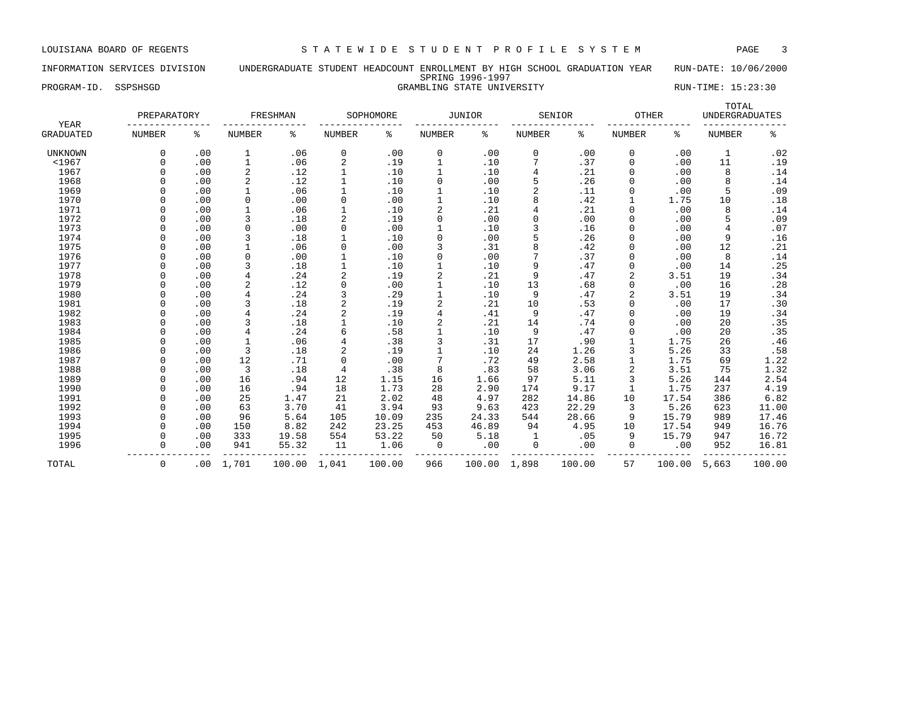LOUISIANA BOARD OF REGENTS — STATEWIDE STUDENT PROFILE SYSTEM

INFORMATION SERVICES DIVISION — UNDERGRADUATE STUDENT HEADCOUNT ENROLLMENT BY HIGH SCHOOL GRADUATION YEAR — RUN-DATE: 10/06/2000

SPRING 1996-1997

PROGRAM-ID. SSPSHSGD — GRAMBLING STATE UNIVERSITY — RUN-TIME: 15:23:30

| YEAR GRADUATED | PREPARATORY NUMBER | PREPARATORY % | FRESHMAN NUMBER | FRESHMAN % | SOPHOMORE NUMBER | SOPHOMORE % | JUNIOR NUMBER | JUNIOR % | SENIOR NUMBER | SENIOR % | OTHER NUMBER | OTHER % | TOTAL UNDERGRADUATES NUMBER | TOTAL UNDERGRADUATES % |
|---|---|---|---|---|---|---|---|---|---|---|---|---|---|---|
| UNKNOWN | 0 | .00 | 1 | .06 | 0 | .00 | 0 | .00 | 0 | .00 | 0 | .00 | 1 | .02 |
| <1967 | 0 | .00 | 1 | .06 | 2 | .19 | 1 | .10 | 7 | .37 | 0 | .00 | 11 | .19 |
| 1967 | 0 | .00 | 2 | .12 | 1 | .10 | 1 | .10 | 4 | .21 | 0 | .00 | 8 | .14 |
| 1968 | 0 | .00 | 2 | .12 | 1 | .10 | 0 | .00 | 5 | .26 | 0 | .00 | 8 | .14 |
| 1969 | 0 | .00 | 1 | .06 | 1 | .10 | 1 | .10 | 2 | .11 | 0 | .00 | 5 | .09 |
| 1970 | 0 | .00 | 0 | .00 | 0 | .00 | 1 | .10 | 8 | .42 | 1 | 1.75 | 10 | .18 |
| 1971 | 0 | .00 | 1 | .06 | 1 | .10 | 2 | .21 | 4 | .21 | 0 | .00 | 8 | .14 |
| 1972 | 0 | .00 | 3 | .18 | 2 | .19 | 0 | .00 | 0 | .00 | 0 | .00 | 5 | .09 |
| 1973 | 0 | .00 | 0 | .00 | 0 | .00 | 1 | .10 | 3 | .16 | 0 | .00 | 4 | .07 |
| 1974 | 0 | .00 | 3 | .18 | 1 | .10 | 0 | .00 | 5 | .26 | 0 | .00 | 9 | .16 |
| 1975 | 0 | .00 | 1 | .06 | 0 | .00 | 3 | .31 | 8 | .42 | 0 | .00 | 12 | .21 |
| 1976 | 0 | .00 | 0 | .00 | 1 | .10 | 0 | .00 | 7 | .37 | 0 | .00 | 8 | .14 |
| 1977 | 0 | .00 | 3 | .18 | 1 | .10 | 1 | .10 | 9 | .47 | 0 | .00 | 14 | .25 |
| 1978 | 0 | .00 | 4 | .24 | 2 | .19 | 2 | .21 | 9 | .47 | 2 | 3.51 | 19 | .34 |
| 1979 | 0 | .00 | 2 | .12 | 0 | .00 | 1 | .10 | 13 | .68 | 0 | .00 | 16 | .28 |
| 1980 | 0 | .00 | 4 | .24 | 3 | .29 | 1 | .10 | 9 | .47 | 2 | 3.51 | 19 | .34 |
| 1981 | 0 | .00 | 3 | .18 | 2 | .19 | 2 | .21 | 10 | .53 | 0 | .00 | 17 | .30 |
| 1982 | 0 | .00 | 4 | .24 | 2 | .19 | 4 | .41 | 9 | .47 | 0 | .00 | 19 | .34 |
| 1983 | 0 | .00 | 3 | .18 | 1 | .10 | 2 | .21 | 14 | .74 | 0 | .00 | 20 | .35 |
| 1984 | 0 | .00 | 4 | .24 | 6 | .58 | 1 | .10 | 9 | .47 | 0 | .00 | 20 | .35 |
| 1985 | 0 | .00 | 1 | .06 | 4 | .38 | 3 | .31 | 17 | .90 | 1 | 1.75 | 26 | .46 |
| 1986 | 0 | .00 | 3 | .18 | 2 | .19 | 1 | .10 | 24 | 1.26 | 3 | 5.26 | 33 | .58 |
| 1987 | 0 | .00 | 12 | .71 | 0 | .00 | 7 | .72 | 49 | 2.58 | 1 | 1.75 | 69 | 1.22 |
| 1988 | 0 | .00 | 3 | .18 | 4 | .38 | 8 | .83 | 58 | 3.06 | 2 | 3.51 | 75 | 1.32 |
| 1989 | 0 | .00 | 16 | .94 | 12 | 1.15 | 16 | 1.66 | 97 | 5.11 | 3 | 5.26 | 144 | 2.54 |
| 1990 | 0 | .00 | 16 | .94 | 18 | 1.73 | 28 | 2.90 | 174 | 9.17 | 1 | 1.75 | 237 | 4.19 |
| 1991 | 0 | .00 | 25 | 1.47 | 21 | 2.02 | 48 | 4.97 | 282 | 14.86 | 10 | 17.54 | 386 | 6.82 |
| 1992 | 0 | .00 | 63 | 3.70 | 41 | 3.94 | 93 | 9.63 | 423 | 22.29 | 3 | 5.26 | 623 | 11.00 |
| 1993 | 0 | .00 | 96 | 5.64 | 105 | 10.09 | 235 | 24.33 | 544 | 28.66 | 9 | 15.79 | 989 | 17.46 |
| 1994 | 0 | .00 | 150 | 8.82 | 242 | 23.25 | 453 | 46.89 | 94 | 4.95 | 10 | 17.54 | 949 | 16.76 |
| 1995 | 0 | .00 | 333 | 19.58 | 554 | 53.22 | 50 | 5.18 | 1 | .05 | 9 | 15.79 | 947 | 16.72 |
| 1996 | 0 | .00 | 941 | 55.32 | 11 | 1.06 | 0 | .00 | 0 | .00 | 0 | .00 | 952 | 16.81 |
| TOTAL | 0 | .00 | 1,701 | 100.00 | 1,041 | 100.00 | 966 | 100.00 | 1,898 | 100.00 | 57 | 100.00 | 5,663 | 100.00 |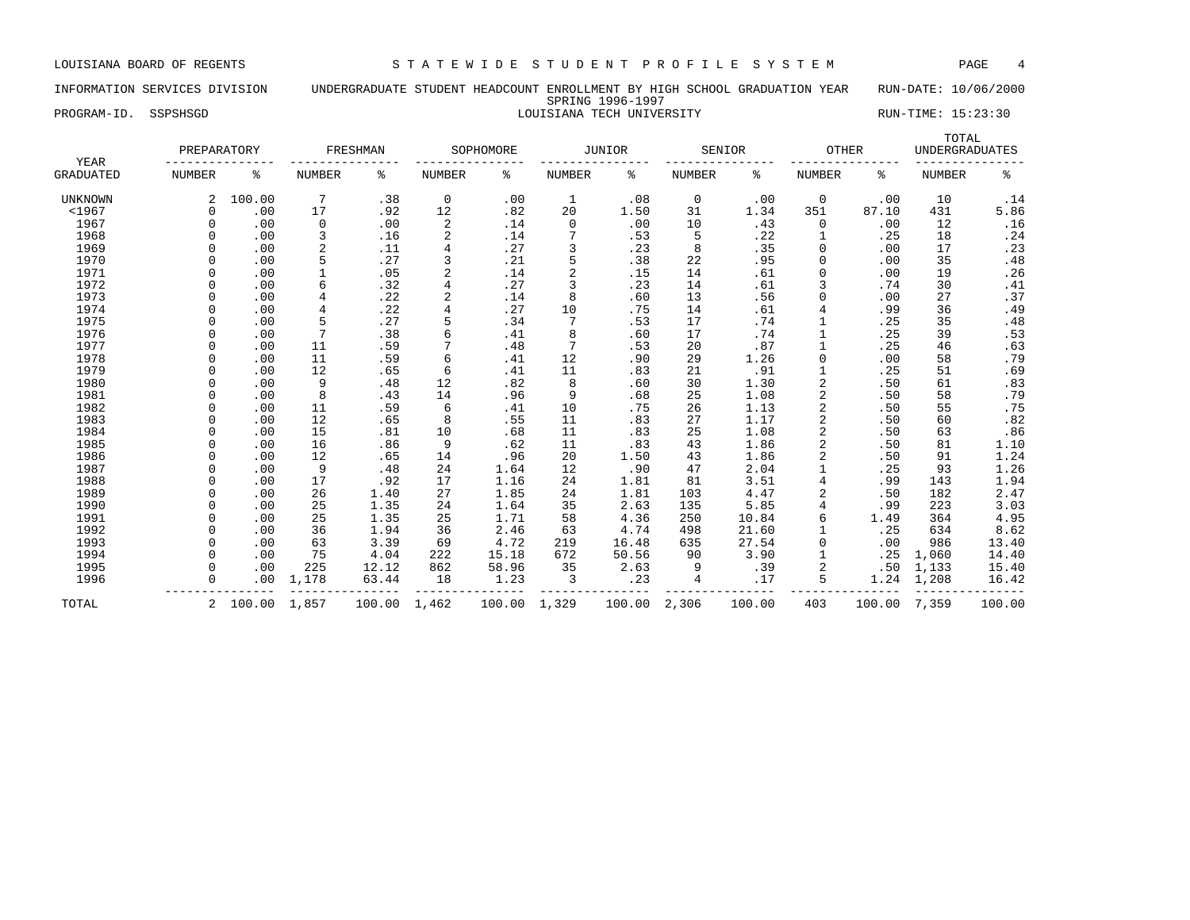LOUISIANA BOARD OF REGENTS — STATEWIDE STUDENT PROFILE SYSTEM

INFORMATION SERVICES DIVISION — UNDERGRADUATE STUDENT HEADCOUNT ENROLLMENT BY HIGH SCHOOL GRADUATION YEAR — RUN-DATE: 10/06/2000

SPRING 1996-1997

PROGRAM-ID. SSPSHSGD — LOUISIANA TECH UNIVERSITY — RUN-TIME: 15:23:30

| YEAR | PREPARATORY | | FRESHMAN | | SOPHOMORE | | JUNIOR | | SENIOR | | OTHER | | TOTAL UNDERGRADUATES | |
|---|---|---|---|---|---|---|---|---|---|---|---|---|---|---|
| GRADUATED | NUMBER | % | NUMBER | % | NUMBER | % | NUMBER | % | NUMBER | % | NUMBER | % | NUMBER | % |
| UNKNOWN | 2 | 100.00 | 7 | .38 | 0 | .00 | 1 | .08 | 0 | .00 | 0 | .00 | 10 | .14 |
| <1967 | 0 | .00 | 17 | .92 | 12 | .82 | 20 | 1.50 | 31 | 1.34 | 351 | 87.10 | 431 | 5.86 |
| 1967 | 0 | .00 | 0 | .00 | 2 | .14 | 0 | .00 | 10 | .43 | 0 | .00 | 12 | .16 |
| 1968 | 0 | .00 | 3 | .16 | 2 | .14 | 7 | .53 | 5 | .22 | 1 | .25 | 18 | .24 |
| 1969 | 0 | .00 | 2 | .11 | 4 | .27 | 3 | .23 | 8 | .35 | 0 | .00 | 17 | .23 |
| 1970 | 0 | .00 | 5 | .27 | 3 | .21 | 5 | .38 | 22 | .95 | 0 | .00 | 35 | .48 |
| 1971 | 0 | .00 | 1 | .05 | 2 | .14 | 2 | .15 | 14 | .61 | 0 | .00 | 19 | .26 |
| 1972 | 0 | .00 | 6 | .32 | 4 | .27 | 3 | .23 | 14 | .61 | 3 | .74 | 30 | .41 |
| 1973 | 0 | .00 | 4 | .22 | 2 | .14 | 8 | .60 | 13 | .56 | 0 | .00 | 27 | .37 |
| 1974 | 0 | .00 | 4 | .22 | 4 | .27 | 10 | .75 | 14 | .61 | 4 | .99 | 36 | .49 |
| 1975 | 0 | .00 | 5 | .27 | 5 | .34 | 7 | .53 | 17 | .74 | 1 | .25 | 35 | .48 |
| 1976 | 0 | .00 | 7 | .38 | 6 | .41 | 8 | .60 | 17 | .74 | 1 | .25 | 39 | .53 |
| 1977 | 0 | .00 | 11 | .59 | 7 | .48 | 7 | .53 | 20 | .87 | 1 | .25 | 46 | .63 |
| 1978 | 0 | .00 | 11 | .59 | 6 | .41 | 12 | .90 | 29 | 1.26 | 0 | .00 | 58 | .79 |
| 1979 | 0 | .00 | 12 | .65 | 6 | .41 | 11 | .83 | 21 | .91 | 1 | .25 | 51 | .69 |
| 1980 | 0 | .00 | 9 | .48 | 12 | .82 | 8 | .60 | 30 | 1.30 | 2 | .50 | 61 | .83 |
| 1981 | 0 | .00 | 8 | .43 | 14 | .96 | 9 | .68 | 25 | 1.08 | 2 | .50 | 58 | .79 |
| 1982 | 0 | .00 | 11 | .59 | 6 | .41 | 10 | .75 | 26 | 1.13 | 2 | .50 | 55 | .75 |
| 1983 | 0 | .00 | 12 | .65 | 8 | .55 | 11 | .83 | 27 | 1.17 | 2 | .50 | 60 | .82 |
| 1984 | 0 | .00 | 15 | .81 | 10 | .68 | 11 | .83 | 25 | 1.08 | 2 | .50 | 63 | .86 |
| 1985 | 0 | .00 | 16 | .86 | 9 | .62 | 11 | .83 | 43 | 1.86 | 2 | .50 | 81 | 1.10 |
| 1986 | 0 | .00 | 12 | .65 | 14 | .96 | 20 | 1.50 | 43 | 1.86 | 2 | .50 | 91 | 1.24 |
| 1987 | 0 | .00 | 9 | .48 | 24 | 1.64 | 12 | .90 | 47 | 2.04 | 1 | .25 | 93 | 1.26 |
| 1988 | 0 | .00 | 17 | .92 | 17 | 1.16 | 24 | 1.81 | 81 | 3.51 | 4 | .99 | 143 | 1.94 |
| 1989 | 0 | .00 | 26 | 1.40 | 27 | 1.85 | 24 | 1.81 | 103 | 4.47 | 2 | .50 | 182 | 2.47 |
| 1990 | 0 | .00 | 25 | 1.35 | 24 | 1.64 | 35 | 2.63 | 135 | 5.85 | 4 | .99 | 223 | 3.03 |
| 1991 | 0 | .00 | 25 | 1.35 | 25 | 1.71 | 58 | 4.36 | 250 | 10.84 | 6 | 1.49 | 364 | 4.95 |
| 1992 | 0 | .00 | 36 | 1.94 | 36 | 2.46 | 63 | 4.74 | 498 | 21.60 | 1 | .25 | 634 | 8.62 |
| 1993 | 0 | .00 | 63 | 3.39 | 69 | 4.72 | 219 | 16.48 | 635 | 27.54 | 0 | .00 | 986 | 13.40 |
| 1994 | 0 | .00 | 75 | 4.04 | 222 | 15.18 | 672 | 50.56 | 90 | 3.90 | 1 | .25 | 1,060 | 14.40 |
| 1995 | 0 | .00 | 225 | 12.12 | 862 | 58.96 | 35 | 2.63 | 9 | .39 | 2 | .50 | 1,133 | 15.40 |
| 1996 | 0 | .00 | 1,178 | 63.44 | 18 | 1.23 | 3 | .23 | 4 | .17 | 5 | 1.24 | 1,208 | 16.42 |
| TOTAL | 2 | 100.00 | 1,857 | 100.00 | 1,462 | 100.00 | 1,329 | 100.00 | 2,306 | 100.00 | 403 | 100.00 | 7,359 | 100.00 |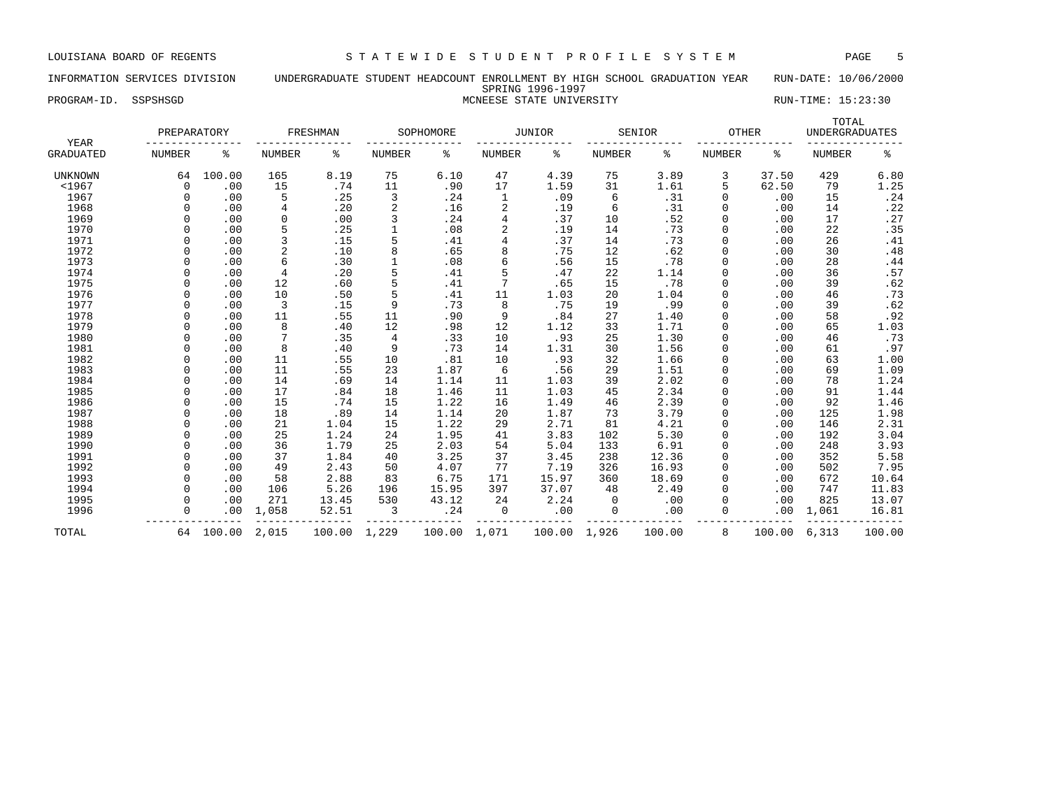LOUISIANA BOARD OF REGENTS — STATEWIDE STUDENT PROFILE SYSTEM

INFORMATION SERVICES DIVISION — UNDERGRADUATE STUDENT HEADCOUNT ENROLLMENT BY HIGH SCHOOL GRADUATION YEAR — RUN-DATE: 10/06/2000

SPRING 1996-1997

PROGRAM-ID. SSPSHSGD — MCNEESE STATE UNIVERSITY — RUN-TIME: 15:23:30

| YEAR GRADUATED | PREPARATORY | | FRESHMAN | | SOPHOMORE | | JUNIOR | | SENIOR | | OTHER | | TOTAL UNDERGRADUATES | |
|---|---|---|---|---|---|---|---|---|---|---|---|---|---|---|
| | NUMBER | % | NUMBER | % | NUMBER | % | NUMBER | % | NUMBER | % | NUMBER | % | NUMBER | % |
| UNKNOWN | 64 | 100.00 | 165 | 8.19 | 75 | 6.10 | 47 | 4.39 | 75 | 3.89 | 3 | 37.50 | 429 | 6.80 |
| <1967 | 0 | .00 | 15 | .74 | 11 | .90 | 17 | 1.59 | 31 | 1.61 | 5 | 62.50 | 79 | 1.25 |
| 1967 | 0 | .00 | 5 | .25 | 3 | .24 | 1 | .09 | 6 | .31 | 0 | .00 | 15 | .24 |
| 1968 | 0 | .00 | 4 | .20 | 2 | .16 | 2 | .19 | 6 | .31 | 0 | .00 | 14 | .22 |
| 1969 | 0 | .00 | 0 | .00 | 3 | .24 | 4 | .37 | 10 | .52 | 0 | .00 | 17 | .27 |
| 1970 | 0 | .00 | 5 | .25 | 1 | .08 | 2 | .19 | 14 | .73 | 0 | .00 | 22 | .35 |
| 1971 | 0 | .00 | 3 | .15 | 5 | .41 | 4 | .37 | 14 | .73 | 0 | .00 | 26 | .41 |
| 1972 | 0 | .00 | 2 | .10 | 8 | .65 | 8 | .75 | 12 | .62 | 0 | .00 | 30 | .48 |
| 1973 | 0 | .00 | 6 | .30 | 1 | .08 | 6 | .56 | 15 | .78 | 0 | .00 | 28 | .44 |
| 1974 | 0 | .00 | 4 | .20 | 5 | .41 | 5 | .47 | 22 | 1.14 | 0 | .00 | 36 | .57 |
| 1975 | 0 | .00 | 12 | .60 | 5 | .41 | 7 | .65 | 15 | .78 | 0 | .00 | 39 | .62 |
| 1976 | 0 | .00 | 10 | .50 | 5 | .41 | 11 | 1.03 | 20 | 1.04 | 0 | .00 | 46 | .73 |
| 1977 | 0 | .00 | 3 | .15 | 9 | .73 | 8 | .75 | 19 | .99 | 0 | .00 | 39 | .62 |
| 1978 | 0 | .00 | 11 | .55 | 11 | .90 | 9 | .84 | 27 | 1.40 | 0 | .00 | 58 | .92 |
| 1979 | 0 | .00 | 8 | .40 | 12 | .98 | 12 | 1.12 | 33 | 1.71 | 0 | .00 | 65 | 1.03 |
| 1980 | 0 | .00 | 7 | .35 | 4 | .33 | 10 | .93 | 25 | 1.30 | 0 | .00 | 46 | .73 |
| 1981 | 0 | .00 | 8 | .40 | 9 | .73 | 14 | 1.31 | 30 | 1.56 | 0 | .00 | 61 | .97 |
| 1982 | 0 | .00 | 11 | .55 | 10 | .81 | 10 | .93 | 32 | 1.66 | 0 | .00 | 63 | 1.00 |
| 1983 | 0 | .00 | 11 | .55 | 23 | 1.87 | 6 | .56 | 29 | 1.51 | 0 | .00 | 69 | 1.09 |
| 1984 | 0 | .00 | 14 | .69 | 14 | 1.14 | 11 | 1.03 | 39 | 2.02 | 0 | .00 | 78 | 1.24 |
| 1985 | 0 | .00 | 17 | .84 | 18 | 1.46 | 11 | 1.03 | 45 | 2.34 | 0 | .00 | 91 | 1.44 |
| 1986 | 0 | .00 | 15 | .74 | 15 | 1.22 | 16 | 1.49 | 46 | 2.39 | 0 | .00 | 92 | 1.46 |
| 1987 | 0 | .00 | 18 | .89 | 14 | 1.14 | 20 | 1.87 | 73 | 3.79 | 0 | .00 | 125 | 1.98 |
| 1988 | 0 | .00 | 21 | 1.04 | 15 | 1.22 | 29 | 2.71 | 81 | 4.21 | 0 | .00 | 146 | 2.31 |
| 1989 | 0 | .00 | 25 | 1.24 | 24 | 1.95 | 41 | 3.83 | 102 | 5.30 | 0 | .00 | 192 | 3.04 |
| 1990 | 0 | .00 | 36 | 1.79 | 25 | 2.03 | 54 | 5.04 | 133 | 6.91 | 0 | .00 | 248 | 3.93 |
| 1991 | 0 | .00 | 37 | 1.84 | 40 | 3.25 | 37 | 3.45 | 238 | 12.36 | 0 | .00 | 352 | 5.58 |
| 1992 | 0 | .00 | 49 | 2.43 | 50 | 4.07 | 77 | 7.19 | 326 | 16.93 | 0 | .00 | 502 | 7.95 |
| 1993 | 0 | .00 | 58 | 2.88 | 83 | 6.75 | 171 | 15.97 | 360 | 18.69 | 0 | .00 | 672 | 10.64 |
| 1994 | 0 | .00 | 106 | 5.26 | 196 | 15.95 | 397 | 37.07 | 48 | 2.49 | 0 | .00 | 747 | 11.83 |
| 1995 | 0 | .00 | 271 | 13.45 | 530 | 43.12 | 24 | 2.24 | 0 | .00 | 0 | .00 | 825 | 13.07 |
| 1996 | 0 | .00 | 1,058 | 52.51 | 3 | .24 | 0 | .00 | 0 | .00 | 0 | .00 | 1,061 | 16.81 |
| TOTAL | 64 | 100.00 | 2,015 | 100.00 | 1,229 | 100.00 | 1,071 | 100.00 | 1,926 | 100.00 | 8 | 100.00 | 6,313 | 100.00 |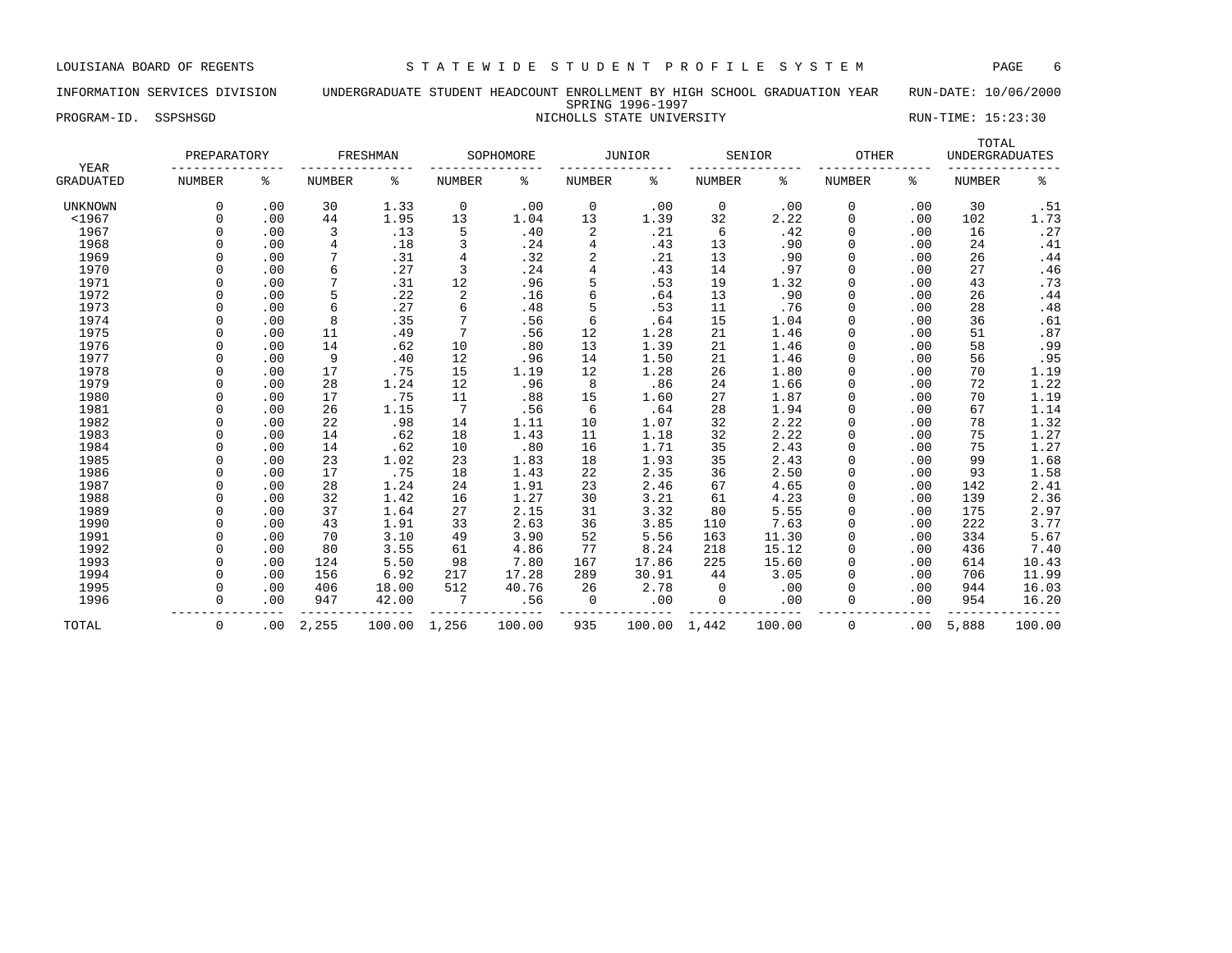LOUISIANA BOARD OF REGENTS — STATEWIDE STUDENT PROFILE SYSTEM

INFORMATION SERVICES DIVISION — UNDERGRADUATE STUDENT HEADCOUNT ENROLLMENT BY HIGH SCHOOL GRADUATION YEAR — RUN-DATE: 10/06/2000

SPRING 1996-1997

PROGRAM-ID. SSPSHSGD — NICHOLLS STATE UNIVERSITY — RUN-TIME: 15:23:30

| YEAR | PREPARATORY | | FRESHMAN | | SOPHOMORE | | JUNIOR | | SENIOR | | OTHER | | TOTAL UNDERGRADUATES | |
|---|---|---|---|---|---|---|---|---|---|---|---|---|---|---|
| GRADUATED | NUMBER | % | NUMBER | % | NUMBER | % | NUMBER | % | NUMBER | % | NUMBER | % | NUMBER | % |
| UNKNOWN | 0 | .00 | 30 | 1.33 | 0 | .00 | 0 | .00 | 0 | .00 | 0 | .00 | 30 | .51 |
| <1967 | 0 | .00 | 44 | 1.95 | 13 | 1.04 | 13 | 1.39 | 32 | 2.22 | 0 | .00 | 102 | 1.73 |
| 1967 | 0 | .00 | 3 | .13 | 5 | .40 | 2 | .21 | 6 | .42 | 0 | .00 | 16 | .27 |
| 1968 | 0 | .00 | 4 | .18 | 3 | .24 | 4 | .43 | 13 | .90 | 0 | .00 | 24 | .41 |
| 1969 | 0 | .00 | 7 | .31 | 4 | .32 | 2 | .21 | 13 | .90 | 0 | .00 | 26 | .44 |
| 1970 | 0 | .00 | 6 | .27 | 3 | .24 | 4 | .43 | 14 | .97 | 0 | .00 | 27 | .46 |
| 1971 | 0 | .00 | 7 | .31 | 12 | .96 | 5 | .53 | 19 | 1.32 | 0 | .00 | 43 | .73 |
| 1972 | 0 | .00 | 5 | .22 | 2 | .16 | 6 | .64 | 13 | .90 | 0 | .00 | 26 | .44 |
| 1973 | 0 | .00 | 6 | .27 | 6 | .48 | 5 | .53 | 11 | .76 | 0 | .00 | 28 | .48 |
| 1974 | 0 | .00 | 8 | .35 | 7 | .56 | 6 | .64 | 15 | 1.04 | 0 | .00 | 36 | .61 |
| 1975 | 0 | .00 | 11 | .49 | 7 | .56 | 12 | 1.28 | 21 | 1.46 | 0 | .00 | 51 | .87 |
| 1976 | 0 | .00 | 14 | .62 | 10 | .80 | 13 | 1.39 | 21 | 1.46 | 0 | .00 | 58 | .99 |
| 1977 | 0 | .00 | 9 | .40 | 12 | .96 | 14 | 1.50 | 21 | 1.46 | 0 | .00 | 56 | .95 |
| 1978 | 0 | .00 | 17 | .75 | 15 | 1.19 | 12 | 1.28 | 26 | 1.80 | 0 | .00 | 70 | 1.19 |
| 1979 | 0 | .00 | 28 | 1.24 | 12 | .96 | 8 | .86 | 24 | 1.66 | 0 | .00 | 72 | 1.22 |
| 1980 | 0 | .00 | 17 | .75 | 11 | .88 | 15 | 1.60 | 27 | 1.87 | 0 | .00 | 70 | 1.19 |
| 1981 | 0 | .00 | 26 | 1.15 | 7 | .56 | 6 | .64 | 28 | 1.94 | 0 | .00 | 67 | 1.14 |
| 1982 | 0 | .00 | 22 | .98 | 14 | 1.11 | 10 | 1.07 | 32 | 2.22 | 0 | .00 | 78 | 1.32 |
| 1983 | 0 | .00 | 14 | .62 | 18 | 1.43 | 11 | 1.18 | 32 | 2.22 | 0 | .00 | 75 | 1.27 |
| 1984 | 0 | .00 | 14 | .62 | 10 | .80 | 16 | 1.71 | 35 | 2.43 | 0 | .00 | 75 | 1.27 |
| 1985 | 0 | .00 | 23 | 1.02 | 23 | 1.83 | 18 | 1.93 | 35 | 2.43 | 0 | .00 | 99 | 1.68 |
| 1986 | 0 | .00 | 17 | .75 | 18 | 1.43 | 22 | 2.35 | 36 | 2.50 | 0 | .00 | 93 | 1.58 |
| 1987 | 0 | .00 | 28 | 1.24 | 24 | 1.91 | 23 | 2.46 | 67 | 4.65 | 0 | .00 | 142 | 2.41 |
| 1988 | 0 | .00 | 32 | 1.42 | 16 | 1.27 | 30 | 3.21 | 61 | 4.23 | 0 | .00 | 139 | 2.36 |
| 1989 | 0 | .00 | 37 | 1.64 | 27 | 2.15 | 31 | 3.32 | 80 | 5.55 | 0 | .00 | 175 | 2.97 |
| 1990 | 0 | .00 | 43 | 1.91 | 33 | 2.63 | 36 | 3.85 | 110 | 7.63 | 0 | .00 | 222 | 3.77 |
| 1991 | 0 | .00 | 70 | 3.10 | 49 | 3.90 | 52 | 5.56 | 163 | 11.30 | 0 | .00 | 334 | 5.67 |
| 1992 | 0 | .00 | 80 | 3.55 | 61 | 4.86 | 77 | 8.24 | 218 | 15.12 | 0 | .00 | 436 | 7.40 |
| 1993 | 0 | .00 | 124 | 5.50 | 98 | 7.80 | 167 | 17.86 | 225 | 15.60 | 0 | .00 | 614 | 10.43 |
| 1994 | 0 | .00 | 156 | 6.92 | 217 | 17.28 | 289 | 30.91 | 44 | 3.05 | 0 | .00 | 706 | 11.99 |
| 1995 | 0 | .00 | 406 | 18.00 | 512 | 40.76 | 26 | 2.78 | 0 | .00 | 0 | .00 | 944 | 16.03 |
| 1996 | 0 | .00 | 947 | 42.00 | 7 | .56 | 0 | .00 | 0 | .00 | 0 | .00 | 954 | 16.20 |
| TOTAL | 0 | .00 | 2,255 | 100.00 | 1,256 | 100.00 | 935 | 100.00 | 1,442 | 100.00 | 0 | .00 | 5,888 | 100.00 |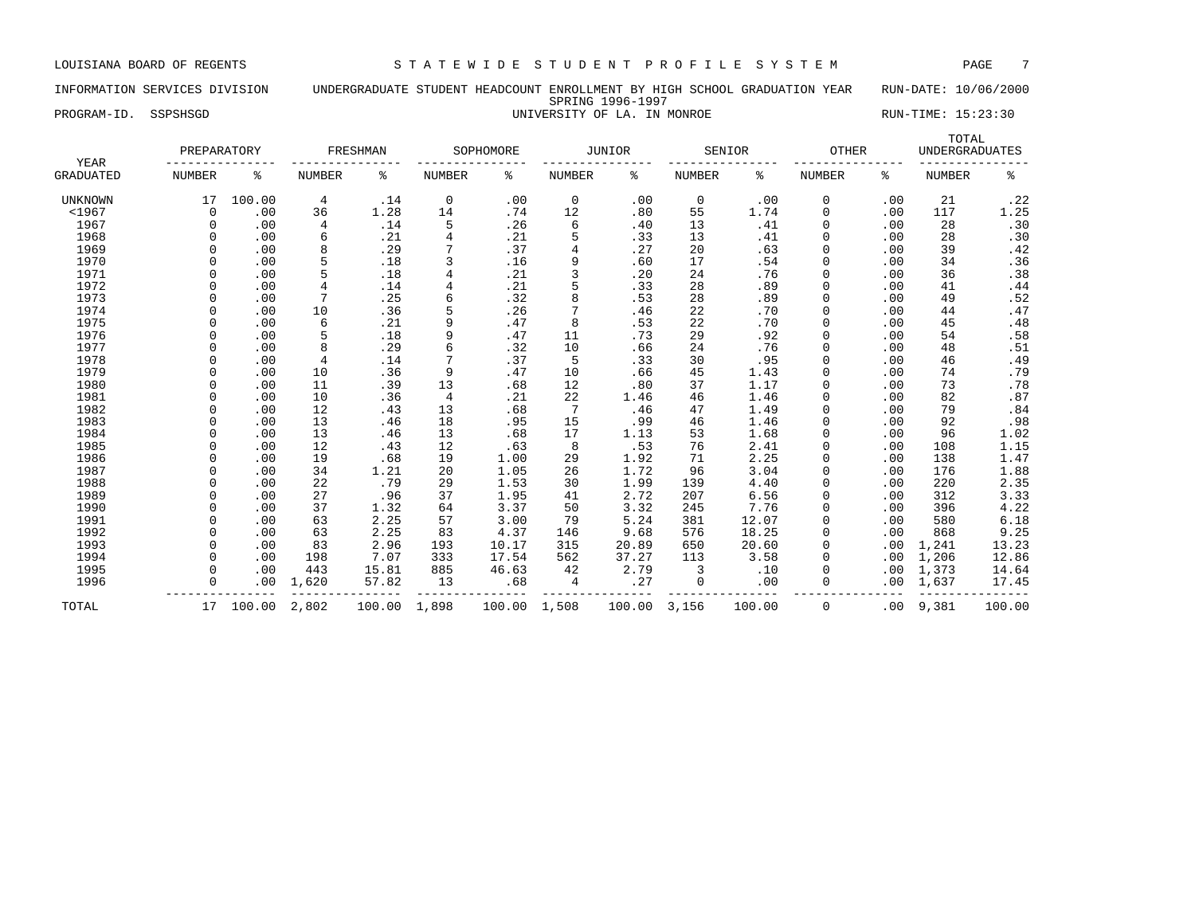LOUISIANA BOARD OF REGENTS — STATEWIDE STUDENT PROFILE SYSTEM

INFORMATION SERVICES DIVISION — UNDERGRADUATE STUDENT HEADCOUNT ENROLLMENT BY HIGH SCHOOL GRADUATION YEAR — RUN-DATE: 10/06/2000

SPRING 1996-1997

PROGRAM-ID. SSPSHSGD — UNIVERSITY OF LA. IN MONROE — RUN-TIME: 15:23:30

| YEAR | PREPARATORY | | FRESHMAN | | SOPHOMORE | | JUNIOR | | SENIOR | | OTHER | | TOTAL UNDERGRADUATES | |
|---|---|---|---|---|---|---|---|---|---|---|---|---|---|---|
| GRADUATED | NUMBER | % | NUMBER | % | NUMBER | % | NUMBER | % | NUMBER | % | NUMBER | % | NUMBER | % |
| UNKNOWN | 17 | 100.00 | 4 | .14 | 0 | .00 | 0 | .00 | 0 | .00 | 0 | .00 | 21 | .22 |
| <1967 | 0 | .00 | 36 | 1.28 | 14 | .74 | 12 | .80 | 55 | 1.74 | 0 | .00 | 117 | 1.25 |
| 1967 | 0 | .00 | 4 | .14 | 5 | .26 | 6 | .40 | 13 | .41 | 0 | .00 | 28 | .30 |
| 1968 | 0 | .00 | 6 | .21 | 4 | .21 | 5 | .33 | 13 | .41 | 0 | .00 | 28 | .30 |
| 1969 | 0 | .00 | 8 | .29 | 7 | .37 | 4 | .27 | 20 | .63 | 0 | .00 | 39 | .42 |
| 1970 | 0 | .00 | 5 | .18 | 3 | .16 | 9 | .60 | 17 | .54 | 0 | .00 | 34 | .36 |
| 1971 | 0 | .00 | 5 | .18 | 4 | .21 | 3 | .20 | 24 | .76 | 0 | .00 | 36 | .38 |
| 1972 | 0 | .00 | 4 | .14 | 4 | .21 | 5 | .33 | 28 | .89 | 0 | .00 | 41 | .44 |
| 1973 | 0 | .00 | 7 | .25 | 6 | .32 | 8 | .53 | 28 | .89 | 0 | .00 | 49 | .52 |
| 1974 | 0 | .00 | 10 | .36 | 5 | .26 | 7 | .46 | 22 | .70 | 0 | .00 | 44 | .47 |
| 1975 | 0 | .00 | 6 | .21 | 9 | .47 | 8 | .53 | 22 | .70 | 0 | .00 | 45 | .48 |
| 1976 | 0 | .00 | 5 | .18 | 9 | .47 | 11 | .73 | 29 | .92 | 0 | .00 | 54 | .58 |
| 1977 | 0 | .00 | 8 | .29 | 6 | .32 | 10 | .66 | 24 | .76 | 0 | .00 | 48 | .51 |
| 1978 | 0 | .00 | 4 | .14 | 7 | .37 | 5 | .33 | 30 | .95 | 0 | .00 | 46 | .49 |
| 1979 | 0 | .00 | 10 | .36 | 9 | .47 | 10 | .66 | 45 | 1.43 | 0 | .00 | 74 | .79 |
| 1980 | 0 | .00 | 11 | .39 | 13 | .68 | 12 | .80 | 37 | 1.17 | 0 | .00 | 73 | .78 |
| 1981 | 0 | .00 | 10 | .36 | 4 | .21 | 22 | 1.46 | 46 | 1.46 | 0 | .00 | 82 | .87 |
| 1982 | 0 | .00 | 12 | .43 | 13 | .68 | 7 | .46 | 47 | 1.49 | 0 | .00 | 79 | .84 |
| 1983 | 0 | .00 | 13 | .46 | 18 | .95 | 15 | .99 | 46 | 1.46 | 0 | .00 | 92 | .98 |
| 1984 | 0 | .00 | 13 | .46 | 13 | .68 | 17 | 1.13 | 53 | 1.68 | 0 | .00 | 96 | 1.02 |
| 1985 | 0 | .00 | 12 | .43 | 12 | .63 | 8 | .53 | 76 | 2.41 | 0 | .00 | 108 | 1.15 |
| 1986 | 0 | .00 | 19 | .68 | 19 | 1.00 | 29 | 1.92 | 71 | 2.25 | 0 | .00 | 138 | 1.47 |
| 1987 | 0 | .00 | 34 | 1.21 | 20 | 1.05 | 26 | 1.72 | 96 | 3.04 | 0 | .00 | 176 | 1.88 |
| 1988 | 0 | .00 | 22 | .79 | 29 | 1.53 | 30 | 1.99 | 139 | 4.40 | 0 | .00 | 220 | 2.35 |
| 1989 | 0 | .00 | 27 | .96 | 37 | 1.95 | 41 | 2.72 | 207 | 6.56 | 0 | .00 | 312 | 3.33 |
| 1990 | 0 | .00 | 37 | 1.32 | 64 | 3.37 | 50 | 3.32 | 245 | 7.76 | 0 | .00 | 396 | 4.22 |
| 1991 | 0 | .00 | 63 | 2.25 | 57 | 3.00 | 79 | 5.24 | 381 | 12.07 | 0 | .00 | 580 | 6.18 |
| 1992 | 0 | .00 | 63 | 2.25 | 83 | 4.37 | 146 | 9.68 | 576 | 18.25 | 0 | .00 | 868 | 9.25 |
| 1993 | 0 | .00 | 83 | 2.96 | 193 | 10.17 | 315 | 20.89 | 650 | 20.60 | 0 | .00 | 1,241 | 13.23 |
| 1994 | 0 | .00 | 198 | 7.07 | 333 | 17.54 | 562 | 37.27 | 113 | 3.58 | 0 | .00 | 1,206 | 12.86 |
| 1995 | 0 | .00 | 443 | 15.81 | 885 | 46.63 | 42 | 2.79 | 3 | .10 | 0 | .00 | 1,373 | 14.64 |
| 1996 | 0 | .00 | 1,620 | 57.82 | 13 | .68 | 4 | .27 | 0 | .00 | 0 | .00 | 1,637 | 17.45 |
| TOTAL | 17 | 100.00 | 2,802 | 100.00 | 1,898 | 100.00 | 1,508 | 100.00 | 3,156 | 100.00 | 0 | .00 | 9,381 | 100.00 |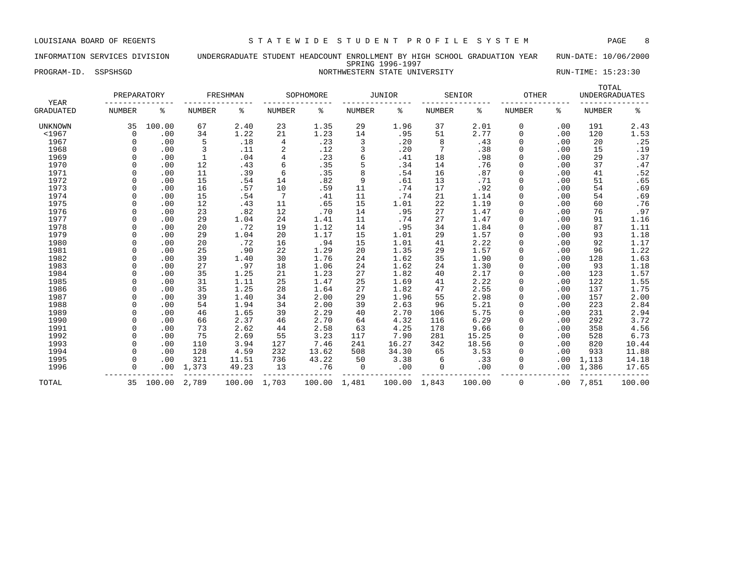LOUISIANA BOARD OF REGENTS — STATEWIDE STUDENT PROFILE SYSTEM

INFORMATION SERVICES DIVISION — UNDERGRADUATE STUDENT HEADCOUNT ENROLLMENT BY HIGH SCHOOL GRADUATION YEAR — RUN-DATE: 10/06/2000

SPRING 1996-1997

PROGRAM-ID. SSPSHSGD — NORTHWESTERN STATE UNIVERSITY — RUN-TIME: 15:23:30

| YEAR GRADUATED | PREPARATORY NUMBER | PREPARATORY % | FRESHMAN NUMBER | FRESHMAN % | SOPHOMORE NUMBER | SOPHOMORE % | JUNIOR NUMBER | JUNIOR % | SENIOR NUMBER | SENIOR % | OTHER NUMBER | OTHER % | TOTAL UNDERGRADUATES NUMBER | TOTAL UNDERGRADUATES % |
|---|---|---|---|---|---|---|---|---|---|---|---|---|---|---|
| UNKNOWN | 35 | 100.00 | 67 | 2.40 | 23 | 1.35 | 29 | 1.96 | 37 | 2.01 | 0 | .00 | 191 | 2.43 |
| <1967 | 0 | .00 | 34 | 1.22 | 21 | 1.23 | 14 | .95 | 51 | 2.77 | 0 | .00 | 120 | 1.53 |
| 1967 | 0 | .00 | 5 | .18 | 4 | .23 | 3 | .20 | 8 | .43 | 0 | .00 | 20 | .25 |
| 1968 | 0 | .00 | 3 | .11 | 2 | .12 | 3 | .20 | 7 | .38 | 0 | .00 | 15 | .19 |
| 1969 | 0 | .00 | 1 | .04 | 4 | .23 | 6 | .41 | 18 | .98 | 0 | .00 | 29 | .37 |
| 1970 | 0 | .00 | 12 | .43 | 6 | .35 | 5 | .34 | 14 | .76 | 0 | .00 | 37 | .47 |
| 1971 | 0 | .00 | 11 | .39 | 6 | .35 | 8 | .54 | 16 | .87 | 0 | .00 | 41 | .52 |
| 1972 | 0 | .00 | 15 | .54 | 14 | .82 | 9 | .61 | 13 | .71 | 0 | .00 | 51 | .65 |
| 1973 | 0 | .00 | 16 | .57 | 10 | .59 | 11 | .74 | 17 | .92 | 0 | .00 | 54 | .69 |
| 1974 | 0 | .00 | 15 | .54 | 7 | .41 | 11 | .74 | 21 | 1.14 | 0 | .00 | 54 | .69 |
| 1975 | 0 | .00 | 12 | .43 | 11 | .65 | 15 | 1.01 | 22 | 1.19 | 0 | .00 | 60 | .76 |
| 1976 | 0 | .00 | 23 | .82 | 12 | .70 | 14 | .95 | 27 | 1.47 | 0 | .00 | 76 | .97 |
| 1977 | 0 | .00 | 29 | 1.04 | 24 | 1.41 | 11 | .74 | 27 | 1.47 | 0 | .00 | 91 | 1.16 |
| 1978 | 0 | .00 | 20 | .72 | 19 | 1.12 | 14 | .95 | 34 | 1.84 | 0 | .00 | 87 | 1.11 |
| 1979 | 0 | .00 | 29 | 1.04 | 20 | 1.17 | 15 | 1.01 | 29 | 1.57 | 0 | .00 | 93 | 1.18 |
| 1980 | 0 | .00 | 20 | .72 | 16 | .94 | 15 | 1.01 | 41 | 2.22 | 0 | .00 | 92 | 1.17 |
| 1981 | 0 | .00 | 25 | .90 | 22 | 1.29 | 20 | 1.35 | 29 | 1.57 | 0 | .00 | 96 | 1.22 |
| 1982 | 0 | .00 | 39 | 1.40 | 30 | 1.76 | 24 | 1.62 | 35 | 1.90 | 0 | .00 | 128 | 1.63 |
| 1983 | 0 | .00 | 27 | .97 | 18 | 1.06 | 24 | 1.62 | 24 | 1.30 | 0 | .00 | 93 | 1.18 |
| 1984 | 0 | .00 | 35 | 1.25 | 21 | 1.23 | 27 | 1.82 | 40 | 2.17 | 0 | .00 | 123 | 1.57 |
| 1985 | 0 | .00 | 31 | 1.11 | 25 | 1.47 | 25 | 1.69 | 41 | 2.22 | 0 | .00 | 122 | 1.55 |
| 1986 | 0 | .00 | 35 | 1.25 | 28 | 1.64 | 27 | 1.82 | 47 | 2.55 | 0 | .00 | 137 | 1.75 |
| 1987 | 0 | .00 | 39 | 1.40 | 34 | 2.00 | 29 | 1.96 | 55 | 2.98 | 0 | .00 | 157 | 2.00 |
| 1988 | 0 | .00 | 54 | 1.94 | 34 | 2.00 | 39 | 2.63 | 96 | 5.21 | 0 | .00 | 223 | 2.84 |
| 1989 | 0 | .00 | 46 | 1.65 | 39 | 2.29 | 40 | 2.70 | 106 | 5.75 | 0 | .00 | 231 | 2.94 |
| 1990 | 0 | .00 | 66 | 2.37 | 46 | 2.70 | 64 | 4.32 | 116 | 6.29 | 0 | .00 | 292 | 3.72 |
| 1991 | 0 | .00 | 73 | 2.62 | 44 | 2.58 | 63 | 4.25 | 178 | 9.66 | 0 | .00 | 358 | 4.56 |
| 1992 | 0 | .00 | 75 | 2.69 | 55 | 3.23 | 117 | 7.90 | 281 | 15.25 | 0 | .00 | 528 | 6.73 |
| 1993 | 0 | .00 | 110 | 3.94 | 127 | 7.46 | 241 | 16.27 | 342 | 18.56 | 0 | .00 | 820 | 10.44 |
| 1994 | 0 | .00 | 128 | 4.59 | 232 | 13.62 | 508 | 34.30 | 65 | 3.53 | 0 | .00 | 933 | 11.88 |
| 1995 | 0 | .00 | 321 | 11.51 | 736 | 43.22 | 50 | 3.38 | 6 | .33 | 0 | .00 | 1,113 | 14.18 |
| 1996 | 0 | .00 | 1,373 | 49.23 | 13 | .76 | 0 | .00 | 0 | .00 | 0 | .00 | 1,386 | 17.65 |
| TOTAL | 35 | 100.00 | 2,789 | 100.00 | 1,703 | 100.00 | 1,481 | 100.00 | 1,843 | 100.00 | 0 | .00 | 7,851 | 100.00 |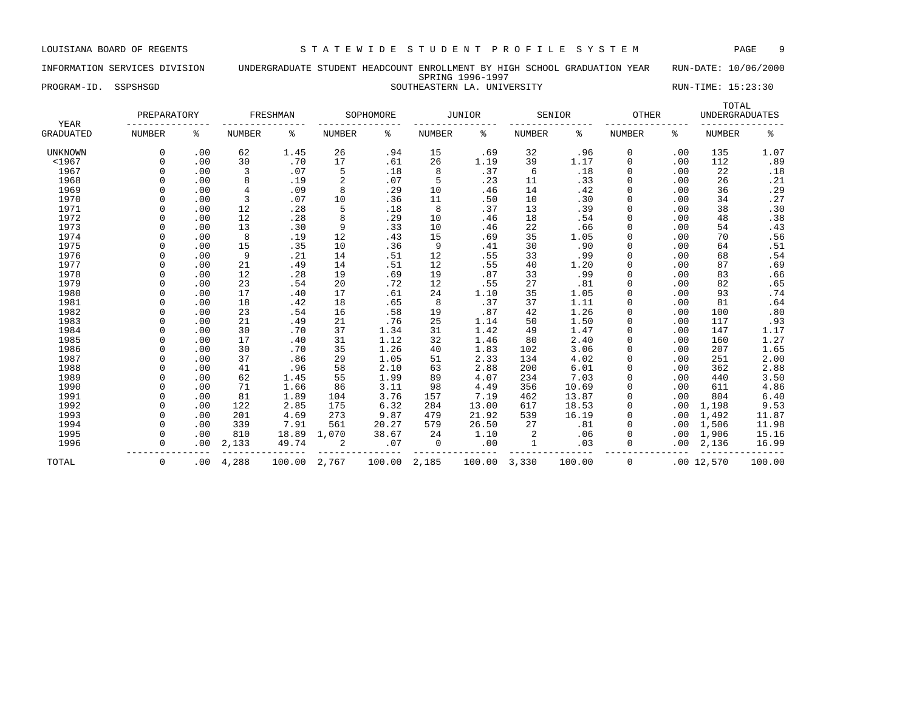LOUISIANA BOARD OF REGENTS — STATEWIDE STUDENT PROFILE SYSTEM

INFORMATION SERVICES DIVISION — UNDERGRADUATE STUDENT HEADCOUNT ENROLLMENT BY HIGH SCHOOL GRADUATION YEAR — RUN-DATE: 10/06/2000

SPRING 1996-1997

PROGRAM-ID. SSPSHSGD — SOUTHEASTERN LA. UNIVERSITY — RUN-TIME: 15:23:30

| YEAR GRADUATED | PREPARATORY NUMBER | PREPARATORY % | FRESHMAN NUMBER | FRESHMAN % | SOPHOMORE NUMBER | SOPHOMORE % | JUNIOR NUMBER | JUNIOR % | SENIOR NUMBER | SENIOR % | OTHER NUMBER | OTHER % | TOTAL UNDERGRADUATES NUMBER | TOTAL UNDERGRADUATES % |
|---|---|---|---|---|---|---|---|---|---|---|---|---|---|---|
| UNKNOWN | 0 | .00 | 62 | 1.45 | 26 | .94 | 15 | .69 | 32 | .96 | 0 | .00 | 135 | 1.07 |
| <1967 | 0 | .00 | 30 | .70 | 17 | .61 | 26 | 1.19 | 39 | 1.17 | 0 | .00 | 112 | .89 |
| 1967 | 0 | .00 | 3 | .07 | 5 | .18 | 8 | .37 | 6 | .18 | 0 | .00 | 22 | .18 |
| 1968 | 0 | .00 | 8 | .19 | 2 | .07 | 5 | .23 | 11 | .33 | 0 | .00 | 26 | .21 |
| 1969 | 0 | .00 | 4 | .09 | 8 | .29 | 10 | .46 | 14 | .42 | 0 | .00 | 36 | .29 |
| 1970 | 0 | .00 | 3 | .07 | 10 | .36 | 11 | .50 | 10 | .30 | 0 | .00 | 34 | .27 |
| 1971 | 0 | .00 | 12 | .28 | 5 | .18 | 8 | .37 | 13 | .39 | 0 | .00 | 38 | .30 |
| 1972 | 0 | .00 | 12 | .28 | 8 | .29 | 10 | .46 | 18 | .54 | 0 | .00 | 48 | .38 |
| 1973 | 0 | .00 | 13 | .30 | 9 | .33 | 10 | .46 | 22 | .66 | 0 | .00 | 54 | .43 |
| 1974 | 0 | .00 | 8 | .19 | 12 | .43 | 15 | .69 | 35 | 1.05 | 0 | .00 | 70 | .56 |
| 1975 | 0 | .00 | 15 | .35 | 10 | .36 | 9 | .41 | 30 | .90 | 0 | .00 | 64 | .51 |
| 1976 | 0 | .00 | 9 | .21 | 14 | .51 | 12 | .55 | 33 | .99 | 0 | .00 | 68 | .54 |
| 1977 | 0 | .00 | 21 | .49 | 14 | .51 | 12 | .55 | 40 | 1.20 | 0 | .00 | 87 | .69 |
| 1978 | 0 | .00 | 12 | .28 | 19 | .69 | 19 | .87 | 33 | .99 | 0 | .00 | 83 | .66 |
| 1979 | 0 | .00 | 23 | .54 | 20 | .72 | 12 | .55 | 27 | .81 | 0 | .00 | 82 | .65 |
| 1980 | 0 | .00 | 17 | .40 | 17 | .61 | 24 | 1.10 | 35 | 1.05 | 0 | .00 | 93 | .74 |
| 1981 | 0 | .00 | 18 | .42 | 18 | .65 | 8 | .37 | 37 | 1.11 | 0 | .00 | 81 | .64 |
| 1982 | 0 | .00 | 23 | .54 | 16 | .58 | 19 | .87 | 42 | 1.26 | 0 | .00 | 100 | .80 |
| 1983 | 0 | .00 | 21 | .49 | 21 | .76 | 25 | 1.14 | 50 | 1.50 | 0 | .00 | 117 | .93 |
| 1984 | 0 | .00 | 30 | .70 | 37 | 1.34 | 31 | 1.42 | 49 | 1.47 | 0 | .00 | 147 | 1.17 |
| 1985 | 0 | .00 | 17 | .40 | 31 | 1.12 | 32 | 1.46 | 80 | 2.40 | 0 | .00 | 160 | 1.27 |
| 1986 | 0 | .00 | 30 | .70 | 35 | 1.26 | 40 | 1.83 | 102 | 3.06 | 0 | .00 | 207 | 1.65 |
| 1987 | 0 | .00 | 37 | .86 | 29 | 1.05 | 51 | 2.33 | 134 | 4.02 | 0 | .00 | 251 | 2.00 |
| 1988 | 0 | .00 | 41 | .96 | 58 | 2.10 | 63 | 2.88 | 200 | 6.01 | 0 | .00 | 362 | 2.88 |
| 1989 | 0 | .00 | 62 | 1.45 | 55 | 1.99 | 89 | 4.07 | 234 | 7.03 | 0 | .00 | 440 | 3.50 |
| 1990 | 0 | .00 | 71 | 1.66 | 86 | 3.11 | 98 | 4.49 | 356 | 10.69 | 0 | .00 | 611 | 4.86 |
| 1991 | 0 | .00 | 81 | 1.89 | 104 | 3.76 | 157 | 7.19 | 462 | 13.87 | 0 | .00 | 804 | 6.40 |
| 1992 | 0 | .00 | 122 | 2.85 | 175 | 6.32 | 284 | 13.00 | 617 | 18.53 | 0 | .00 | 1,198 | 9.53 |
| 1993 | 0 | .00 | 201 | 4.69 | 273 | 9.87 | 479 | 21.92 | 539 | 16.19 | 0 | .00 | 1,492 | 11.87 |
| 1994 | 0 | .00 | 339 | 7.91 | 561 | 20.27 | 579 | 26.50 | 27 | .81 | 0 | .00 | 1,506 | 11.98 |
| 1995 | 0 | .00 | 810 | 18.89 | 1,070 | 38.67 | 24 | 1.10 | 2 | .06 | 0 | .00 | 1,906 | 15.16 |
| 1996 | 0 | .00 | 2,133 | 49.74 | 2 | .07 | 0 | .00 | 1 | .03 | 0 | .00 | 2,136 | 16.99 |
| TOTAL | 0 | .00 | 4,288 | 100.00 | 2,767 | 100.00 | 2,185 | 100.00 | 3,330 | 100.00 | 0 | .00 | 12,570 | 100.00 |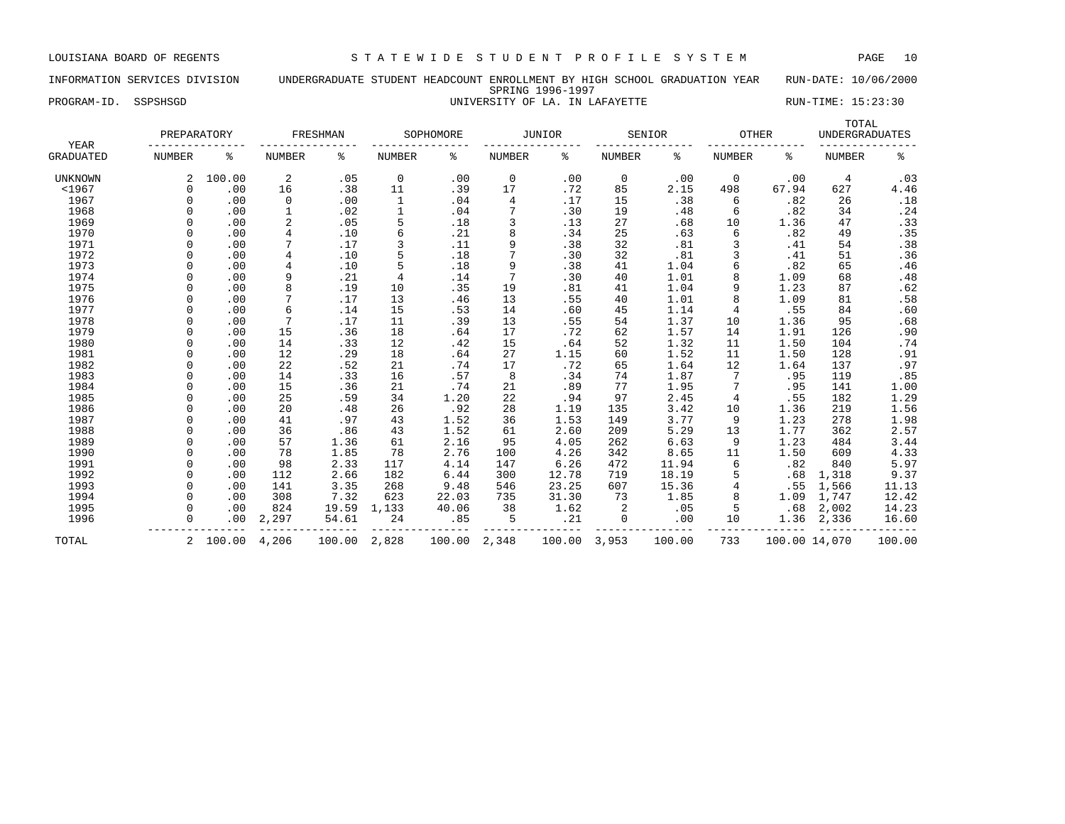LOUISIANA BOARD OF REGENTS — STATEWIDE STUDENT PROFILE SYSTEM

INFORMATION SERVICES DIVISION — UNDERGRADUATE STUDENT HEADCOUNT ENROLLMENT BY HIGH SCHOOL GRADUATION YEAR — RUN-DATE: 10/06/2000

SPRING 1996-1997

PROGRAM-ID. SSPSHSGD — UNIVERSITY OF LA. IN LAFAYETTE — RUN-TIME: 15:23:30

| YEAR | PREPARATORY | | FRESHMAN | | SOPHOMORE | | JUNIOR | | SENIOR | | OTHER | | TOTAL UNDERGRADUATES | |
|---|---|---|---|---|---|---|---|---|---|---|---|---|---|---|
| GRADUATED | NUMBER | % | NUMBER | % | NUMBER | % | NUMBER | % | NUMBER | % | NUMBER | % | NUMBER | % |
| UNKNOWN | 2 | 100.00 | 2 | .05 | 0 | .00 | 0 | .00 | 0 | .00 | 0 | .00 | 4 | .03 |
| <1967 | 0 | .00 | 16 | .38 | 11 | .39 | 17 | .72 | 85 | 2.15 | 498 | 67.94 | 627 | 4.46 |
| 1967 | 0 | .00 | 0 | .00 | 1 | .04 | 4 | .17 | 15 | .38 | 6 | .82 | 26 | .18 |
| 1968 | 0 | .00 | 1 | .02 | 1 | .04 | 7 | .30 | 19 | .48 | 6 | .82 | 34 | .24 |
| 1969 | 0 | .00 | 2 | .05 | 5 | .18 | 3 | .13 | 27 | .68 | 10 | 1.36 | 47 | .33 |
| 1970 | 0 | .00 | 4 | .10 | 6 | .21 | 8 | .34 | 25 | .63 | 6 | .82 | 49 | .35 |
| 1971 | 0 | .00 | 7 | .17 | 3 | .11 | 9 | .38 | 32 | .81 | 3 | .41 | 54 | .38 |
| 1972 | 0 | .00 | 4 | .10 | 5 | .18 | 7 | .30 | 32 | .81 | 3 | .41 | 51 | .36 |
| 1973 | 0 | .00 | 4 | .10 | 5 | .18 | 9 | .38 | 41 | 1.04 | 6 | .82 | 65 | .46 |
| 1974 | 0 | .00 | 9 | .21 | 4 | .14 | 7 | .30 | 40 | 1.01 | 8 | 1.09 | 68 | .48 |
| 1975 | 0 | .00 | 8 | .19 | 10 | .35 | 19 | .81 | 41 | 1.04 | 9 | 1.23 | 87 | .62 |
| 1976 | 0 | .00 | 7 | .17 | 13 | .46 | 13 | .55 | 40 | 1.01 | 8 | 1.09 | 81 | .58 |
| 1977 | 0 | .00 | 6 | .14 | 15 | .53 | 14 | .60 | 45 | 1.14 | 4 | .55 | 84 | .60 |
| 1978 | 0 | .00 | 7 | .17 | 11 | .39 | 13 | .55 | 54 | 1.37 | 10 | 1.36 | 95 | .68 |
| 1979 | 0 | .00 | 15 | .36 | 18 | .64 | 17 | .72 | 62 | 1.57 | 14 | 1.91 | 126 | .90 |
| 1980 | 0 | .00 | 14 | .33 | 12 | .42 | 15 | .64 | 52 | 1.32 | 11 | 1.50 | 104 | .74 |
| 1981 | 0 | .00 | 12 | .29 | 18 | .64 | 27 | 1.15 | 60 | 1.52 | 11 | 1.50 | 128 | .91 |
| 1982 | 0 | .00 | 22 | .52 | 21 | .74 | 17 | .72 | 65 | 1.64 | 12 | 1.64 | 137 | .97 |
| 1983 | 0 | .00 | 14 | .33 | 16 | .57 | 8 | .34 | 74 | 1.87 | 7 | .95 | 119 | .85 |
| 1984 | 0 | .00 | 15 | .36 | 21 | .74 | 21 | .89 | 77 | 1.95 | 7 | .95 | 141 | 1.00 |
| 1985 | 0 | .00 | 25 | .59 | 34 | 1.20 | 22 | .94 | 97 | 2.45 | 4 | .55 | 182 | 1.29 |
| 1986 | 0 | .00 | 20 | .48 | 26 | .92 | 28 | 1.19 | 135 | 3.42 | 10 | 1.36 | 219 | 1.56 |
| 1987 | 0 | .00 | 41 | .97 | 43 | 1.52 | 36 | 1.53 | 149 | 3.77 | 9 | 1.23 | 278 | 1.98 |
| 1988 | 0 | .00 | 36 | .86 | 43 | 1.52 | 61 | 2.60 | 209 | 5.29 | 13 | 1.77 | 362 | 2.57 |
| 1989 | 0 | .00 | 57 | 1.36 | 61 | 2.16 | 95 | 4.05 | 262 | 6.63 | 9 | 1.23 | 484 | 3.44 |
| 1990 | 0 | .00 | 78 | 1.85 | 78 | 2.76 | 100 | 4.26 | 342 | 8.65 | 11 | 1.50 | 609 | 4.33 |
| 1991 | 0 | .00 | 98 | 2.33 | 117 | 4.14 | 147 | 6.26 | 472 | 11.94 | 6 | .82 | 840 | 5.97 |
| 1992 | 0 | .00 | 112 | 2.66 | 182 | 6.44 | 300 | 12.78 | 719 | 18.19 | 5 | .68 | 1,318 | 9.37 |
| 1993 | 0 | .00 | 141 | 3.35 | 268 | 9.48 | 546 | 23.25 | 607 | 15.36 | 4 | .55 | 1,566 | 11.13 |
| 1994 | 0 | .00 | 308 | 7.32 | 623 | 22.03 | 735 | 31.30 | 73 | 1.85 | 8 | 1.09 | 1,747 | 12.42 |
| 1995 | 0 | .00 | 824 | 19.59 | 1,133 | 40.06 | 38 | 1.62 | 2 | .05 | 5 | .68 | 2,002 | 14.23 |
| 1996 | 0 | .00 | 2,297 | 54.61 | 24 | .85 | 5 | .21 | 0 | .00 | 10 | 1.36 | 2,336 | 16.60 |
| TOTAL | 2 | 100.00 | 4,206 | 100.00 | 2,828 | 100.00 | 2,348 | 100.00 | 3,953 | 100.00 | 733 | 100.00 | 14,070 | 100.00 |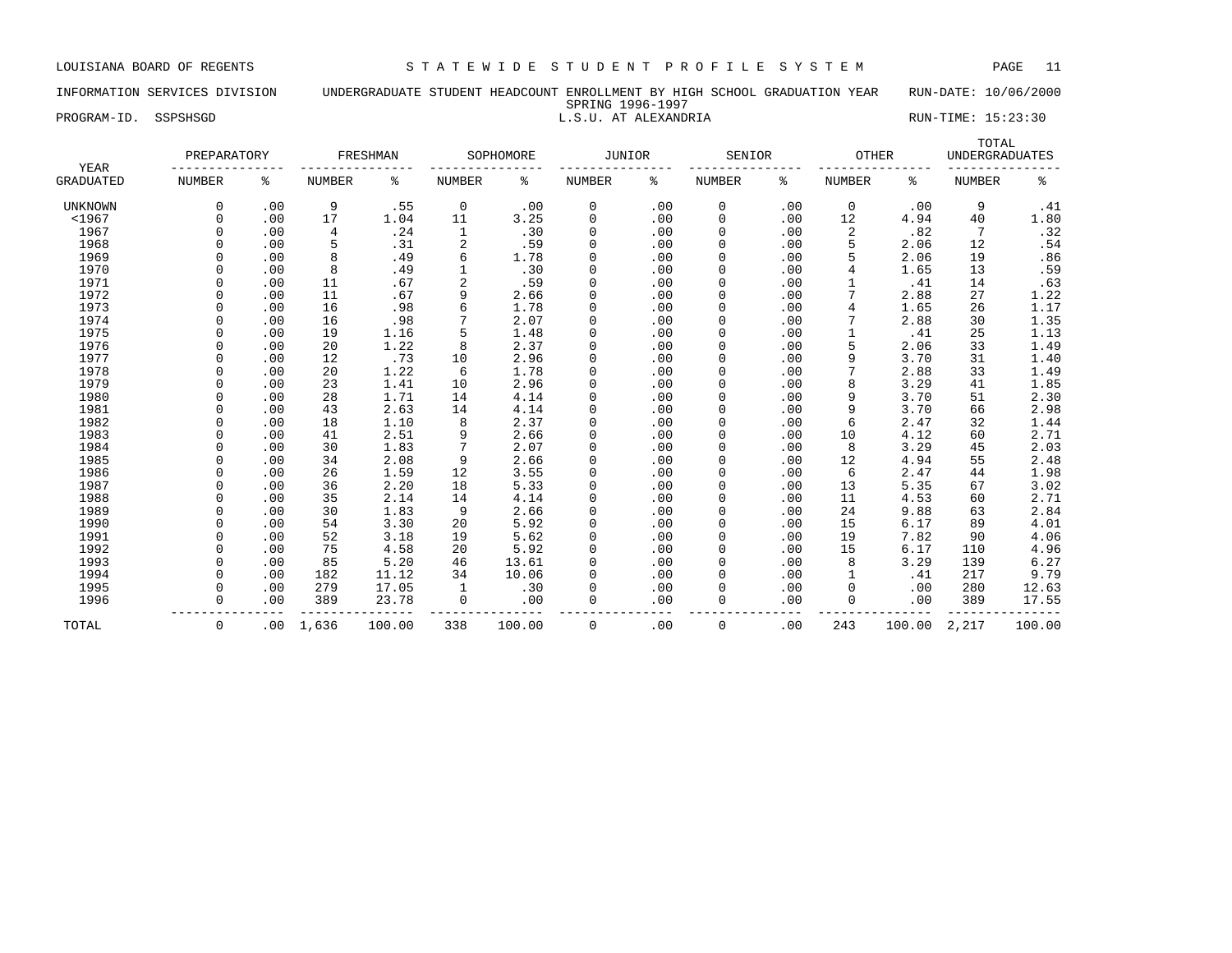LOUISIANA BOARD OF REGENTS — STATEWIDE STUDENT PROFILE SYSTEM

INFORMATION SERVICES DIVISION — UNDERGRADUATE STUDENT HEADCOUNT ENROLLMENT BY HIGH SCHOOL GRADUATION YEAR — RUN-DATE: 10/06/2000

SPRING 1996-1997

PROGRAM-ID. SSPSHSGD — L.S.U. AT ALEXANDRIA — RUN-TIME: 15:23:30

| YEAR | PREPARATORY | | FRESHMAN | | SOPHOMORE | | JUNIOR | | SENIOR | | OTHER | | TOTAL UNDERGRADUATES | |
|---|---|---|---|---|---|---|---|---|---|---|---|---|---|---|
| GRADUATED | NUMBER | % | NUMBER | % | NUMBER | % | NUMBER | % | NUMBER | % | NUMBER | % | NUMBER | % |
| UNKNOWN | 0 | .00 | 9 | .55 | 0 | .00 | 0 | .00 | 0 | .00 | 0 | .00 | 9 | .41 |
| <1967 | 0 | .00 | 17 | 1.04 | 11 | 3.25 | 0 | .00 | 0 | .00 | 12 | 4.94 | 40 | 1.80 |
| 1967 | 0 | .00 | 4 | .24 | 1 | .30 | 0 | .00 | 0 | .00 | 2 | .82 | 7 | .32 |
| 1968 | 0 | .00 | 5 | .31 | 2 | .59 | 0 | .00 | 0 | .00 | 5 | 2.06 | 12 | .54 |
| 1969 | 0 | .00 | 8 | .49 | 6 | 1.78 | 0 | .00 | 0 | .00 | 5 | 2.06 | 19 | .86 |
| 1970 | 0 | .00 | 8 | .49 | 1 | .30 | 0 | .00 | 0 | .00 | 4 | 1.65 | 13 | .59 |
| 1971 | 0 | .00 | 11 | .67 | 2 | .59 | 0 | .00 | 0 | .00 | 1 | .41 | 14 | .63 |
| 1972 | 0 | .00 | 11 | .67 | 9 | 2.66 | 0 | .00 | 0 | .00 | 7 | 2.88 | 27 | 1.22 |
| 1973 | 0 | .00 | 16 | .98 | 6 | 1.78 | 0 | .00 | 0 | .00 | 4 | 1.65 | 26 | 1.17 |
| 1974 | 0 | .00 | 16 | .98 | 7 | 2.07 | 0 | .00 | 0 | .00 | 7 | 2.88 | 30 | 1.35 |
| 1975 | 0 | .00 | 19 | 1.16 | 5 | 1.48 | 0 | .00 | 0 | .00 | 1 | .41 | 25 | 1.13 |
| 1976 | 0 | .00 | 20 | 1.22 | 8 | 2.37 | 0 | .00 | 0 | .00 | 5 | 2.06 | 33 | 1.49 |
| 1977 | 0 | .00 | 12 | .73 | 10 | 2.96 | 0 | .00 | 0 | .00 | 9 | 3.70 | 31 | 1.40 |
| 1978 | 0 | .00 | 20 | 1.22 | 6 | 1.78 | 0 | .00 | 0 | .00 | 7 | 2.88 | 33 | 1.49 |
| 1979 | 0 | .00 | 23 | 1.41 | 10 | 2.96 | 0 | .00 | 0 | .00 | 8 | 3.29 | 41 | 1.85 |
| 1980 | 0 | .00 | 28 | 1.71 | 14 | 4.14 | 0 | .00 | 0 | .00 | 9 | 3.70 | 51 | 2.30 |
| 1981 | 0 | .00 | 43 | 2.63 | 14 | 4.14 | 0 | .00 | 0 | .00 | 9 | 3.70 | 66 | 2.98 |
| 1982 | 0 | .00 | 18 | 1.10 | 8 | 2.37 | 0 | .00 | 0 | .00 | 6 | 2.47 | 32 | 1.44 |
| 1983 | 0 | .00 | 41 | 2.51 | 9 | 2.66 | 0 | .00 | 0 | .00 | 10 | 4.12 | 60 | 2.71 |
| 1984 | 0 | .00 | 30 | 1.83 | 7 | 2.07 | 0 | .00 | 0 | .00 | 8 | 3.29 | 45 | 2.03 |
| 1985 | 0 | .00 | 34 | 2.08 | 9 | 2.66 | 0 | .00 | 0 | .00 | 12 | 4.94 | 55 | 2.48 |
| 1986 | 0 | .00 | 26 | 1.59 | 12 | 3.55 | 0 | .00 | 0 | .00 | 6 | 2.47 | 44 | 1.98 |
| 1987 | 0 | .00 | 36 | 2.20 | 18 | 5.33 | 0 | .00 | 0 | .00 | 13 | 5.35 | 67 | 3.02 |
| 1988 | 0 | .00 | 35 | 2.14 | 14 | 4.14 | 0 | .00 | 0 | .00 | 11 | 4.53 | 60 | 2.71 |
| 1989 | 0 | .00 | 30 | 1.83 | 9 | 2.66 | 0 | .00 | 0 | .00 | 24 | 9.88 | 63 | 2.84 |
| 1990 | 0 | .00 | 54 | 3.30 | 20 | 5.92 | 0 | .00 | 0 | .00 | 15 | 6.17 | 89 | 4.01 |
| 1991 | 0 | .00 | 52 | 3.18 | 19 | 5.62 | 0 | .00 | 0 | .00 | 19 | 7.82 | 90 | 4.06 |
| 1992 | 0 | .00 | 75 | 4.58 | 20 | 5.92 | 0 | .00 | 0 | .00 | 15 | 6.17 | 110 | 4.96 |
| 1993 | 0 | .00 | 85 | 5.20 | 46 | 13.61 | 0 | .00 | 0 | .00 | 8 | 3.29 | 139 | 6.27 |
| 1994 | 0 | .00 | 182 | 11.12 | 34 | 10.06 | 0 | .00 | 0 | .00 | 1 | .41 | 217 | 9.79 |
| 1995 | 0 | .00 | 279 | 17.05 | 1 | .30 | 0 | .00 | 0 | .00 | 0 | .00 | 280 | 12.63 |
| 1996 | 0 | .00 | 389 | 23.78 | 0 | .00 | 0 | .00 | 0 | .00 | 0 | .00 | 389 | 17.55 |
| TOTAL | 0 | .00 | 1,636 | 100.00 | 338 | 100.00 | 0 | .00 | 0 | .00 | 243 | 100.00 | 2,217 | 100.00 |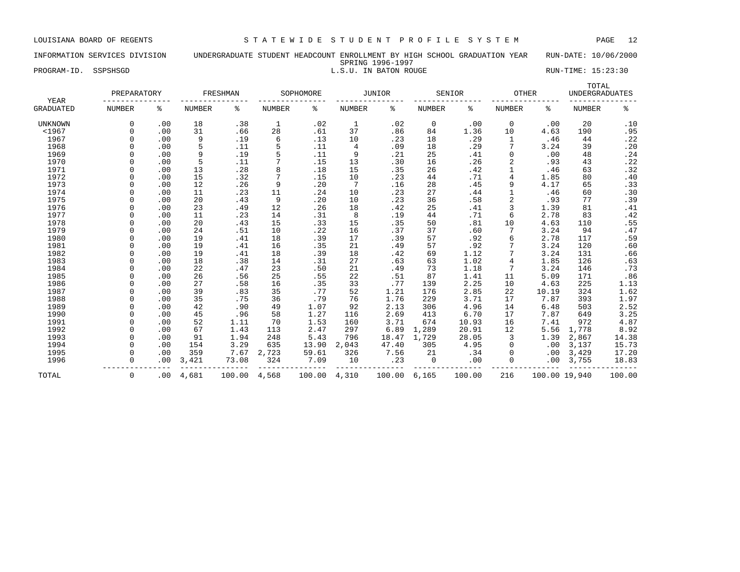LOUISIANA BOARD OF REGENTS — STATEWIDE STUDENT PROFILE SYSTEM

INFORMATION SERVICES DIVISION — UNDERGRADUATE STUDENT HEADCOUNT ENROLLMENT BY HIGH SCHOOL GRADUATION YEAR — RUN-DATE: 10/06/2000

SPRING 1996-1997

PROGRAM-ID. SSPSHSGD — L.S.U. IN BATON ROUGE — RUN-TIME: 15:23:30

| YEAR | PREPARATORY | | FRESHMAN | | SOPHOMORE | | JUNIOR | | SENIOR | | OTHER | | TOTAL UNDERGRADUATES | |
|---|---|---|---|---|---|---|---|---|---|---|---|---|---|---|
| GRADUATED | NUMBER | % | NUMBER | % | NUMBER | % | NUMBER | % | NUMBER | % | NUMBER | % | NUMBER | % |
| UNKNOWN | 0 | .00 | 18 | .38 | 1 | .02 | 1 | .02 | 0 | .00 | 0 | .00 | 20 | .10 |
| <1967 | 0 | .00 | 31 | .66 | 28 | .61 | 37 | .86 | 84 | 1.36 | 10 | 4.63 | 190 | .95 |
| 1967 | 0 | .00 | 9 | .19 | 6 | .13 | 10 | .23 | 18 | .29 | 1 | .46 | 44 | .22 |
| 1968 | 0 | .00 | 5 | .11 | 5 | .11 | 4 | .09 | 18 | .29 | 7 | 3.24 | 39 | .20 |
| 1969 | 0 | .00 | 9 | .19 | 5 | .11 | 9 | .21 | 25 | .41 | 0 | .00 | 48 | .24 |
| 1970 | 0 | .00 | 5 | .11 | 7 | .15 | 13 | .30 | 16 | .26 | 2 | .93 | 43 | .22 |
| 1971 | 0 | .00 | 13 | .28 | 8 | .18 | 15 | .35 | 26 | .42 | 1 | .46 | 63 | .32 |
| 1972 | 0 | .00 | 15 | .32 | 7 | .15 | 10 | .23 | 44 | .71 | 4 | 1.85 | 80 | .40 |
| 1973 | 0 | .00 | 12 | .26 | 9 | .20 | 7 | .16 | 28 | .45 | 9 | 4.17 | 65 | .33 |
| 1974 | 0 | .00 | 11 | .23 | 11 | .24 | 10 | .23 | 27 | .44 | 1 | .46 | 60 | .30 |
| 1975 | 0 | .00 | 20 | .43 | 9 | .20 | 10 | .23 | 36 | .58 | 2 | .93 | 77 | .39 |
| 1976 | 0 | .00 | 23 | .49 | 12 | .26 | 18 | .42 | 25 | .41 | 3 | 1.39 | 81 | .41 |
| 1977 | 0 | .00 | 11 | .23 | 14 | .31 | 8 | .19 | 44 | .71 | 6 | 2.78 | 83 | .42 |
| 1978 | 0 | .00 | 20 | .43 | 15 | .33 | 15 | .35 | 50 | .81 | 10 | 4.63 | 110 | .55 |
| 1979 | 0 | .00 | 24 | .51 | 10 | .22 | 16 | .37 | 37 | .60 | 7 | 3.24 | 94 | .47 |
| 1980 | 0 | .00 | 19 | .41 | 18 | .39 | 17 | .39 | 57 | .92 | 6 | 2.78 | 117 | .59 |
| 1981 | 0 | .00 | 19 | .41 | 16 | .35 | 21 | .49 | 57 | .92 | 7 | 3.24 | 120 | .60 |
| 1982 | 0 | .00 | 19 | .41 | 18 | .39 | 18 | .42 | 69 | 1.12 | 7 | 3.24 | 131 | .66 |
| 1983 | 0 | .00 | 18 | .38 | 14 | .31 | 27 | .63 | 63 | 1.02 | 4 | 1.85 | 126 | .63 |
| 1984 | 0 | .00 | 22 | .47 | 23 | .50 | 21 | .49 | 73 | 1.18 | 7 | 3.24 | 146 | .73 |
| 1985 | 0 | .00 | 26 | .56 | 25 | .55 | 22 | .51 | 87 | 1.41 | 11 | 5.09 | 171 | .86 |
| 1986 | 0 | .00 | 27 | .58 | 16 | .35 | 33 | .77 | 139 | 2.25 | 10 | 4.63 | 225 | 1.13 |
| 1987 | 0 | .00 | 39 | .83 | 35 | .77 | 52 | 1.21 | 176 | 2.85 | 22 | 10.19 | 324 | 1.62 |
| 1988 | 0 | .00 | 35 | .75 | 36 | .79 | 76 | 1.76 | 229 | 3.71 | 17 | 7.87 | 393 | 1.97 |
| 1989 | 0 | .00 | 42 | .90 | 49 | 1.07 | 92 | 2.13 | 306 | 4.96 | 14 | 6.48 | 503 | 2.52 |
| 1990 | 0 | .00 | 45 | .96 | 58 | 1.27 | 116 | 2.69 | 413 | 6.70 | 17 | 7.87 | 649 | 3.25 |
| 1991 | 0 | .00 | 52 | 1.11 | 70 | 1.53 | 160 | 3.71 | 674 | 10.93 | 16 | 7.41 | 972 | 4.87 |
| 1992 | 0 | .00 | 67 | 1.43 | 113 | 2.47 | 297 | 6.89 | 1,289 | 20.91 | 12 | 5.56 | 1,778 | 8.92 |
| 1993 | 0 | .00 | 91 | 1.94 | 248 | 5.43 | 796 | 18.47 | 1,729 | 28.05 | 3 | 1.39 | 2,867 | 14.38 |
| 1994 | 0 | .00 | 154 | 3.29 | 635 | 13.90 | 2,043 | 47.40 | 305 | 4.95 | 0 | .00 | 3,137 | 15.73 |
| 1995 | 0 | .00 | 359 | 7.67 | 2,723 | 59.61 | 326 | 7.56 | 21 | .34 | 0 | .00 | 3,429 | 17.20 |
| 1996 | 0 | .00 | 3,421 | 73.08 | 324 | 7.09 | 10 | .23 | 0 | .00 | 0 | .00 | 3,755 | 18.83 |
| TOTAL | 0 | .00 | 4,681 | 100.00 | 4,568 | 100.00 | 4,310 | 100.00 | 6,165 | 100.00 | 216 | 100.00 | 19,940 | 100.00 |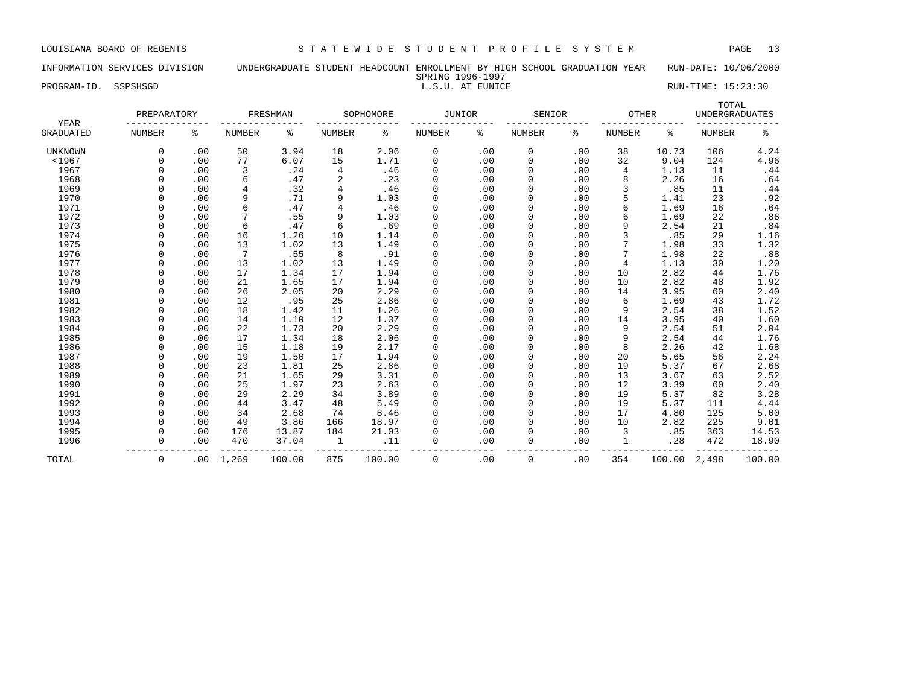LOUISIANA BOARD OF REGENTS — STATEWIDE STUDENT PROFILE SYSTEM

INFORMATION SERVICES DIVISION — UNDERGRADUATE STUDENT HEADCOUNT ENROLLMENT BY HIGH SCHOOL GRADUATION YEAR — RUN-DATE: 10/06/2000

SPRING 1996-1997

PROGRAM-ID. SSPSHSGD — L.S.U. AT EUNICE — RUN-TIME: 15:23:30

| YEAR | PREPARATORY | | FRESHMAN | | SOPHOMORE | | JUNIOR | | SENIOR | | OTHER | | TOTAL UNDERGRADUATES | |
|---|---|---|---|---|---|---|---|---|---|---|---|---|---|---|
| GRADUATED | NUMBER | % | NUMBER | % | NUMBER | % | NUMBER | % | NUMBER | % | NUMBER | % | NUMBER | % |
| UNKNOWN | 0 | .00 | 50 | 3.94 | 18 | 2.06 | 0 | .00 | 0 | .00 | 38 | 10.73 | 106 | 4.24 |
| <1967 | 0 | .00 | 77 | 6.07 | 15 | 1.71 | 0 | .00 | 0 | .00 | 32 | 9.04 | 124 | 4.96 |
| 1967 | 0 | .00 | 3 | .24 | 4 | .46 | 0 | .00 | 0 | .00 | 4 | 1.13 | 11 | .44 |
| 1968 | 0 | .00 | 6 | .47 | 2 | .23 | 0 | .00 | 0 | .00 | 8 | 2.26 | 16 | .64 |
| 1969 | 0 | .00 | 4 | .32 | 4 | .46 | 0 | .00 | 0 | .00 | 3 | .85 | 11 | .44 |
| 1970 | 0 | .00 | 9 | .71 | 9 | 1.03 | 0 | .00 | 0 | .00 | 5 | 1.41 | 23 | .92 |
| 1971 | 0 | .00 | 6 | .47 | 4 | .46 | 0 | .00 | 0 | .00 | 6 | 1.69 | 16 | .64 |
| 1972 | 0 | .00 | 7 | .55 | 9 | 1.03 | 0 | .00 | 0 | .00 | 6 | 1.69 | 22 | .88 |
| 1973 | 0 | .00 | 6 | .47 | 6 | .69 | 0 | .00 | 0 | .00 | 9 | 2.54 | 21 | .84 |
| 1974 | 0 | .00 | 16 | 1.26 | 10 | 1.14 | 0 | .00 | 0 | .00 | 3 | .85 | 29 | 1.16 |
| 1975 | 0 | .00 | 13 | 1.02 | 13 | 1.49 | 0 | .00 | 0 | .00 | 7 | 1.98 | 33 | 1.32 |
| 1976 | 0 | .00 | 7 | .55 | 8 | .91 | 0 | .00 | 0 | .00 | 7 | 1.98 | 22 | .88 |
| 1977 | 0 | .00 | 13 | 1.02 | 13 | 1.49 | 0 | .00 | 0 | .00 | 4 | 1.13 | 30 | 1.20 |
| 1978 | 0 | .00 | 17 | 1.34 | 17 | 1.94 | 0 | .00 | 0 | .00 | 10 | 2.82 | 44 | 1.76 |
| 1979 | 0 | .00 | 21 | 1.65 | 17 | 1.94 | 0 | .00 | 0 | .00 | 10 | 2.82 | 48 | 1.92 |
| 1980 | 0 | .00 | 26 | 2.05 | 20 | 2.29 | 0 | .00 | 0 | .00 | 14 | 3.95 | 60 | 2.40 |
| 1981 | 0 | .00 | 12 | .95 | 25 | 2.86 | 0 | .00 | 0 | .00 | 6 | 1.69 | 43 | 1.72 |
| 1982 | 0 | .00 | 18 | 1.42 | 11 | 1.26 | 0 | .00 | 0 | .00 | 9 | 2.54 | 38 | 1.52 |
| 1983 | 0 | .00 | 14 | 1.10 | 12 | 1.37 | 0 | .00 | 0 | .00 | 14 | 3.95 | 40 | 1.60 |
| 1984 | 0 | .00 | 22 | 1.73 | 20 | 2.29 | 0 | .00 | 0 | .00 | 9 | 2.54 | 51 | 2.04 |
| 1985 | 0 | .00 | 17 | 1.34 | 18 | 2.06 | 0 | .00 | 0 | .00 | 9 | 2.54 | 44 | 1.76 |
| 1986 | 0 | .00 | 15 | 1.18 | 19 | 2.17 | 0 | .00 | 0 | .00 | 8 | 2.26 | 42 | 1.68 |
| 1987 | 0 | .00 | 19 | 1.50 | 17 | 1.94 | 0 | .00 | 0 | .00 | 20 | 5.65 | 56 | 2.24 |
| 1988 | 0 | .00 | 23 | 1.81 | 25 | 2.86 | 0 | .00 | 0 | .00 | 19 | 5.37 | 67 | 2.68 |
| 1989 | 0 | .00 | 21 | 1.65 | 29 | 3.31 | 0 | .00 | 0 | .00 | 13 | 3.67 | 63 | 2.52 |
| 1990 | 0 | .00 | 25 | 1.97 | 23 | 2.63 | 0 | .00 | 0 | .00 | 12 | 3.39 | 60 | 2.40 |
| 1991 | 0 | .00 | 29 | 2.29 | 34 | 3.89 | 0 | .00 | 0 | .00 | 19 | 5.37 | 82 | 3.28 |
| 1992 | 0 | .00 | 44 | 3.47 | 48 | 5.49 | 0 | .00 | 0 | .00 | 19 | 5.37 | 111 | 4.44 |
| 1993 | 0 | .00 | 34 | 2.68 | 74 | 8.46 | 0 | .00 | 0 | .00 | 17 | 4.80 | 125 | 5.00 |
| 1994 | 0 | .00 | 49 | 3.86 | 166 | 18.97 | 0 | .00 | 0 | .00 | 10 | 2.82 | 225 | 9.01 |
| 1995 | 0 | .00 | 176 | 13.87 | 184 | 21.03 | 0 | .00 | 0 | .00 | 3 | .85 | 363 | 14.53 |
| 1996 | 0 | .00 | 470 | 37.04 | 1 | .11 | 0 | .00 | 0 | .00 | 1 | .28 | 472 | 18.90 |
| TOTAL | 0 | .00 | 1,269 | 100.00 | 875 | 100.00 | 0 | .00 | 0 | .00 | 354 | 100.00 | 2,498 | 100.00 |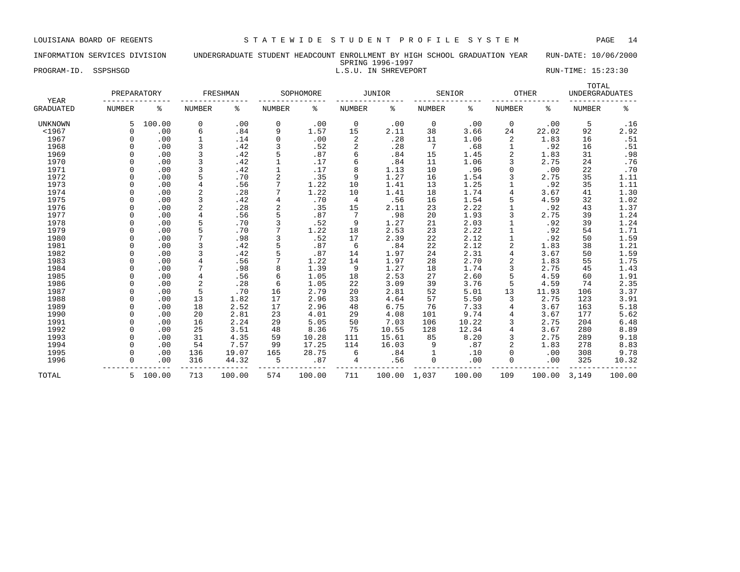LOUISIANA BOARD OF REGENTS — STATEWIDE STUDENT PROFILE SYSTEM

INFORMATION SERVICES DIVISION — UNDERGRADUATE STUDENT HEADCOUNT ENROLLMENT BY HIGH SCHOOL GRADUATION YEAR — RUN-DATE: 10/06/2000

SPRING 1996-1997

PROGRAM-ID. SSPSHSGD — L.S.U. IN SHREVEPORT — RUN-TIME: 15:23:30

| YEAR GRADUATED | PREPARATORY NUMBER | PREPARATORY % | FRESHMAN NUMBER | FRESHMAN % | SOPHOMORE NUMBER | SOPHOMORE % | JUNIOR NUMBER | JUNIOR % | SENIOR NUMBER | SENIOR % | OTHER NUMBER | OTHER % | TOTAL UNDERGRADUATES NUMBER | TOTAL UNDERGRADUATES % |
|---|---|---|---|---|---|---|---|---|---|---|---|---|---|---|
| UNKNOWN | 5 | 100.00 | 0 | .00 | 0 | .00 | 0 | .00 | 0 | .00 | 0 | .00 | 5 | .16 |
| <1967 | 0 | .00 | 6 | .84 | 9 | 1.57 | 15 | 2.11 | 38 | 3.66 | 24 | 22.02 | 92 | 2.92 |
| 1967 | 0 | .00 | 1 | .14 | 0 | .00 | 2 | .28 | 11 | 1.06 | 2 | 1.83 | 16 | .51 |
| 1968 | 0 | .00 | 3 | .42 | 3 | .52 | 2 | .28 | 7 | .68 | 1 | .92 | 16 | .51 |
| 1969 | 0 | .00 | 3 | .42 | 5 | .87 | 6 | .84 | 15 | 1.45 | 2 | 1.83 | 31 | .98 |
| 1970 | 0 | .00 | 3 | .42 | 1 | .17 | 6 | .84 | 11 | 1.06 | 3 | 2.75 | 24 | .76 |
| 1971 | 0 | .00 | 3 | .42 | 1 | .17 | 8 | 1.13 | 10 | .96 | 0 | .00 | 22 | .70 |
| 1972 | 0 | .00 | 5 | .70 | 2 | .35 | 9 | 1.27 | 16 | 1.54 | 3 | 2.75 | 35 | 1.11 |
| 1973 | 0 | .00 | 4 | .56 | 7 | 1.22 | 10 | 1.41 | 13 | 1.25 | 1 | .92 | 35 | 1.11 |
| 1974 | 0 | .00 | 2 | .28 | 7 | 1.22 | 10 | 1.41 | 18 | 1.74 | 4 | 3.67 | 41 | 1.30 |
| 1975 | 0 | .00 | 3 | .42 | 4 | .70 | 4 | .56 | 16 | 1.54 | 5 | 4.59 | 32 | 1.02 |
| 1976 | 0 | .00 | 2 | .28 | 2 | .35 | 15 | 2.11 | 23 | 2.22 | 1 | .92 | 43 | 1.37 |
| 1977 | 0 | .00 | 4 | .56 | 5 | .87 | 7 | .98 | 20 | 1.93 | 3 | 2.75 | 39 | 1.24 |
| 1978 | 0 | .00 | 5 | .70 | 3 | .52 | 9 | 1.27 | 21 | 2.03 | 1 | .92 | 39 | 1.24 |
| 1979 | 0 | .00 | 5 | .70 | 7 | 1.22 | 18 | 2.53 | 23 | 2.22 | 1 | .92 | 54 | 1.71 |
| 1980 | 0 | .00 | 7 | .98 | 3 | .52 | 17 | 2.39 | 22 | 2.12 | 1 | .92 | 50 | 1.59 |
| 1981 | 0 | .00 | 3 | .42 | 5 | .87 | 6 | .84 | 22 | 2.12 | 2 | 1.83 | 38 | 1.21 |
| 1982 | 0 | .00 | 3 | .42 | 5 | .87 | 14 | 1.97 | 24 | 2.31 | 4 | 3.67 | 50 | 1.59 |
| 1983 | 0 | .00 | 4 | .56 | 7 | 1.22 | 14 | 1.97 | 28 | 2.70 | 2 | 1.83 | 55 | 1.75 |
| 1984 | 0 | .00 | 7 | .98 | 8 | 1.39 | 9 | 1.27 | 18 | 1.74 | 3 | 2.75 | 45 | 1.43 |
| 1985 | 0 | .00 | 4 | .56 | 6 | 1.05 | 18 | 2.53 | 27 | 2.60 | 5 | 4.59 | 60 | 1.91 |
| 1986 | 0 | .00 | 2 | .28 | 6 | 1.05 | 22 | 3.09 | 39 | 3.76 | 5 | 4.59 | 74 | 2.35 |
| 1987 | 0 | .00 | 5 | .70 | 16 | 2.79 | 20 | 2.81 | 52 | 5.01 | 13 | 11.93 | 106 | 3.37 |
| 1988 | 0 | .00 | 13 | 1.82 | 17 | 2.96 | 33 | 4.64 | 57 | 5.50 | 3 | 2.75 | 123 | 3.91 |
| 1989 | 0 | .00 | 18 | 2.52 | 17 | 2.96 | 48 | 6.75 | 76 | 7.33 | 4 | 3.67 | 163 | 5.18 |
| 1990 | 0 | .00 | 20 | 2.81 | 23 | 4.01 | 29 | 4.08 | 101 | 9.74 | 4 | 3.67 | 177 | 5.62 |
| 1991 | 0 | .00 | 16 | 2.24 | 29 | 5.05 | 50 | 7.03 | 106 | 10.22 | 3 | 2.75 | 204 | 6.48 |
| 1992 | 0 | .00 | 25 | 3.51 | 48 | 8.36 | 75 | 10.55 | 128 | 12.34 | 4 | 3.67 | 280 | 8.89 |
| 1993 | 0 | .00 | 31 | 4.35 | 59 | 10.28 | 111 | 15.61 | 85 | 8.20 | 3 | 2.75 | 289 | 9.18 |
| 1994 | 0 | .00 | 54 | 7.57 | 99 | 17.25 | 114 | 16.03 | 9 | .87 | 2 | 1.83 | 278 | 8.83 |
| 1995 | 0 | .00 | 136 | 19.07 | 165 | 28.75 | 6 | .84 | 1 | .10 | 0 | .00 | 308 | 9.78 |
| 1996 | 0 | .00 | 316 | 44.32 | 5 | .87 | 4 | .56 | 0 | .00 | 0 | .00 | 325 | 10.32 |
| TOTAL | 5 | 100.00 | 713 | 100.00 | 574 | 100.00 | 711 | 100.00 | 1,037 | 100.00 | 109 | 100.00 | 3,149 | 100.00 |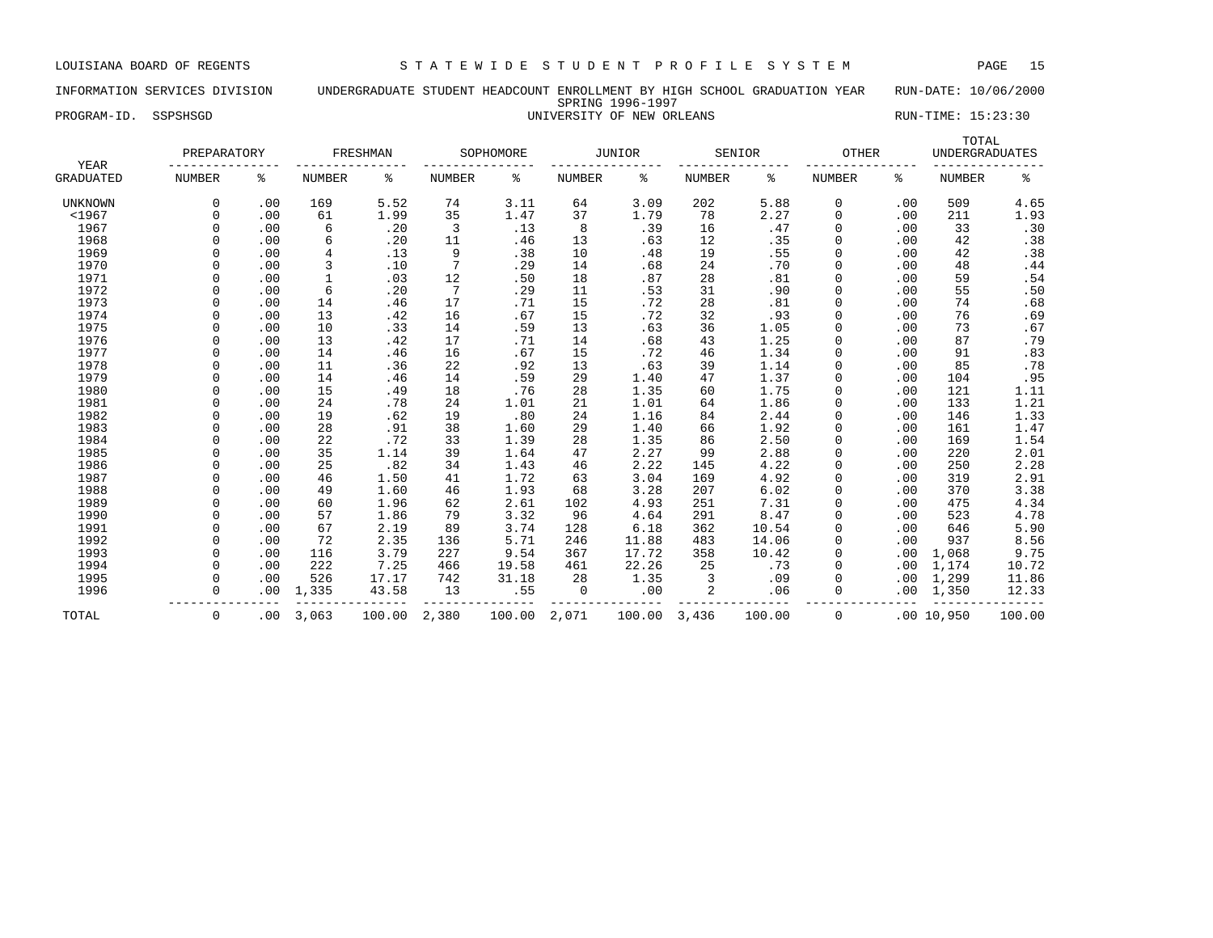LOUISIANA BOARD OF REGENTS — STATEWIDE STUDENT PROFILE SYSTEM

INFORMATION SERVICES DIVISION — UNDERGRADUATE STUDENT HEADCOUNT ENROLLMENT BY HIGH SCHOOL GRADUATION YEAR — RUN-DATE: 10/06/2000

SPRING 1996-1997

PROGRAM-ID. SSPSHSGD — UNIVERSITY OF NEW ORLEANS — RUN-TIME: 15:23:30

| YEAR | PREPARATORY | | FRESHMAN | | SOPHOMORE | | JUNIOR | | SENIOR | | OTHER | | TOTAL UNDERGRADUATES | |
|---|---|---|---|---|---|---|---|---|---|---|---|---|---|---|
| GRADUATED | NUMBER | % | NUMBER | % | NUMBER | % | NUMBER | % | NUMBER | % | NUMBER | % | NUMBER | % |
| UNKNOWN | 0 | .00 | 169 | 5.52 | 74 | 3.11 | 64 | 3.09 | 202 | 5.88 | 0 | .00 | 509 | 4.65 |
| <1967 | 0 | .00 | 61 | 1.99 | 35 | 1.47 | 37 | 1.79 | 78 | 2.27 | 0 | .00 | 211 | 1.93 |
| 1967 | 0 | .00 | 6 | .20 | 3 | .13 | 8 | .39 | 16 | .47 | 0 | .00 | 33 | .30 |
| 1968 | 0 | .00 | 6 | .20 | 11 | .46 | 13 | .63 | 12 | .35 | 0 | .00 | 42 | .38 |
| 1969 | 0 | .00 | 4 | .13 | 9 | .38 | 10 | .48 | 19 | .55 | 0 | .00 | 42 | .38 |
| 1970 | 0 | .00 | 3 | .10 | 7 | .29 | 14 | .68 | 24 | .70 | 0 | .00 | 48 | .44 |
| 1971 | 0 | .00 | 1 | .03 | 12 | .50 | 18 | .87 | 28 | .81 | 0 | .00 | 59 | .54 |
| 1972 | 0 | .00 | 6 | .20 | 7 | .29 | 11 | .53 | 31 | .90 | 0 | .00 | 55 | .50 |
| 1973 | 0 | .00 | 14 | .46 | 17 | .71 | 15 | .72 | 28 | .81 | 0 | .00 | 74 | .68 |
| 1974 | 0 | .00 | 13 | .42 | 16 | .67 | 15 | .72 | 32 | .93 | 0 | .00 | 76 | .69 |
| 1975 | 0 | .00 | 10 | .33 | 14 | .59 | 13 | .63 | 36 | 1.05 | 0 | .00 | 73 | .67 |
| 1976 | 0 | .00 | 13 | .42 | 17 | .71 | 14 | .68 | 43 | 1.25 | 0 | .00 | 87 | .79 |
| 1977 | 0 | .00 | 14 | .46 | 16 | .67 | 15 | .72 | 46 | 1.34 | 0 | .00 | 91 | .83 |
| 1978 | 0 | .00 | 11 | .36 | 22 | .92 | 13 | .63 | 39 | 1.14 | 0 | .00 | 85 | .78 |
| 1979 | 0 | .00 | 14 | .46 | 14 | .59 | 29 | 1.40 | 47 | 1.37 | 0 | .00 | 104 | .95 |
| 1980 | 0 | .00 | 15 | .49 | 18 | .76 | 28 | 1.35 | 60 | 1.75 | 0 | .00 | 121 | 1.11 |
| 1981 | 0 | .00 | 24 | .78 | 24 | 1.01 | 21 | 1.01 | 64 | 1.86 | 0 | .00 | 133 | 1.21 |
| 1982 | 0 | .00 | 19 | .62 | 19 | .80 | 24 | 1.16 | 84 | 2.44 | 0 | .00 | 146 | 1.33 |
| 1983 | 0 | .00 | 28 | .91 | 38 | 1.60 | 29 | 1.40 | 66 | 1.92 | 0 | .00 | 161 | 1.47 |
| 1984 | 0 | .00 | 22 | .72 | 33 | 1.39 | 28 | 1.35 | 86 | 2.50 | 0 | .00 | 169 | 1.54 |
| 1985 | 0 | .00 | 35 | 1.14 | 39 | 1.64 | 47 | 2.27 | 99 | 2.88 | 0 | .00 | 220 | 2.01 |
| 1986 | 0 | .00 | 25 | .82 | 34 | 1.43 | 46 | 2.22 | 145 | 4.22 | 0 | .00 | 250 | 2.28 |
| 1987 | 0 | .00 | 46 | 1.50 | 41 | 1.72 | 63 | 3.04 | 169 | 4.92 | 0 | .00 | 319 | 2.91 |
| 1988 | 0 | .00 | 49 | 1.60 | 46 | 1.93 | 68 | 3.28 | 207 | 6.02 | 0 | .00 | 370 | 3.38 |
| 1989 | 0 | .00 | 60 | 1.96 | 62 | 2.61 | 102 | 4.93 | 251 | 7.31 | 0 | .00 | 475 | 4.34 |
| 1990 | 0 | .00 | 57 | 1.86 | 79 | 3.32 | 96 | 4.64 | 291 | 8.47 | 0 | .00 | 523 | 4.78 |
| 1991 | 0 | .00 | 67 | 2.19 | 89 | 3.74 | 128 | 6.18 | 362 | 10.54 | 0 | .00 | 646 | 5.90 |
| 1992 | 0 | .00 | 72 | 2.35 | 136 | 5.71 | 246 | 11.88 | 483 | 14.06 | 0 | .00 | 937 | 8.56 |
| 1993 | 0 | .00 | 116 | 3.79 | 227 | 9.54 | 367 | 17.72 | 358 | 10.42 | 0 | .00 | 1,068 | 9.75 |
| 1994 | 0 | .00 | 222 | 7.25 | 466 | 19.58 | 461 | 22.26 | 25 | .73 | 0 | .00 | 1,174 | 10.72 |
| 1995 | 0 | .00 | 526 | 17.17 | 742 | 31.18 | 28 | 1.35 | 3 | .09 | 0 | .00 | 1,299 | 11.86 |
| 1996 | 0 | .00 | 1,335 | 43.58 | 13 | .55 | 0 | .00 | 2 | .06 | 0 | .00 | 1,350 | 12.33 |
| TOTAL | 0 | .00 | 3,063 | 100.00 | 2,380 | 100.00 | 2,071 | 100.00 | 3,436 | 100.00 | 0 | .00 | 10,950 | 100.00 |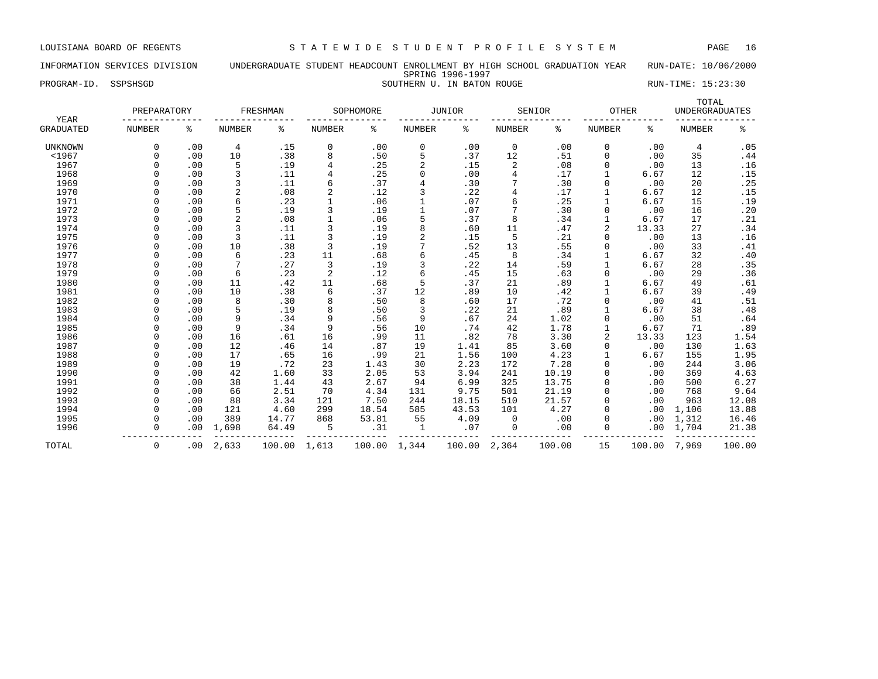LOUISIANA BOARD OF REGENTS — STATEWIDE STUDENT PROFILE SYSTEM

INFORMATION SERVICES DIVISION — UNDERGRADUATE STUDENT HEADCOUNT ENROLLMENT BY HIGH SCHOOL GRADUATION YEAR — RUN-DATE: 10/06/2000

SPRING 1996-1997

PROGRAM-ID. SSPSHSGD — SOUTHERN U. IN BATON ROUGE — RUN-TIME: 15:23:30

| YEAR | PREPARATORY | | FRESHMAN | | SOPHOMORE | | JUNIOR | | SENIOR | | OTHER | | TOTAL UNDERGRADUATES | |
|---|---|---|---|---|---|---|---|---|---|---|---|---|---|---|
| GRADUATED | NUMBER | % | NUMBER | % | NUMBER | % | NUMBER | % | NUMBER | % | NUMBER | % | NUMBER | % |
| UNKNOWN | 0 | .00 | 4 | .15 | 0 | .00 | 0 | .00 | 0 | .00 | 0 | .00 | 4 | .05 |
| <1967 | 0 | .00 | 10 | .38 | 8 | .50 | 5 | .37 | 12 | .51 | 0 | .00 | 35 | .44 |
| 1967 | 0 | .00 | 5 | .19 | 4 | .25 | 2 | .15 | 2 | .08 | 0 | .00 | 13 | .16 |
| 1968 | 0 | .00 | 3 | .11 | 4 | .25 | 0 | .00 | 4 | .17 | 1 | 6.67 | 12 | .15 |
| 1969 | 0 | .00 | 3 | .11 | 6 | .37 | 4 | .30 | 7 | .30 | 0 | .00 | 20 | .25 |
| 1970 | 0 | .00 | 2 | .08 | 2 | .12 | 3 | .22 | 4 | .17 | 1 | 6.67 | 12 | .15 |
| 1971 | 0 | .00 | 6 | .23 | 1 | .06 | 1 | .07 | 6 | .25 | 1 | 6.67 | 15 | .19 |
| 1972 | 0 | .00 | 5 | .19 | 3 | .19 | 1 | .07 | 7 | .30 | 0 | .00 | 16 | .20 |
| 1973 | 0 | .00 | 2 | .08 | 1 | .06 | 5 | .37 | 8 | .34 | 1 | 6.67 | 17 | .21 |
| 1974 | 0 | .00 | 3 | .11 | 3 | .19 | 8 | .60 | 11 | .47 | 2 | 13.33 | 27 | .34 |
| 1975 | 0 | .00 | 3 | .11 | 3 | .19 | 2 | .15 | 5 | .21 | 0 | .00 | 13 | .16 |
| 1976 | 0 | .00 | 10 | .38 | 3 | .19 | 7 | .52 | 13 | .55 | 0 | .00 | 33 | .41 |
| 1977 | 0 | .00 | 6 | .23 | 11 | .68 | 6 | .45 | 8 | .34 | 1 | 6.67 | 32 | .40 |
| 1978 | 0 | .00 | 7 | .27 | 3 | .19 | 3 | .22 | 14 | .59 | 1 | 6.67 | 28 | .35 |
| 1979 | 0 | .00 | 6 | .23 | 2 | .12 | 6 | .45 | 15 | .63 | 0 | .00 | 29 | .36 |
| 1980 | 0 | .00 | 11 | .42 | 11 | .68 | 5 | .37 | 21 | .89 | 1 | 6.67 | 49 | .61 |
| 1981 | 0 | .00 | 10 | .38 | 6 | .37 | 12 | .89 | 10 | .42 | 1 | 6.67 | 39 | .49 |
| 1982 | 0 | .00 | 8 | .30 | 8 | .50 | 8 | .60 | 17 | .72 | 0 | .00 | 41 | .51 |
| 1983 | 0 | .00 | 5 | .19 | 8 | .50 | 3 | .22 | 21 | .89 | 1 | 6.67 | 38 | .48 |
| 1984 | 0 | .00 | 9 | .34 | 9 | .56 | 9 | .67 | 24 | 1.02 | 0 | .00 | 51 | .64 |
| 1985 | 0 | .00 | 9 | .34 | 9 | .56 | 10 | .74 | 42 | 1.78 | 1 | 6.67 | 71 | .89 |
| 1986 | 0 | .00 | 16 | .61 | 16 | .99 | 11 | .82 | 78 | 3.30 | 2 | 13.33 | 123 | 1.54 |
| 1987 | 0 | .00 | 12 | .46 | 14 | .87 | 19 | 1.41 | 85 | 3.60 | 0 | .00 | 130 | 1.63 |
| 1988 | 0 | .00 | 17 | .65 | 16 | .99 | 21 | 1.56 | 100 | 4.23 | 1 | 6.67 | 155 | 1.95 |
| 1989 | 0 | .00 | 19 | .72 | 23 | 1.43 | 30 | 2.23 | 172 | 7.28 | 0 | .00 | 244 | 3.06 |
| 1990 | 0 | .00 | 42 | 1.60 | 33 | 2.05 | 53 | 3.94 | 241 | 10.19 | 0 | .00 | 369 | 4.63 |
| 1991 | 0 | .00 | 38 | 1.44 | 43 | 2.67 | 94 | 6.99 | 325 | 13.75 | 0 | .00 | 500 | 6.27 |
| 1992 | 0 | .00 | 66 | 2.51 | 70 | 4.34 | 131 | 9.75 | 501 | 21.19 | 0 | .00 | 768 | 9.64 |
| 1993 | 0 | .00 | 88 | 3.34 | 121 | 7.50 | 244 | 18.15 | 510 | 21.57 | 0 | .00 | 963 | 12.08 |
| 1994 | 0 | .00 | 121 | 4.60 | 299 | 18.54 | 585 | 43.53 | 101 | 4.27 | 0 | .00 | 1,106 | 13.88 |
| 1995 | 0 | .00 | 389 | 14.77 | 868 | 53.81 | 55 | 4.09 | 0 | .00 | 0 | .00 | 1,312 | 16.46 |
| 1996 | 0 | .00 | 1,698 | 64.49 | 5 | .31 | 1 | .07 | 0 | .00 | 0 | .00 | 1,704 | 21.38 |
| TOTAL | 0 | .00 | 2,633 | 100.00 | 1,613 | 100.00 | 1,344 | 100.00 | 2,364 | 100.00 | 15 | 100.00 | 7,969 | 100.00 |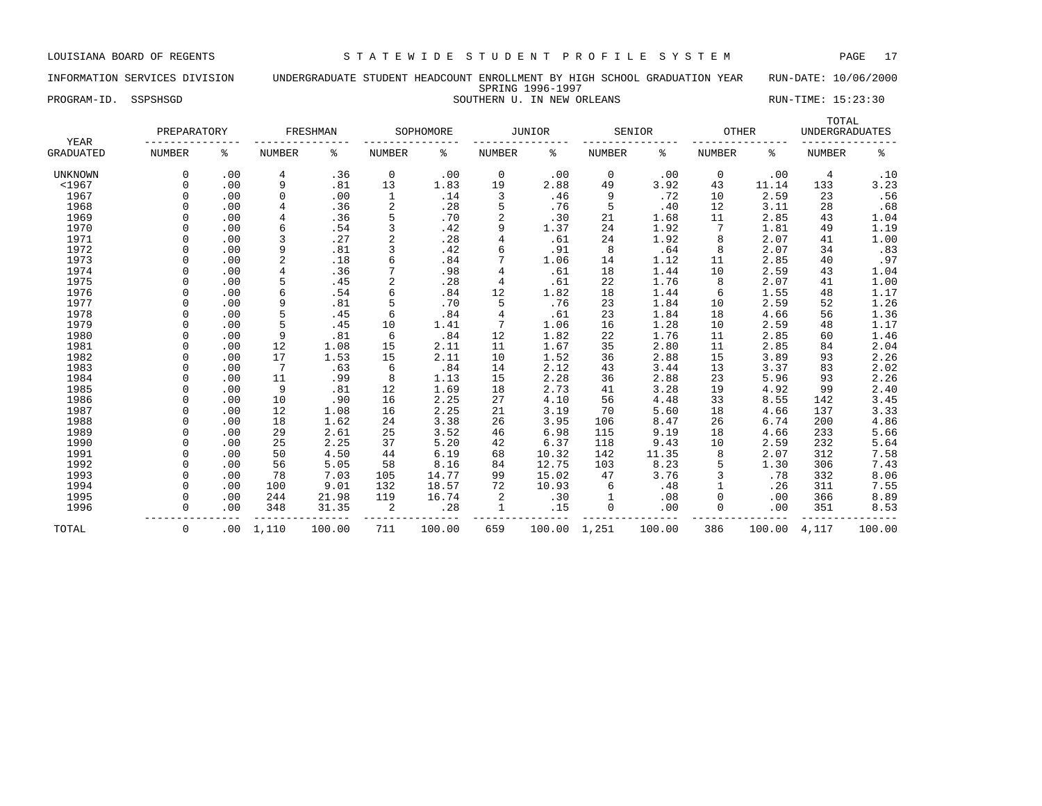LOUISIANA BOARD OF REGENTS — STATEWIDE STUDENT PROFILE SYSTEM

INFORMATION SERVICES DIVISION — UNDERGRADUATE STUDENT HEADCOUNT ENROLLMENT BY HIGH SCHOOL GRADUATION YEAR — RUN-DATE: 10/06/2000

SPRING 1996-1997

PROGRAM-ID. SSPSHSGD — SOUTHERN U. IN NEW ORLEANS — RUN-TIME: 15:23:30

| YEAR GRADUATED | PREPARATORY NUMBER | PREPARATORY % | FRESHMAN NUMBER | FRESHMAN % | SOPHOMORE NUMBER | SOPHOMORE % | JUNIOR NUMBER | JUNIOR % | SENIOR NUMBER | SENIOR % | OTHER NUMBER | OTHER % | TOTAL UNDERGRADUATES NUMBER | TOTAL UNDERGRADUATES % |
|---|---|---|---|---|---|---|---|---|---|---|---|---|---|---|
| UNKNOWN | 0 | .00 | 4 | .36 | 0 | .00 | 0 | .00 | 0 | .00 | 0 | .00 | 4 | .10 |
| <1967 | 0 | .00 | 9 | .81 | 13 | 1.83 | 19 | 2.88 | 49 | 3.92 | 43 | 11.14 | 133 | 3.23 |
| 1967 | 0 | .00 | 0 | .00 | 1 | .14 | 3 | .46 | 9 | .72 | 10 | 2.59 | 23 | .56 |
| 1968 | 0 | .00 | 4 | .36 | 2 | .28 | 5 | .76 | 5 | .40 | 12 | 3.11 | 28 | .68 |
| 1969 | 0 | .00 | 4 | .36 | 5 | .70 | 2 | .30 | 21 | 1.68 | 11 | 2.85 | 43 | 1.04 |
| 1970 | 0 | .00 | 6 | .54 | 3 | .42 | 9 | 1.37 | 24 | 1.92 | 7 | 1.81 | 49 | 1.19 |
| 1971 | 0 | .00 | 3 | .27 | 2 | .28 | 4 | .61 | 24 | 1.92 | 8 | 2.07 | 41 | 1.00 |
| 1972 | 0 | .00 | 9 | .81 | 3 | .42 | 6 | .91 | 8 | .64 | 8 | 2.07 | 34 | .83 |
| 1973 | 0 | .00 | 2 | .18 | 6 | .84 | 7 | 1.06 | 14 | 1.12 | 11 | 2.85 | 40 | .97 |
| 1974 | 0 | .00 | 4 | .36 | 7 | .98 | 4 | .61 | 18 | 1.44 | 10 | 2.59 | 43 | 1.04 |
| 1975 | 0 | .00 | 5 | .45 | 2 | .28 | 4 | .61 | 22 | 1.76 | 8 | 2.07 | 41 | 1.00 |
| 1976 | 0 | .00 | 6 | .54 | 6 | .84 | 12 | 1.82 | 18 | 1.44 | 6 | 1.55 | 48 | 1.17 |
| 1977 | 0 | .00 | 9 | .81 | 5 | .70 | 5 | .76 | 23 | 1.84 | 10 | 2.59 | 52 | 1.26 |
| 1978 | 0 | .00 | 5 | .45 | 6 | .84 | 4 | .61 | 23 | 1.84 | 18 | 4.66 | 56 | 1.36 |
| 1979 | 0 | .00 | 5 | .45 | 10 | 1.41 | 7 | 1.06 | 16 | 1.28 | 10 | 2.59 | 48 | 1.17 |
| 1980 | 0 | .00 | 9 | .81 | 6 | .84 | 12 | 1.82 | 22 | 1.76 | 11 | 2.85 | 60 | 1.46 |
| 1981 | 0 | .00 | 12 | 1.08 | 15 | 2.11 | 11 | 1.67 | 35 | 2.80 | 11 | 2.85 | 84 | 2.04 |
| 1982 | 0 | .00 | 17 | 1.53 | 15 | 2.11 | 10 | 1.52 | 36 | 2.88 | 15 | 3.89 | 93 | 2.26 |
| 1983 | 0 | .00 | 7 | .63 | 6 | .84 | 14 | 2.12 | 43 | 3.44 | 13 | 3.37 | 83 | 2.02 |
| 1984 | 0 | .00 | 11 | .99 | 8 | 1.13 | 15 | 2.28 | 36 | 2.88 | 23 | 5.96 | 93 | 2.26 |
| 1985 | 0 | .00 | 9 | .81 | 12 | 1.69 | 18 | 2.73 | 41 | 3.28 | 19 | 4.92 | 99 | 2.40 |
| 1986 | 0 | .00 | 10 | .90 | 16 | 2.25 | 27 | 4.10 | 56 | 4.48 | 33 | 8.55 | 142 | 3.45 |
| 1987 | 0 | .00 | 12 | 1.08 | 16 | 2.25 | 21 | 3.19 | 70 | 5.60 | 18 | 4.66 | 137 | 3.33 |
| 1988 | 0 | .00 | 18 | 1.62 | 24 | 3.38 | 26 | 3.95 | 106 | 8.47 | 26 | 6.74 | 200 | 4.86 |
| 1989 | 0 | .00 | 29 | 2.61 | 25 | 3.52 | 46 | 6.98 | 115 | 9.19 | 18 | 4.66 | 233 | 5.66 |
| 1990 | 0 | .00 | 25 | 2.25 | 37 | 5.20 | 42 | 6.37 | 118 | 9.43 | 10 | 2.59 | 232 | 5.64 |
| 1991 | 0 | .00 | 50 | 4.50 | 44 | 6.19 | 68 | 10.32 | 142 | 11.35 | 8 | 2.07 | 312 | 7.58 |
| 1992 | 0 | .00 | 56 | 5.05 | 58 | 8.16 | 84 | 12.75 | 103 | 8.23 | 5 | 1.30 | 306 | 7.43 |
| 1993 | 0 | .00 | 78 | 7.03 | 105 | 14.77 | 99 | 15.02 | 47 | 3.76 | 3 | .78 | 332 | 8.06 |
| 1994 | 0 | .00 | 100 | 9.01 | 132 | 18.57 | 72 | 10.93 | 6 | .48 | 1 | .26 | 311 | 7.55 |
| 1995 | 0 | .00 | 244 | 21.98 | 119 | 16.74 | 2 | .30 | 1 | .08 | 0 | .00 | 366 | 8.89 |
| 1996 | 0 | .00 | 348 | 31.35 | 2 | .28 | 1 | .15 | 0 | .00 | 0 | .00 | 351 | 8.53 |
| TOTAL | 0 | .00 | 1,110 | 100.00 | 711 | 100.00 | 659 | 100.00 | 1,251 | 100.00 | 386 | 100.00 | 4,117 | 100.00 |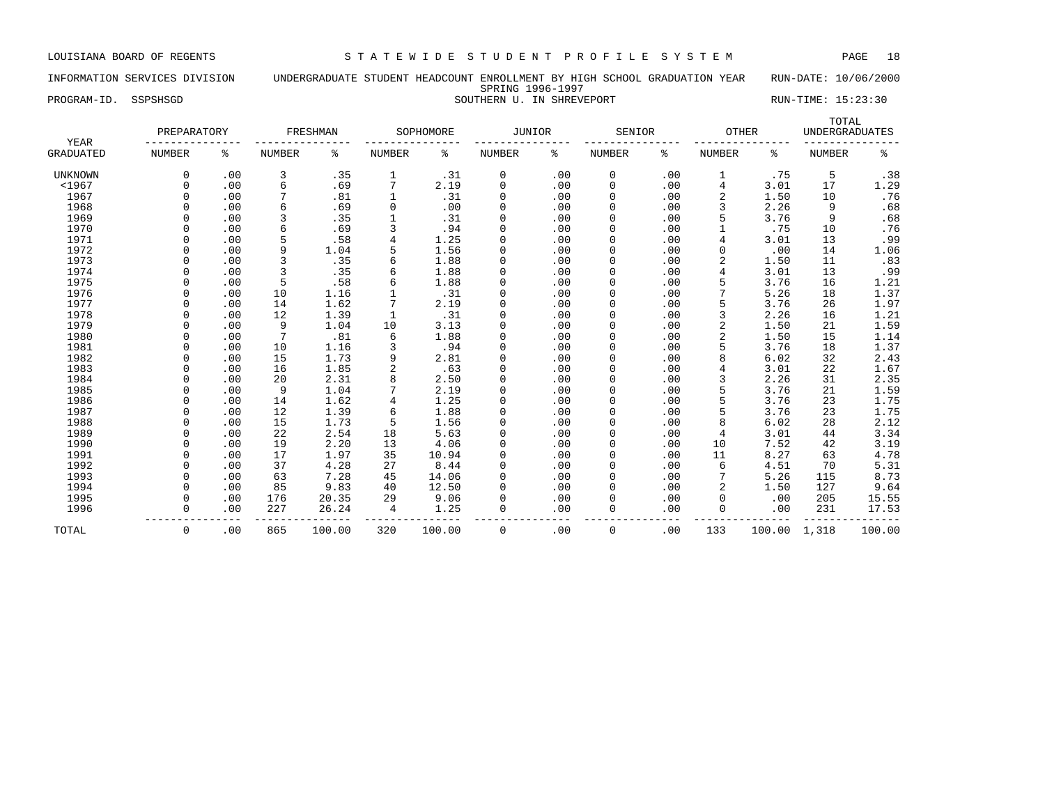LOUISIANA BOARD OF REGENTS — STATEWIDE STUDENT PROFILE SYSTEM

INFORMATION SERVICES DIVISION — UNDERGRADUATE STUDENT HEADCOUNT ENROLLMENT BY HIGH SCHOOL GRADUATION YEAR — RUN-DATE: 10/06/2000

SPRING 1996-1997

PROGRAM-ID. SSPSHSGD — SOUTHERN U. IN SHREVEPORT — RUN-TIME: 15:23:30

| YEAR | PREPARATORY | | FRESHMAN | | SOPHOMORE | | JUNIOR | | SENIOR | | OTHER | | TOTAL UNDERGRADUATES | |
|---|---|---|---|---|---|---|---|---|---|---|---|---|---|---|
| GRADUATED | NUMBER | % | NUMBER | % | NUMBER | % | NUMBER | % | NUMBER | % | NUMBER | % | NUMBER | % |
| UNKNOWN | 0 | .00 | 3 | .35 | 1 | .31 | 0 | .00 | 0 | .00 | 1 | .75 | 5 | .38 |
| <1967 | 0 | .00 | 6 | .69 | 7 | 2.19 | 0 | .00 | 0 | .00 | 4 | 3.01 | 17 | 1.29 |
| 1967 | 0 | .00 | 7 | .81 | 1 | .31 | 0 | .00 | 0 | .00 | 2 | 1.50 | 10 | .76 |
| 1968 | 0 | .00 | 6 | .69 | 0 | .00 | 0 | .00 | 0 | .00 | 3 | 2.26 | 9 | .68 |
| 1969 | 0 | .00 | 3 | .35 | 1 | .31 | 0 | .00 | 0 | .00 | 5 | 3.76 | 9 | .68 |
| 1970 | 0 | .00 | 6 | .69 | 3 | .94 | 0 | .00 | 0 | .00 | 1 | .75 | 10 | .76 |
| 1971 | 0 | .00 | 5 | .58 | 4 | 1.25 | 0 | .00 | 0 | .00 | 4 | 3.01 | 13 | .99 |
| 1972 | 0 | .00 | 9 | 1.04 | 5 | 1.56 | 0 | .00 | 0 | .00 | 0 | .00 | 14 | 1.06 |
| 1973 | 0 | .00 | 3 | .35 | 6 | 1.88 | 0 | .00 | 0 | .00 | 2 | 1.50 | 11 | .83 |
| 1974 | 0 | .00 | 3 | .35 | 6 | 1.88 | 0 | .00 | 0 | .00 | 4 | 3.01 | 13 | .99 |
| 1975 | 0 | .00 | 5 | .58 | 6 | 1.88 | 0 | .00 | 0 | .00 | 5 | 3.76 | 16 | 1.21 |
| 1976 | 0 | .00 | 10 | 1.16 | 1 | .31 | 0 | .00 | 0 | .00 | 7 | 5.26 | 18 | 1.37 |
| 1977 | 0 | .00 | 14 | 1.62 | 7 | 2.19 | 0 | .00 | 0 | .00 | 5 | 3.76 | 26 | 1.97 |
| 1978 | 0 | .00 | 12 | 1.39 | 1 | .31 | 0 | .00 | 0 | .00 | 3 | 2.26 | 16 | 1.21 |
| 1979 | 0 | .00 | 9 | 1.04 | 10 | 3.13 | 0 | .00 | 0 | .00 | 2 | 1.50 | 21 | 1.59 |
| 1980 | 0 | .00 | 7 | .81 | 6 | 1.88 | 0 | .00 | 0 | .00 | 2 | 1.50 | 15 | 1.14 |
| 1981 | 0 | .00 | 10 | 1.16 | 3 | .94 | 0 | .00 | 0 | .00 | 5 | 3.76 | 18 | 1.37 |
| 1982 | 0 | .00 | 15 | 1.73 | 9 | 2.81 | 0 | .00 | 0 | .00 | 8 | 6.02 | 32 | 2.43 |
| 1983 | 0 | .00 | 16 | 1.85 | 2 | .63 | 0 | .00 | 0 | .00 | 4 | 3.01 | 22 | 1.67 |
| 1984 | 0 | .00 | 20 | 2.31 | 8 | 2.50 | 0 | .00 | 0 | .00 | 3 | 2.26 | 31 | 2.35 |
| 1985 | 0 | .00 | 9 | 1.04 | 7 | 2.19 | 0 | .00 | 0 | .00 | 5 | 3.76 | 21 | 1.59 |
| 1986 | 0 | .00 | 14 | 1.62 | 4 | 1.25 | 0 | .00 | 0 | .00 | 5 | 3.76 | 23 | 1.75 |
| 1987 | 0 | .00 | 12 | 1.39 | 6 | 1.88 | 0 | .00 | 0 | .00 | 5 | 3.76 | 23 | 1.75 |
| 1988 | 0 | .00 | 15 | 1.73 | 5 | 1.56 | 0 | .00 | 0 | .00 | 8 | 6.02 | 28 | 2.12 |
| 1989 | 0 | .00 | 22 | 2.54 | 18 | 5.63 | 0 | .00 | 0 | .00 | 4 | 3.01 | 44 | 3.34 |
| 1990 | 0 | .00 | 19 | 2.20 | 13 | 4.06 | 0 | .00 | 0 | .00 | 10 | 7.52 | 42 | 3.19 |
| 1991 | 0 | .00 | 17 | 1.97 | 35 | 10.94 | 0 | .00 | 0 | .00 | 11 | 8.27 | 63 | 4.78 |
| 1992 | 0 | .00 | 37 | 4.28 | 27 | 8.44 | 0 | .00 | 0 | .00 | 6 | 4.51 | 70 | 5.31 |
| 1993 | 0 | .00 | 63 | 7.28 | 45 | 14.06 | 0 | .00 | 0 | .00 | 7 | 5.26 | 115 | 8.73 |
| 1994 | 0 | .00 | 85 | 9.83 | 40 | 12.50 | 0 | .00 | 0 | .00 | 2 | 1.50 | 127 | 9.64 |
| 1995 | 0 | .00 | 176 | 20.35 | 29 | 9.06 | 0 | .00 | 0 | .00 | 0 | .00 | 205 | 15.55 |
| 1996 | 0 | .00 | 227 | 26.24 | 4 | 1.25 | 0 | .00 | 0 | .00 | 0 | .00 | 231 | 17.53 |
| TOTAL | 0 | .00 | 865 | 100.00 | 320 | 100.00 | 0 | .00 | 0 | .00 | 133 | 100.00 | 1,318 | 100.00 |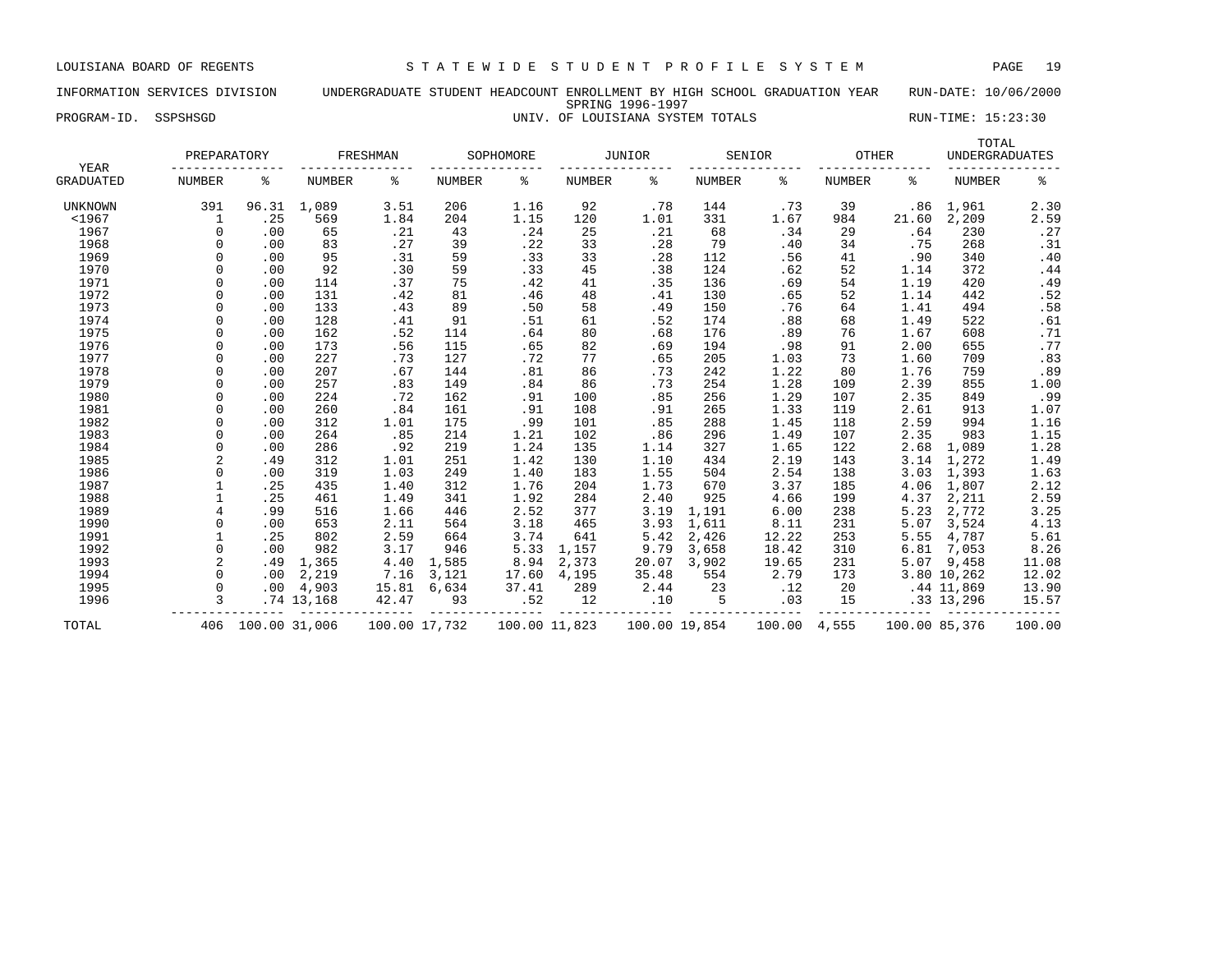LOUISIANA BOARD OF REGENTS — STATEWIDE STUDENT PROFILE SYSTEM

INFORMATION SERVICES DIVISION — UNDERGRADUATE STUDENT HEADCOUNT ENROLLMENT BY HIGH SCHOOL GRADUATION YEAR — RUN-DATE: 10/06/2000

SPRING 1996-1997

PROGRAM-ID. SSPSHSGD — UNIV. OF LOUISIANA SYSTEM TOTALS — RUN-TIME: 15:23:30

| YEAR GRADUATED | PREPARATORY NUMBER | PREPARATORY % | FRESHMAN NUMBER | FRESHMAN % | SOPHOMORE NUMBER | SOPHOMORE % | JUNIOR NUMBER | JUNIOR % | SENIOR NUMBER | SENIOR % | OTHER NUMBER | OTHER % | TOTAL UNDERGRADUATES NUMBER | TOTAL UNDERGRADUATES % |
|---|---|---|---|---|---|---|---|---|---|---|---|---|---|---|
| UNKNOWN | 391 | 96.31 | 1,089 | 3.51 | 206 | 1.16 | 92 | .78 | 144 | .73 | 39 | .86 | 1,961 | 2.30 |
| <1967 | 1 | .25 | 569 | 1.84 | 204 | 1.15 | 120 | 1.01 | 331 | 1.67 | 984 | 21.60 | 2,209 | 2.59 |
| 1967 | 0 | .00 | 65 | .21 | 43 | .24 | 25 | .21 | 68 | .34 | 29 | .64 | 230 | .27 |
| 1968 | 0 | .00 | 83 | .27 | 39 | .22 | 33 | .28 | 79 | .40 | 34 | .75 | 268 | .31 |
| 1969 | 0 | .00 | 95 | .31 | 59 | .33 | 33 | .28 | 112 | .56 | 41 | .90 | 340 | .40 |
| 1970 | 0 | .00 | 92 | .30 | 59 | .33 | 45 | .38 | 124 | .62 | 52 | 1.14 | 372 | .44 |
| 1971 | 0 | .00 | 114 | .37 | 75 | .42 | 41 | .35 | 136 | .69 | 54 | 1.19 | 420 | .49 |
| 1972 | 0 | .00 | 131 | .42 | 81 | .46 | 48 | .41 | 130 | .65 | 52 | 1.14 | 442 | .52 |
| 1973 | 0 | .00 | 133 | .43 | 89 | .50 | 58 | .49 | 150 | .76 | 64 | 1.41 | 494 | .58 |
| 1974 | 0 | .00 | 128 | .41 | 91 | .51 | 61 | .52 | 174 | .88 | 68 | 1.49 | 522 | .61 |
| 1975 | 0 | .00 | 162 | .52 | 114 | .64 | 80 | .68 | 176 | .89 | 76 | 1.67 | 608 | .71 |
| 1976 | 0 | .00 | 173 | .56 | 115 | .65 | 82 | .69 | 194 | .98 | 91 | 2.00 | 655 | .77 |
| 1977 | 0 | .00 | 227 | .73 | 127 | .72 | 77 | .65 | 205 | 1.03 | 73 | 1.60 | 709 | .83 |
| 1978 | 0 | .00 | 207 | .67 | 144 | .81 | 86 | .73 | 242 | 1.22 | 80 | 1.76 | 759 | .89 |
| 1979 | 0 | .00 | 257 | .83 | 149 | .84 | 86 | .73 | 254 | 1.28 | 109 | 2.39 | 855 | 1.00 |
| 1980 | 0 | .00 | 224 | .72 | 162 | .91 | 100 | .85 | 256 | 1.29 | 107 | 2.35 | 849 | .99 |
| 1981 | 0 | .00 | 260 | .84 | 161 | .91 | 108 | .91 | 265 | 1.33 | 119 | 2.61 | 913 | 1.07 |
| 1982 | 0 | .00 | 312 | 1.01 | 175 | .99 | 101 | .85 | 288 | 1.45 | 118 | 2.59 | 994 | 1.16 |
| 1983 | 0 | .00 | 264 | .85 | 214 | 1.21 | 102 | .86 | 296 | 1.49 | 107 | 2.35 | 983 | 1.15 |
| 1984 | 0 | .00 | 286 | .92 | 219 | 1.24 | 135 | 1.14 | 327 | 1.65 | 122 | 2.68 | 1,089 | 1.28 |
| 1985 | 2 | .49 | 312 | 1.01 | 251 | 1.42 | 130 | 1.10 | 434 | 2.19 | 143 | 3.14 | 1,272 | 1.49 |
| 1986 | 0 | .00 | 319 | 1.03 | 249 | 1.40 | 183 | 1.55 | 504 | 2.54 | 138 | 3.03 | 1,393 | 1.63 |
| 1987 | 1 | .25 | 435 | 1.40 | 312 | 1.76 | 204 | 1.73 | 670 | 3.37 | 185 | 4.06 | 1,807 | 2.12 |
| 1988 | 1 | .25 | 461 | 1.49 | 341 | 1.92 | 284 | 2.40 | 925 | 4.66 | 199 | 4.37 | 2,211 | 2.59 |
| 1989 | 4 | .99 | 516 | 1.66 | 446 | 2.52 | 377 | 3.19 | 1,191 | 6.00 | 238 | 5.23 | 2,772 | 3.25 |
| 1990 | 0 | .00 | 653 | 2.11 | 564 | 3.18 | 465 | 3.93 | 1,611 | 8.11 | 231 | 5.07 | 3,524 | 4.13 |
| 1991 | 1 | .25 | 802 | 2.59 | 664 | 3.74 | 641 | 5.42 | 2,426 | 12.22 | 253 | 5.55 | 4,787 | 5.61 |
| 1992 | 0 | .00 | 982 | 3.17 | 946 | 5.33 | 1,157 | 9.79 | 3,658 | 18.42 | 310 | 6.81 | 7,053 | 8.26 |
| 1993 | 2 | .49 | 1,365 | 4.40 | 1,585 | 8.94 | 2,373 | 20.07 | 3,902 | 19.65 | 231 | 5.07 | 9,458 | 11.08 |
| 1994 | 0 | .00 | 2,219 | 7.16 | 3,121 | 17.60 | 4,195 | 35.48 | 554 | 2.79 | 173 | 3.80 | 10,262 | 12.02 |
| 1995 | 0 | .00 | 4,903 | 15.81 | 6,634 | 37.41 | 289 | 2.44 | 23 | .12 | 20 | .44 | 11,869 | 13.90 |
| 1996 | 3 | .74 | 13,168 | 42.47 | 93 | .52 | 12 | .10 | 5 | .03 | 15 | .33 | 13,296 | 15.57 |
| TOTAL | 406 | 100.00 | 31,006 | 100.00 | 17,732 | 100.00 | 11,823 | 100.00 | 19,854 | 100.00 | 4,555 | 100.00 | 85,376 | 100.00 |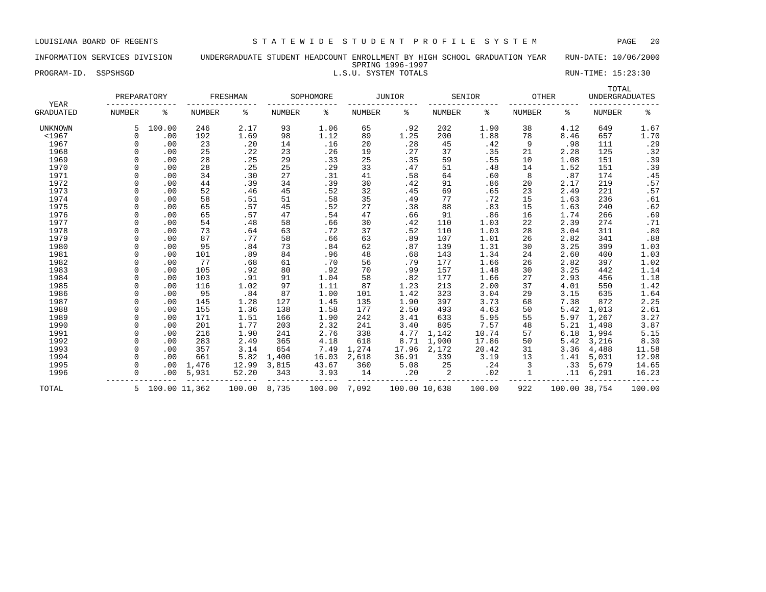LOUISIANA BOARD OF REGENTS — STATEWIDE STUDENT PROFILE SYSTEM

INFORMATION SERVICES DIVISION — UNDERGRADUATE STUDENT HEADCOUNT ENROLLMENT BY HIGH SCHOOL GRADUATION YEAR — RUN-DATE: 10/06/2000

SPRING 1996-1997

PROGRAM-ID. SSPSHSGD — L.S.U. SYSTEM TOTALS — RUN-TIME: 15:23:30

| YEAR GRADUATED | PREPARATORY NUMBER | PREPARATORY % | FRESHMAN NUMBER | FRESHMAN % | SOPHOMORE NUMBER | SOPHOMORE % | JUNIOR NUMBER | JUNIOR % | SENIOR NUMBER | SENIOR % | OTHER NUMBER | OTHER % | TOTAL UNDERGRADUATES NUMBER | TOTAL UNDERGRADUATES % |
|---|---|---|---|---|---|---|---|---|---|---|---|---|---|---|
| UNKNOWN | 5 | 100.00 | 246 | 2.17 | 93 | 1.06 | 65 | .92 | 202 | 1.90 | 38 | 4.12 | 649 | 1.67 |
| <1967 | 0 | .00 | 192 | 1.69 | 98 | 1.12 | 89 | 1.25 | 200 | 1.88 | 78 | 8.46 | 657 | 1.70 |
| 1967 | 0 | .00 | 23 | .20 | 14 | .16 | 20 | .28 | 45 | .42 | 9 | .98 | 111 | .29 |
| 1968 | 0 | .00 | 25 | .22 | 23 | .26 | 19 | .27 | 37 | .35 | 21 | 2.28 | 125 | .32 |
| 1969 | 0 | .00 | 28 | .25 | 29 | .33 | 25 | .35 | 59 | .55 | 10 | 1.08 | 151 | .39 |
| 1970 | 0 | .00 | 28 | .25 | 25 | .29 | 33 | .47 | 51 | .48 | 14 | 1.52 | 151 | .39 |
| 1971 | 0 | .00 | 34 | .30 | 27 | .31 | 41 | .58 | 64 | .60 | 8 | .87 | 174 | .45 |
| 1972 | 0 | .00 | 44 | .39 | 34 | .39 | 30 | .42 | 91 | .86 | 20 | 2.17 | 219 | .57 |
| 1973 | 0 | .00 | 52 | .46 | 45 | .52 | 32 | .45 | 69 | .65 | 23 | 2.49 | 221 | .57 |
| 1974 | 0 | .00 | 58 | .51 | 51 | .58 | 35 | .49 | 77 | .72 | 15 | 1.63 | 236 | .61 |
| 1975 | 0 | .00 | 65 | .57 | 45 | .52 | 27 | .38 | 88 | .83 | 15 | 1.63 | 240 | .62 |
| 1976 | 0 | .00 | 65 | .57 | 47 | .54 | 47 | .66 | 91 | .86 | 16 | 1.74 | 266 | .69 |
| 1977 | 0 | .00 | 54 | .48 | 58 | .66 | 30 | .42 | 110 | 1.03 | 22 | 2.39 | 274 | .71 |
| 1978 | 0 | .00 | 73 | .64 | 63 | .72 | 37 | .52 | 110 | 1.03 | 28 | 3.04 | 311 | .80 |
| 1979 | 0 | .00 | 87 | .77 | 58 | .66 | 63 | .89 | 107 | 1.01 | 26 | 2.82 | 341 | .88 |
| 1980 | 0 | .00 | 95 | .84 | 73 | .84 | 62 | .87 | 139 | 1.31 | 30 | 3.25 | 399 | 1.03 |
| 1981 | 0 | .00 | 101 | .89 | 84 | .96 | 48 | .68 | 143 | 1.34 | 24 | 2.60 | 400 | 1.03 |
| 1982 | 0 | .00 | 77 | .68 | 61 | .70 | 56 | .79 | 177 | 1.66 | 26 | 2.82 | 397 | 1.02 |
| 1983 | 0 | .00 | 105 | .92 | 80 | .92 | 70 | .99 | 157 | 1.48 | 30 | 3.25 | 442 | 1.14 |
| 1984 | 0 | .00 | 103 | .91 | 91 | 1.04 | 58 | .82 | 177 | 1.66 | 27 | 2.93 | 456 | 1.18 |
| 1985 | 0 | .00 | 116 | 1.02 | 97 | 1.11 | 87 | 1.23 | 213 | 2.00 | 37 | 4.01 | 550 | 1.42 |
| 1986 | 0 | .00 | 95 | .84 | 87 | 1.00 | 101 | 1.42 | 323 | 3.04 | 29 | 3.15 | 635 | 1.64 |
| 1987 | 0 | .00 | 145 | 1.28 | 127 | 1.45 | 135 | 1.90 | 397 | 3.73 | 68 | 7.38 | 872 | 2.25 |
| 1988 | 0 | .00 | 155 | 1.36 | 138 | 1.58 | 177 | 2.50 | 493 | 4.63 | 50 | 5.42 | 1,013 | 2.61 |
| 1989 | 0 | .00 | 171 | 1.51 | 166 | 1.90 | 242 | 3.41 | 633 | 5.95 | 55 | 5.97 | 1,267 | 3.27 |
| 1990 | 0 | .00 | 201 | 1.77 | 203 | 2.32 | 241 | 3.40 | 805 | 7.57 | 48 | 5.21 | 1,498 | 3.87 |
| 1991 | 0 | .00 | 216 | 1.90 | 241 | 2.76 | 338 | 4.77 | 1,142 | 10.74 | 57 | 6.18 | 1,994 | 5.15 |
| 1992 | 0 | .00 | 283 | 2.49 | 365 | 4.18 | 618 | 8.71 | 1,900 | 17.86 | 50 | 5.42 | 3,216 | 8.30 |
| 1993 | 0 | .00 | 357 | 3.14 | 654 | 7.49 | 1,274 | 17.96 | 2,172 | 20.42 | 31 | 3.36 | 4,488 | 11.58 |
| 1994 | 0 | .00 | 661 | 5.82 | 1,400 | 16.03 | 2,618 | 36.91 | 339 | 3.19 | 13 | 1.41 | 5,031 | 12.98 |
| 1995 | 0 | .00 | 1,476 | 12.99 | 3,815 | 43.67 | 360 | 5.08 | 25 | .24 | 3 | .33 | 5,679 | 14.65 |
| 1996 | 0 | .00 | 5,931 | 52.20 | 343 | 3.93 | 14 | .20 | 2 | .02 | 1 | .11 | 6,291 | 16.23 |
| TOTAL | 5 | 100.00 | 11,362 | 100.00 | 8,735 | 100.00 | 7,092 | 100.00 | 10,638 | 100.00 | 922 | 100.00 | 38,754 | 100.00 |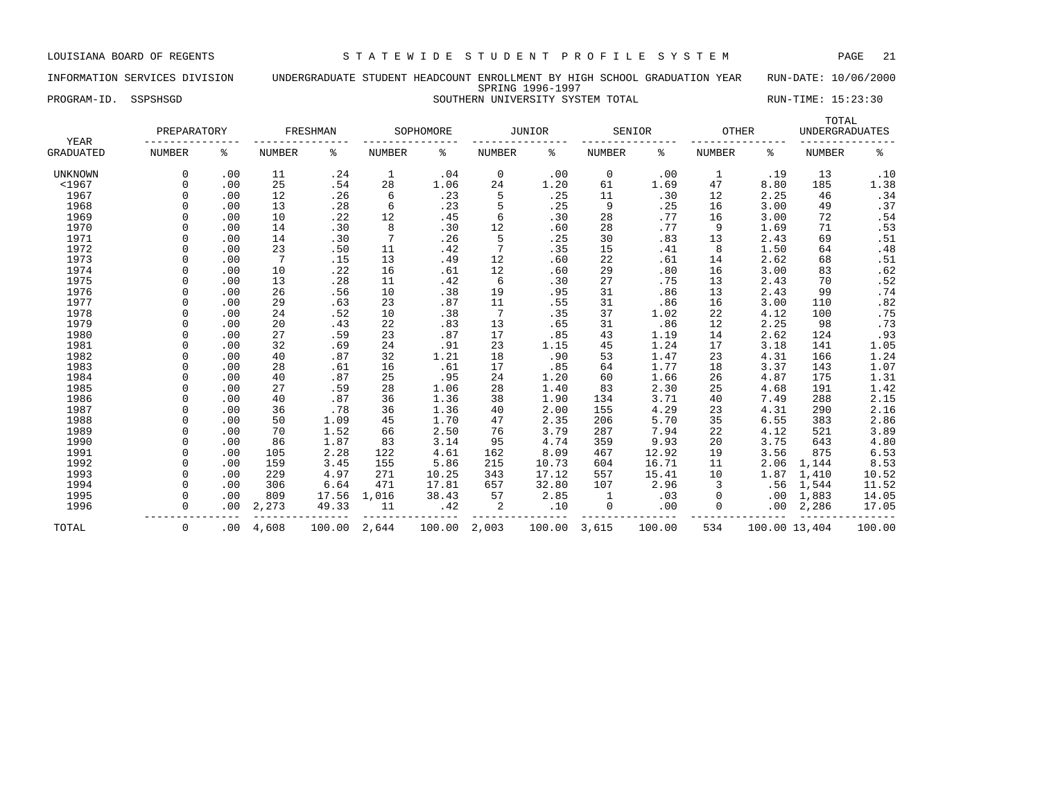LOUISIANA BOARD OF REGENTS — STATEWIDE STUDENT PROFILE SYSTEM

INFORMATION SERVICES DIVISION — UNDERGRADUATE STUDENT HEADCOUNT ENROLLMENT BY HIGH SCHOOL GRADUATION YEAR — RUN-DATE: 10/06/2000

SPRING 1996-1997

PROGRAM-ID. SSPSHSGD — SOUTHERN UNIVERSITY SYSTEM TOTAL — RUN-TIME: 15:23:30

| YEAR GRADUATED | PREPARATORY NUMBER | PREPARATORY % | FRESHMAN NUMBER | FRESHMAN % | SOPHOMORE NUMBER | SOPHOMORE % | JUNIOR NUMBER | JUNIOR % | SENIOR NUMBER | SENIOR % | OTHER NUMBER | OTHER % | TOTAL UNDERGRADUATES NUMBER | TOTAL UNDERGRADUATES % |
|---|---|---|---|---|---|---|---|---|---|---|---|---|---|---|
| UNKNOWN | 0 | .00 | 11 | .24 | 1 | .04 | 0 | .00 | 0 | .00 | 1 | .19 | 13 | .10 |
| <1967 | 0 | .00 | 25 | .54 | 28 | 1.06 | 24 | 1.20 | 61 | 1.69 | 47 | 8.80 | 185 | 1.38 |
| 1967 | 0 | .00 | 12 | .26 | 6 | .23 | 5 | .25 | 11 | .30 | 12 | 2.25 | 46 | .34 |
| 1968 | 0 | .00 | 13 | .28 | 6 | .23 | 5 | .25 | 9 | .25 | 16 | 3.00 | 49 | .37 |
| 1969 | 0 | .00 | 10 | .22 | 12 | .45 | 6 | .30 | 28 | .77 | 16 | 3.00 | 72 | .54 |
| 1970 | 0 | .00 | 14 | .30 | 8 | .30 | 12 | .60 | 28 | .77 | 9 | 1.69 | 71 | .53 |
| 1971 | 0 | .00 | 14 | .30 | 7 | .26 | 5 | .25 | 30 | .83 | 13 | 2.43 | 69 | .51 |
| 1972 | 0 | .00 | 23 | .50 | 11 | .42 | 7 | .35 | 15 | .41 | 8 | 1.50 | 64 | .48 |
| 1973 | 0 | .00 | 7 | .15 | 13 | .49 | 12 | .60 | 22 | .61 | 14 | 2.62 | 68 | .51 |
| 1974 | 0 | .00 | 10 | .22 | 16 | .61 | 12 | .60 | 29 | .80 | 16 | 3.00 | 83 | .62 |
| 1975 | 0 | .00 | 13 | .28 | 11 | .42 | 6 | .30 | 27 | .75 | 13 | 2.43 | 70 | .52 |
| 1976 | 0 | .00 | 26 | .56 | 10 | .38 | 19 | .95 | 31 | .86 | 13 | 2.43 | 99 | .74 |
| 1977 | 0 | .00 | 29 | .63 | 23 | .87 | 11 | .55 | 31 | .86 | 16 | 3.00 | 110 | .82 |
| 1978 | 0 | .00 | 24 | .52 | 10 | .38 | 7 | .35 | 37 | 1.02 | 22 | 4.12 | 100 | .75 |
| 1979 | 0 | .00 | 20 | .43 | 22 | .83 | 13 | .65 | 31 | .86 | 12 | 2.25 | 98 | .73 |
| 1980 | 0 | .00 | 27 | .59 | 23 | .87 | 17 | .85 | 43 | 1.19 | 14 | 2.62 | 124 | .93 |
| 1981 | 0 | .00 | 32 | .69 | 24 | .91 | 23 | 1.15 | 45 | 1.24 | 17 | 3.18 | 141 | 1.05 |
| 1982 | 0 | .00 | 40 | .87 | 32 | 1.21 | 18 | .90 | 53 | 1.47 | 23 | 4.31 | 166 | 1.24 |
| 1983 | 0 | .00 | 28 | .61 | 16 | .61 | 17 | .85 | 64 | 1.77 | 18 | 3.37 | 143 | 1.07 |
| 1984 | 0 | .00 | 40 | .87 | 25 | .95 | 24 | 1.20 | 60 | 1.66 | 26 | 4.87 | 175 | 1.31 |
| 1985 | 0 | .00 | 27 | .59 | 28 | 1.06 | 28 | 1.40 | 83 | 2.30 | 25 | 4.68 | 191 | 1.42 |
| 1986 | 0 | .00 | 40 | .87 | 36 | 1.36 | 38 | 1.90 | 134 | 3.71 | 40 | 7.49 | 288 | 2.15 |
| 1987 | 0 | .00 | 36 | .78 | 36 | 1.36 | 40 | 2.00 | 155 | 4.29 | 23 | 4.31 | 290 | 2.16 |
| 1988 | 0 | .00 | 50 | 1.09 | 45 | 1.70 | 47 | 2.35 | 206 | 5.70 | 35 | 6.55 | 383 | 2.86 |
| 1989 | 0 | .00 | 70 | 1.52 | 66 | 2.50 | 76 | 3.79 | 287 | 7.94 | 22 | 4.12 | 521 | 3.89 |
| 1990 | 0 | .00 | 86 | 1.87 | 83 | 3.14 | 95 | 4.74 | 359 | 9.93 | 20 | 3.75 | 643 | 4.80 |
| 1991 | 0 | .00 | 105 | 2.28 | 122 | 4.61 | 162 | 8.09 | 467 | 12.92 | 19 | 3.56 | 875 | 6.53 |
| 1992 | 0 | .00 | 159 | 3.45 | 155 | 5.86 | 215 | 10.73 | 604 | 16.71 | 11 | 2.06 | 1,144 | 8.53 |
| 1993 | 0 | .00 | 229 | 4.97 | 271 | 10.25 | 343 | 17.12 | 557 | 15.41 | 10 | 1.87 | 1,410 | 10.52 |
| 1994 | 0 | .00 | 306 | 6.64 | 471 | 17.81 | 657 | 32.80 | 107 | 2.96 | 3 | .56 | 1,544 | 11.52 |
| 1995 | 0 | .00 | 809 | 17.56 | 1,016 | 38.43 | 57 | 2.85 | 1 | .03 | 0 | .00 | 1,883 | 14.05 |
| 1996 | 0 | .00 | 2,273 | 49.33 | 11 | .42 | 2 | .10 | 0 | .00 | 0 | .00 | 2,286 | 17.05 |
| TOTAL | 0 | .00 | 4,608 | 100.00 | 2,644 | 100.00 | 2,003 | 100.00 | 3,615 | 100.00 | 534 | 100.00 | 13,404 | 100.00 |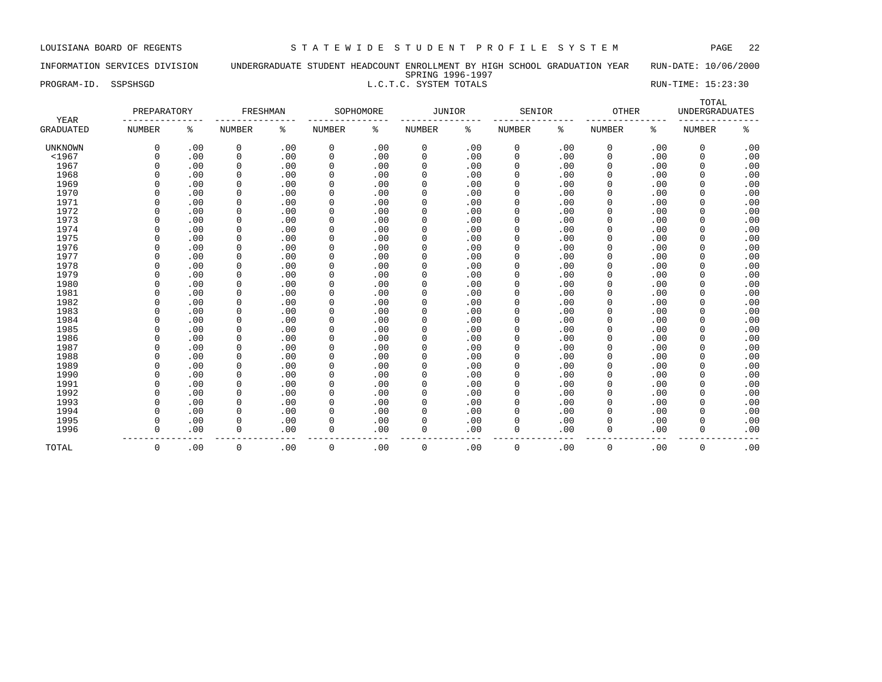LOUISIANA BOARD OF REGENTS — STATEWIDE STUDENT PROFILE SYSTEM

INFORMATION SERVICES DIVISION — UNDERGRADUATE STUDENT HEADCOUNT ENROLLMENT BY HIGH SCHOOL GRADUATION YEAR — RUN-DATE: 10/06/2000

SPRING 1996-1997

PROGRAM-ID. SSPSHSGD — L.C.T.C. SYSTEM TOTALS — RUN-TIME: 15:23:30

| YEAR | PREPARATORY | | FRESHMAN | | SOPHOMORE | | JUNIOR | | SENIOR | | OTHER | | TOTAL UNDERGRADUATES | |
|---|---|---|---|---|---|---|---|---|---|---|---|---|---|---|
| GRADUATED | NUMBER | % | NUMBER | % | NUMBER | % | NUMBER | % | NUMBER | % | NUMBER | % | NUMBER | % |
| UNKNOWN | 0 | .00 | 0 | .00 | 0 | .00 | 0 | .00 | 0 | .00 | 0 | .00 | 0 | .00 |
| <1967 | 0 | .00 | 0 | .00 | 0 | .00 | 0 | .00 | 0 | .00 | 0 | .00 | 0 | .00 |
| 1967 | 0 | .00 | 0 | .00 | 0 | .00 | 0 | .00 | 0 | .00 | 0 | .00 | 0 | .00 |
| 1968 | 0 | .00 | 0 | .00 | 0 | .00 | 0 | .00 | 0 | .00 | 0 | .00 | 0 | .00 |
| 1969 | 0 | .00 | 0 | .00 | 0 | .00 | 0 | .00 | 0 | .00 | 0 | .00 | 0 | .00 |
| 1970 | 0 | .00 | 0 | .00 | 0 | .00 | 0 | .00 | 0 | .00 | 0 | .00 | 0 | .00 |
| 1971 | 0 | .00 | 0 | .00 | 0 | .00 | 0 | .00 | 0 | .00 | 0 | .00 | 0 | .00 |
| 1972 | 0 | .00 | 0 | .00 | 0 | .00 | 0 | .00 | 0 | .00 | 0 | .00 | 0 | .00 |
| 1973 | 0 | .00 | 0 | .00 | 0 | .00 | 0 | .00 | 0 | .00 | 0 | .00 | 0 | .00 |
| 1974 | 0 | .00 | 0 | .00 | 0 | .00 | 0 | .00 | 0 | .00 | 0 | .00 | 0 | .00 |
| 1975 | 0 | .00 | 0 | .00 | 0 | .00 | 0 | .00 | 0 | .00 | 0 | .00 | 0 | .00 |
| 1976 | 0 | .00 | 0 | .00 | 0 | .00 | 0 | .00 | 0 | .00 | 0 | .00 | 0 | .00 |
| 1977 | 0 | .00 | 0 | .00 | 0 | .00 | 0 | .00 | 0 | .00 | 0 | .00 | 0 | .00 |
| 1978 | 0 | .00 | 0 | .00 | 0 | .00 | 0 | .00 | 0 | .00 | 0 | .00 | 0 | .00 |
| 1979 | 0 | .00 | 0 | .00 | 0 | .00 | 0 | .00 | 0 | .00 | 0 | .00 | 0 | .00 |
| 1980 | 0 | .00 | 0 | .00 | 0 | .00 | 0 | .00 | 0 | .00 | 0 | .00 | 0 | .00 |
| 1981 | 0 | .00 | 0 | .00 | 0 | .00 | 0 | .00 | 0 | .00 | 0 | .00 | 0 | .00 |
| 1982 | 0 | .00 | 0 | .00 | 0 | .00 | 0 | .00 | 0 | .00 | 0 | .00 | 0 | .00 |
| 1983 | 0 | .00 | 0 | .00 | 0 | .00 | 0 | .00 | 0 | .00 | 0 | .00 | 0 | .00 |
| 1984 | 0 | .00 | 0 | .00 | 0 | .00 | 0 | .00 | 0 | .00 | 0 | .00 | 0 | .00 |
| 1985 | 0 | .00 | 0 | .00 | 0 | .00 | 0 | .00 | 0 | .00 | 0 | .00 | 0 | .00 |
| 1986 | 0 | .00 | 0 | .00 | 0 | .00 | 0 | .00 | 0 | .00 | 0 | .00 | 0 | .00 |
| 1987 | 0 | .00 | 0 | .00 | 0 | .00 | 0 | .00 | 0 | .00 | 0 | .00 | 0 | .00 |
| 1988 | 0 | .00 | 0 | .00 | 0 | .00 | 0 | .00 | 0 | .00 | 0 | .00 | 0 | .00 |
| 1989 | 0 | .00 | 0 | .00 | 0 | .00 | 0 | .00 | 0 | .00 | 0 | .00 | 0 | .00 |
| 1990 | 0 | .00 | 0 | .00 | 0 | .00 | 0 | .00 | 0 | .00 | 0 | .00 | 0 | .00 |
| 1991 | 0 | .00 | 0 | .00 | 0 | .00 | 0 | .00 | 0 | .00 | 0 | .00 | 0 | .00 |
| 1992 | 0 | .00 | 0 | .00 | 0 | .00 | 0 | .00 | 0 | .00 | 0 | .00 | 0 | .00 |
| 1993 | 0 | .00 | 0 | .00 | 0 | .00 | 0 | .00 | 0 | .00 | 0 | .00 | 0 | .00 |
| 1994 | 0 | .00 | 0 | .00 | 0 | .00 | 0 | .00 | 0 | .00 | 0 | .00 | 0 | .00 |
| 1995 | 0 | .00 | 0 | .00 | 0 | .00 | 0 | .00 | 0 | .00 | 0 | .00 | 0 | .00 |
| 1996 | 0 | .00 | 0 | .00 | 0 | .00 | 0 | .00 | 0 | .00 | 0 | .00 | 0 | .00 |
| TOTAL | 0 | .00 | 0 | .00 | 0 | .00 | 0 | .00 | 0 | .00 | 0 | .00 | 0 | .00 |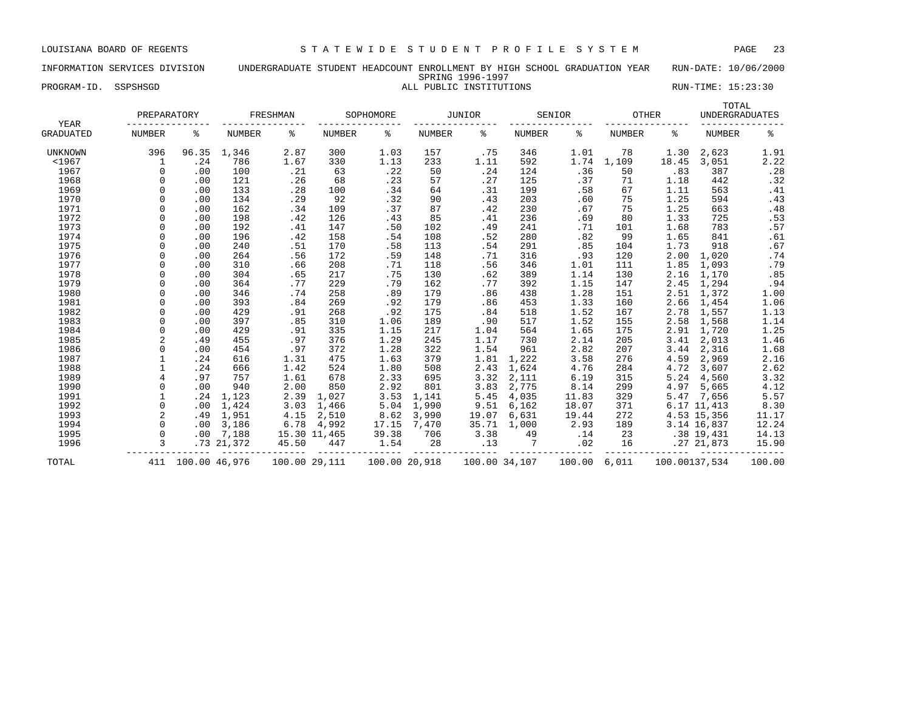LOUISIANA BOARD OF REGENTS — STATEWIDE STUDENT PROFILE SYSTEM

INFORMATION SERVICES DIVISION — UNDERGRADUATE STUDENT HEADCOUNT ENROLLMENT BY HIGH SCHOOL GRADUATION YEAR — RUN-DATE: 10/06/2000

SPRING 1996-1997

PROGRAM-ID. SSPSHSGD — ALL PUBLIC INSTITUTIONS — RUN-TIME: 15:23:30

| YEAR GRADUATED | PREPARATORY NUMBER | PREPARATORY % | FRESHMAN NUMBER | FRESHMAN % | SOPHOMORE NUMBER | SOPHOMORE % | JUNIOR NUMBER | JUNIOR % | SENIOR NUMBER | SENIOR % | OTHER NUMBER | OTHER % | TOTAL UNDERGRADUATES NUMBER | TOTAL UNDERGRADUATES % |
|---|---|---|---|---|---|---|---|---|---|---|---|---|---|---|
| UNKNOWN | 396 | 96.35 | 1,346 | 2.87 | 300 | 1.03 | 157 | .75 | 346 | 1.01 | 78 | 1.30 | 2,623 | 1.91 |
| <1967 | 1 | .24 | 786 | 1.67 | 330 | 1.13 | 233 | 1.11 | 592 | 1.74 | 1,109 | 18.45 | 3,051 | 2.22 |
| 1967 | 0 | .00 | 100 | .21 | 63 | .22 | 50 | .24 | 124 | .36 | 50 | .83 | 387 | .28 |
| 1968 | 0 | .00 | 121 | .26 | 68 | .23 | 57 | .27 | 125 | .37 | 71 | 1.18 | 442 | .32 |
| 1969 | 0 | .00 | 133 | .28 | 100 | .34 | 64 | .31 | 199 | .58 | 67 | 1.11 | 563 | .41 |
| 1970 | 0 | .00 | 134 | .29 | 92 | .32 | 90 | .43 | 203 | .60 | 75 | 1.25 | 594 | .43 |
| 1971 | 0 | .00 | 162 | .34 | 109 | .37 | 87 | .42 | 230 | .67 | 75 | 1.25 | 663 | .48 |
| 1972 | 0 | .00 | 198 | .42 | 126 | .43 | 85 | .41 | 236 | .69 | 80 | 1.33 | 725 | .53 |
| 1973 | 0 | .00 | 192 | .41 | 147 | .50 | 102 | .49 | 241 | .71 | 101 | 1.68 | 783 | .57 |
| 1974 | 0 | .00 | 196 | .42 | 158 | .54 | 108 | .52 | 280 | .82 | 99 | 1.65 | 841 | .61 |
| 1975 | 0 | .00 | 240 | .51 | 170 | .58 | 113 | .54 | 291 | .85 | 104 | 1.73 | 918 | .67 |
| 1976 | 0 | .00 | 264 | .56 | 172 | .59 | 148 | .71 | 316 | .93 | 120 | 2.00 | 1,020 | .74 |
| 1977 | 0 | .00 | 310 | .66 | 208 | .71 | 118 | .56 | 346 | 1.01 | 111 | 1.85 | 1,093 | .79 |
| 1978 | 0 | .00 | 304 | .65 | 217 | .75 | 130 | .62 | 389 | 1.14 | 130 | 2.16 | 1,170 | .85 |
| 1979 | 0 | .00 | 364 | .77 | 229 | .79 | 162 | .77 | 392 | 1.15 | 147 | 2.45 | 1,294 | .94 |
| 1980 | 0 | .00 | 346 | .74 | 258 | .89 | 179 | .86 | 438 | 1.28 | 151 | 2.51 | 1,372 | 1.00 |
| 1981 | 0 | .00 | 393 | .84 | 269 | .92 | 179 | .86 | 453 | 1.33 | 160 | 2.66 | 1,454 | 1.06 |
| 1982 | 0 | .00 | 429 | .91 | 268 | .92 | 175 | .84 | 518 | 1.52 | 167 | 2.78 | 1,557 | 1.13 |
| 1983 | 0 | .00 | 397 | .85 | 310 | 1.06 | 189 | .90 | 517 | 1.52 | 155 | 2.58 | 1,568 | 1.14 |
| 1984 | 0 | .00 | 429 | .91 | 335 | 1.15 | 217 | 1.04 | 564 | 1.65 | 175 | 2.91 | 1,720 | 1.25 |
| 1985 | 2 | .49 | 455 | .97 | 376 | 1.29 | 245 | 1.17 | 730 | 2.14 | 205 | 3.41 | 2,013 | 1.46 |
| 1986 | 0 | .00 | 454 | .97 | 372 | 1.28 | 322 | 1.54 | 961 | 2.82 | 207 | 3.44 | 2,316 | 1.68 |
| 1987 | 1 | .24 | 616 | 1.31 | 475 | 1.63 | 379 | 1.81 | 1,222 | 3.58 | 276 | 4.59 | 2,969 | 2.16 |
| 1988 | 1 | .24 | 666 | 1.42 | 524 | 1.80 | 508 | 2.43 | 1,624 | 4.76 | 284 | 4.72 | 3,607 | 2.62 |
| 1989 | 4 | .97 | 757 | 1.61 | 678 | 2.33 | 695 | 3.32 | 2,111 | 6.19 | 315 | 5.24 | 4,560 | 3.32 |
| 1990 | 0 | .00 | 940 | 2.00 | 850 | 2.92 | 801 | 3.83 | 2,775 | 8.14 | 299 | 4.97 | 5,665 | 4.12 |
| 1991 | 1 | .24 | 1,123 | 2.39 | 1,027 | 3.53 | 1,141 | 5.45 | 4,035 | 11.83 | 329 | 5.47 | 7,656 | 5.57 |
| 1992 | 0 | .00 | 1,424 | 3.03 | 1,466 | 5.04 | 1,990 | 9.51 | 6,162 | 18.07 | 371 | 6.17 | 11,413 | 8.30 |
| 1993 | 2 | .49 | 1,951 | 4.15 | 2,510 | 8.62 | 3,990 | 19.07 | 6,631 | 19.44 | 272 | 4.53 | 15,356 | 11.17 |
| 1994 | 0 | .00 | 3,186 | 6.78 | 4,992 | 17.15 | 7,470 | 35.71 | 1,000 | 2.93 | 189 | 3.14 | 16,837 | 12.24 |
| 1995 | 0 | .00 | 7,188 | 15.30 | 11,465 | 39.38 | 706 | 3.38 | 49 | .14 | 23 | .38 | 19,431 | 14.13 |
| 1996 | 3 | .73 | 21,372 | 45.50 | 447 | 1.54 | 28 | .13 | 7 | .02 | 16 | .27 | 21,873 | 15.90 |
| TOTAL | 411 | 100.00 | 46,976 | 100.00 | 29,111 | 100.00 | 20,918 | 100.00 | 34,107 | 100.00 | 6,011 | 100.00 | 137,534 | 100.00 |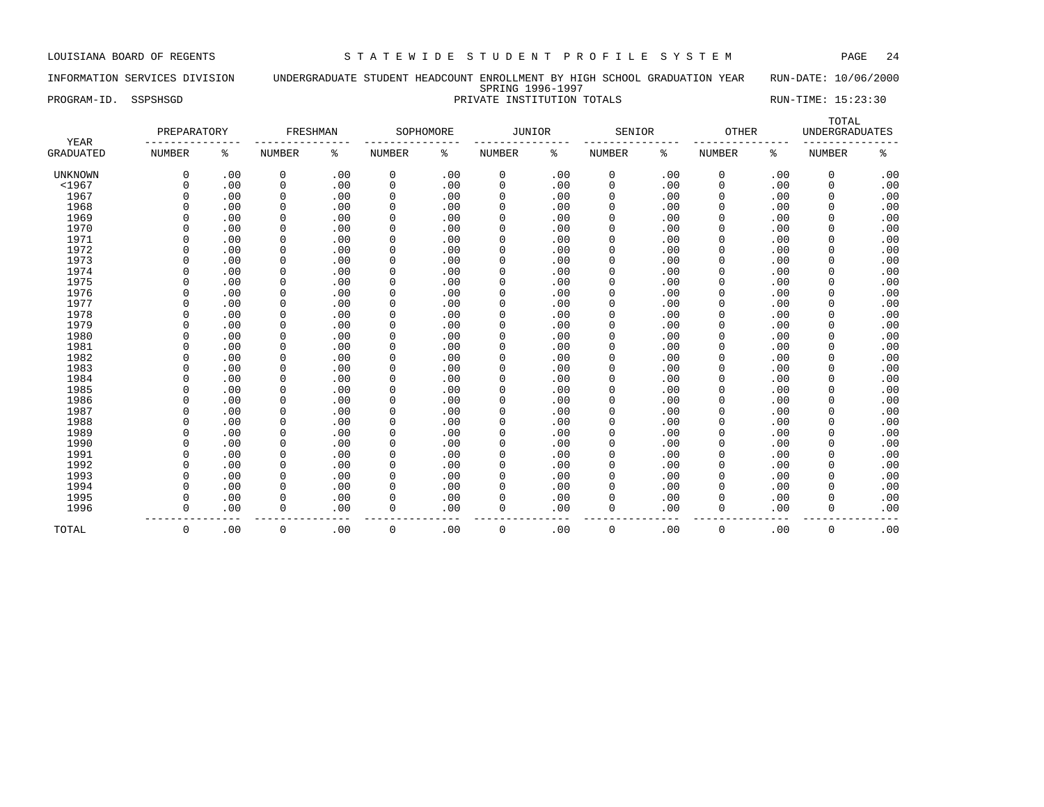LOUISIANA BOARD OF REGENTS — STATEWIDE STUDENT PROFILE SYSTEM

INFORMATION SERVICES DIVISION — UNDERGRADUATE STUDENT HEADCOUNT ENROLLMENT BY HIGH SCHOOL GRADUATION YEAR — RUN-DATE: 10/06/2000

SPRING 1996-1997

PROGRAM-ID. SSPSHSGD — PRIVATE INSTITUTION TOTALS — RUN-TIME: 15:23:30

| YEAR | PREPARATORY | | FRESHMAN | | SOPHOMORE | | JUNIOR | | SENIOR | | OTHER | | TOTAL UNDERGRADUATES | |
|---|---|---|---|---|---|---|---|---|---|---|---|---|---|---|
| GRADUATED | NUMBER | % | NUMBER | % | NUMBER | % | NUMBER | % | NUMBER | % | NUMBER | % | NUMBER | % |
| UNKNOWN | 0 | .00 | 0 | .00 | 0 | .00 | 0 | .00 | 0 | .00 | 0 | .00 | 0 | .00 |
| <1967 | 0 | .00 | 0 | .00 | 0 | .00 | 0 | .00 | 0 | .00 | 0 | .00 | 0 | .00 |
| 1967 | 0 | .00 | 0 | .00 | 0 | .00 | 0 | .00 | 0 | .00 | 0 | .00 | 0 | .00 |
| 1968 | 0 | .00 | 0 | .00 | 0 | .00 | 0 | .00 | 0 | .00 | 0 | .00 | 0 | .00 |
| 1969 | 0 | .00 | 0 | .00 | 0 | .00 | 0 | .00 | 0 | .00 | 0 | .00 | 0 | .00 |
| 1970 | 0 | .00 | 0 | .00 | 0 | .00 | 0 | .00 | 0 | .00 | 0 | .00 | 0 | .00 |
| 1971 | 0 | .00 | 0 | .00 | 0 | .00 | 0 | .00 | 0 | .00 | 0 | .00 | 0 | .00 |
| 1972 | 0 | .00 | 0 | .00 | 0 | .00 | 0 | .00 | 0 | .00 | 0 | .00 | 0 | .00 |
| 1973 | 0 | .00 | 0 | .00 | 0 | .00 | 0 | .00 | 0 | .00 | 0 | .00 | 0 | .00 |
| 1974 | 0 | .00 | 0 | .00 | 0 | .00 | 0 | .00 | 0 | .00 | 0 | .00 | 0 | .00 |
| 1975 | 0 | .00 | 0 | .00 | 0 | .00 | 0 | .00 | 0 | .00 | 0 | .00 | 0 | .00 |
| 1976 | 0 | .00 | 0 | .00 | 0 | .00 | 0 | .00 | 0 | .00 | 0 | .00 | 0 | .00 |
| 1977 | 0 | .00 | 0 | .00 | 0 | .00 | 0 | .00 | 0 | .00 | 0 | .00 | 0 | .00 |
| 1978 | 0 | .00 | 0 | .00 | 0 | .00 | 0 | .00 | 0 | .00 | 0 | .00 | 0 | .00 |
| 1979 | 0 | .00 | 0 | .00 | 0 | .00 | 0 | .00 | 0 | .00 | 0 | .00 | 0 | .00 |
| 1980 | 0 | .00 | 0 | .00 | 0 | .00 | 0 | .00 | 0 | .00 | 0 | .00 | 0 | .00 |
| 1981 | 0 | .00 | 0 | .00 | 0 | .00 | 0 | .00 | 0 | .00 | 0 | .00 | 0 | .00 |
| 1982 | 0 | .00 | 0 | .00 | 0 | .00 | 0 | .00 | 0 | .00 | 0 | .00 | 0 | .00 |
| 1983 | 0 | .00 | 0 | .00 | 0 | .00 | 0 | .00 | 0 | .00 | 0 | .00 | 0 | .00 |
| 1984 | 0 | .00 | 0 | .00 | 0 | .00 | 0 | .00 | 0 | .00 | 0 | .00 | 0 | .00 |
| 1985 | 0 | .00 | 0 | .00 | 0 | .00 | 0 | .00 | 0 | .00 | 0 | .00 | 0 | .00 |
| 1986 | 0 | .00 | 0 | .00 | 0 | .00 | 0 | .00 | 0 | .00 | 0 | .00 | 0 | .00 |
| 1987 | 0 | .00 | 0 | .00 | 0 | .00 | 0 | .00 | 0 | .00 | 0 | .00 | 0 | .00 |
| 1988 | 0 | .00 | 0 | .00 | 0 | .00 | 0 | .00 | 0 | .00 | 0 | .00 | 0 | .00 |
| 1989 | 0 | .00 | 0 | .00 | 0 | .00 | 0 | .00 | 0 | .00 | 0 | .00 | 0 | .00 |
| 1990 | 0 | .00 | 0 | .00 | 0 | .00 | 0 | .00 | 0 | .00 | 0 | .00 | 0 | .00 |
| 1991 | 0 | .00 | 0 | .00 | 0 | .00 | 0 | .00 | 0 | .00 | 0 | .00 | 0 | .00 |
| 1992 | 0 | .00 | 0 | .00 | 0 | .00 | 0 | .00 | 0 | .00 | 0 | .00 | 0 | .00 |
| 1993 | 0 | .00 | 0 | .00 | 0 | .00 | 0 | .00 | 0 | .00 | 0 | .00 | 0 | .00 |
| 1994 | 0 | .00 | 0 | .00 | 0 | .00 | 0 | .00 | 0 | .00 | 0 | .00 | 0 | .00 |
| 1995 | 0 | .00 | 0 | .00 | 0 | .00 | 0 | .00 | 0 | .00 | 0 | .00 | 0 | .00 |
| 1996 | 0 | .00 | 0 | .00 | 0 | .00 | 0 | .00 | 0 | .00 | 0 | .00 | 0 | .00 |
| TOTAL | 0 | .00 | 0 | .00 | 0 | .00 | 0 | .00 | 0 | .00 | 0 | .00 | 0 | .00 |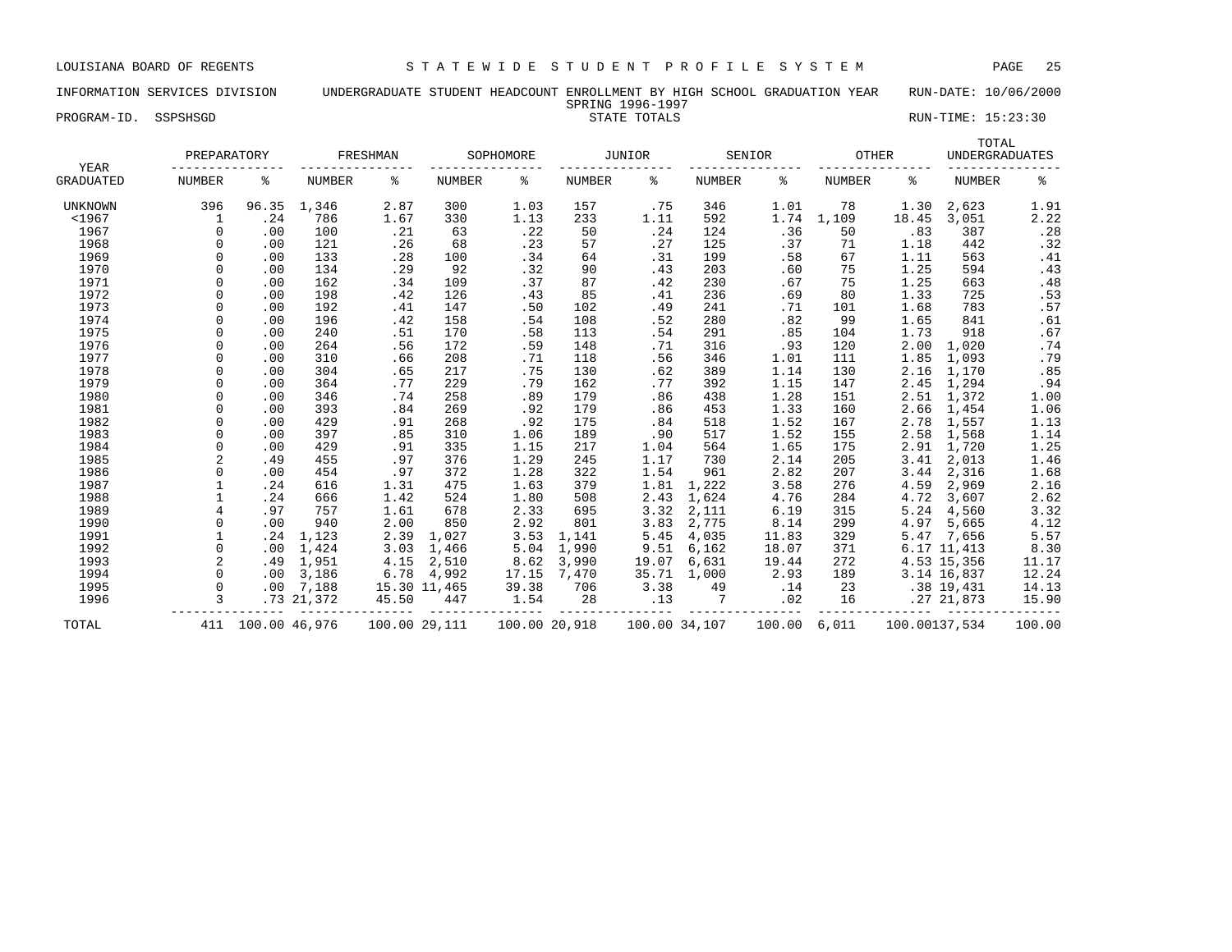LOUISIANA BOARD OF REGENTS — STATEWIDE STUDENT PROFILE SYSTEM

INFORMATION SERVICES DIVISION — UNDERGRADUATE STUDENT HEADCOUNT ENROLLMENT BY HIGH SCHOOL GRADUATION YEAR — RUN-DATE: 10/06/2000

SPRING 1996-1997

PROGRAM-ID. SSPSHSGD — STATE TOTALS — RUN-TIME: 15:23:30

| YEAR GRADUATED | PREPARATORY | | FRESHMAN | | SOPHOMORE | | JUNIOR | | SENIOR | | OTHER | | TOTAL UNDERGRADUATES | |
|---|---|---|---|---|---|---|---|---|---|---|---|---|---|---|
| | NUMBER | % | NUMBER | % | NUMBER | % | NUMBER | % | NUMBER | % | NUMBER | % | NUMBER | % |
| UNKNOWN | 396 | 96.35 | 1,346 | 2.87 | 300 | 1.03 | 157 | .75 | 346 | 1.01 | 78 | 1.30 | 2,623 | 1.91 |
| <1967 | 1 | .24 | 786 | 1.67 | 330 | 1.13 | 233 | 1.11 | 592 | 1.74 | 1,109 | 18.45 | 3,051 | 2.22 |
| 1967 | 0 | .00 | 100 | .21 | 63 | .22 | 50 | .24 | 124 | .36 | 50 | .83 | 387 | .28 |
| 1968 | 0 | .00 | 121 | .26 | 68 | .23 | 57 | .27 | 125 | .37 | 71 | 1.18 | 442 | .32 |
| 1969 | 0 | .00 | 133 | .28 | 100 | .34 | 64 | .31 | 199 | .58 | 67 | 1.11 | 563 | .41 |
| 1970 | 0 | .00 | 134 | .29 | 92 | .32 | 90 | .43 | 203 | .60 | 75 | 1.25 | 594 | .43 |
| 1971 | 0 | .00 | 162 | .34 | 109 | .37 | 87 | .42 | 230 | .67 | 75 | 1.25 | 663 | .48 |
| 1972 | 0 | .00 | 198 | .42 | 126 | .43 | 85 | .41 | 236 | .69 | 80 | 1.33 | 725 | .53 |
| 1973 | 0 | .00 | 192 | .41 | 147 | .50 | 102 | .49 | 241 | .71 | 101 | 1.68 | 783 | .57 |
| 1974 | 0 | .00 | 196 | .42 | 158 | .54 | 108 | .52 | 280 | .82 | 99 | 1.65 | 841 | .61 |
| 1975 | 0 | .00 | 240 | .51 | 170 | .58 | 113 | .54 | 291 | .85 | 104 | 1.73 | 918 | .67 |
| 1976 | 0 | .00 | 264 | .56 | 172 | .59 | 148 | .71 | 316 | .93 | 120 | 2.00 | 1,020 | .74 |
| 1977 | 0 | .00 | 310 | .66 | 208 | .71 | 118 | .56 | 346 | 1.01 | 111 | 1.85 | 1,093 | .79 |
| 1978 | 0 | .00 | 304 | .65 | 217 | .75 | 130 | .62 | 389 | 1.14 | 130 | 2.16 | 1,170 | .85 |
| 1979 | 0 | .00 | 364 | .77 | 229 | .79 | 162 | .77 | 392 | 1.15 | 147 | 2.45 | 1,294 | .94 |
| 1980 | 0 | .00 | 346 | .74 | 258 | .89 | 179 | .86 | 438 | 1.28 | 151 | 2.51 | 1,372 | 1.00 |
| 1981 | 0 | .00 | 393 | .84 | 269 | .92 | 179 | .86 | 453 | 1.33 | 160 | 2.66 | 1,454 | 1.06 |
| 1982 | 0 | .00 | 429 | .91 | 268 | .92 | 175 | .84 | 518 | 1.52 | 167 | 2.78 | 1,557 | 1.13 |
| 1983 | 0 | .00 | 397 | .85 | 310 | 1.06 | 189 | .90 | 517 | 1.52 | 155 | 2.58 | 1,568 | 1.14 |
| 1984 | 0 | .00 | 429 | .91 | 335 | 1.15 | 217 | 1.04 | 564 | 1.65 | 175 | 2.91 | 1,720 | 1.25 |
| 1985 | 2 | .49 | 455 | .97 | 376 | 1.29 | 245 | 1.17 | 730 | 2.14 | 205 | 3.41 | 2,013 | 1.46 |
| 1986 | 0 | .00 | 454 | .97 | 372 | 1.28 | 322 | 1.54 | 961 | 2.82 | 207 | 3.44 | 2,316 | 1.68 |
| 1987 | 1 | .24 | 616 | 1.31 | 475 | 1.63 | 379 | 1.81 | 1,222 | 3.58 | 276 | 4.59 | 2,969 | 2.16 |
| 1988 | 1 | .24 | 666 | 1.42 | 524 | 1.80 | 508 | 2.43 | 1,624 | 4.76 | 284 | 4.72 | 3,607 | 2.62 |
| 1989 | 4 | .97 | 757 | 1.61 | 678 | 2.33 | 695 | 3.32 | 2,111 | 6.19 | 315 | 5.24 | 4,560 | 3.32 |
| 1990 | 0 | .00 | 940 | 2.00 | 850 | 2.92 | 801 | 3.83 | 2,775 | 8.14 | 299 | 4.97 | 5,665 | 4.12 |
| 1991 | 1 | .24 | 1,123 | 2.39 | 1,027 | 3.53 | 1,141 | 5.45 | 4,035 | 11.83 | 329 | 5.47 | 7,656 | 5.57 |
| 1992 | 0 | .00 | 1,424 | 3.03 | 1,466 | 5.04 | 1,990 | 9.51 | 6,162 | 18.07 | 371 | 6.17 | 11,413 | 8.30 |
| 1993 | 2 | .49 | 1,951 | 4.15 | 2,510 | 8.62 | 3,990 | 19.07 | 6,631 | 19.44 | 272 | 4.53 | 15,356 | 11.17 |
| 1994 | 0 | .00 | 3,186 | 6.78 | 4,992 | 17.15 | 7,470 | 35.71 | 1,000 | 2.93 | 189 | 3.14 | 16,837 | 12.24 |
| 1995 | 0 | .00 | 7,188 | 15.30 | 11,465 | 39.38 | 706 | 3.38 | 49 | .14 | 23 | .38 | 19,431 | 14.13 |
| 1996 | 3 | .73 | 21,372 | 45.50 | 447 | 1.54 | 28 | .13 | 7 | .02 | 16 | .27 | 21,873 | 15.90 |
| TOTAL | 411 | 100.00 | 46,976 | 100.00 | 29,111 | 100.00 | 20,918 | 100.00 | 34,107 | 100.00 | 6,011 | 100.00 | 137,534 | 100.00 |